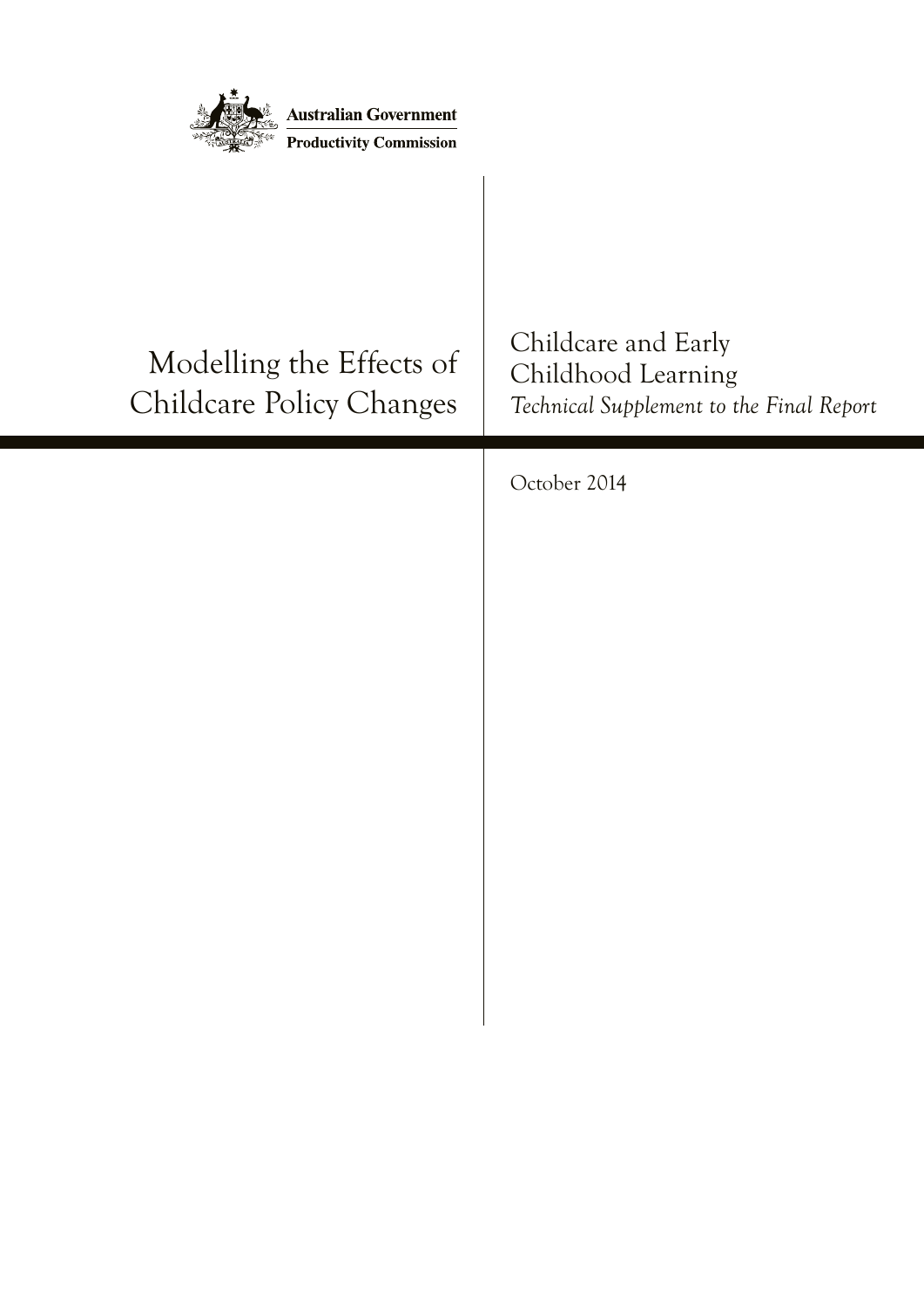**Australian Government**

**Productivity Commission**

# Modelling the Effects of Childcare Policy Changes

## Childcare and Early Childhood Learning

*Technical Supplement to the Final Report*

October 2014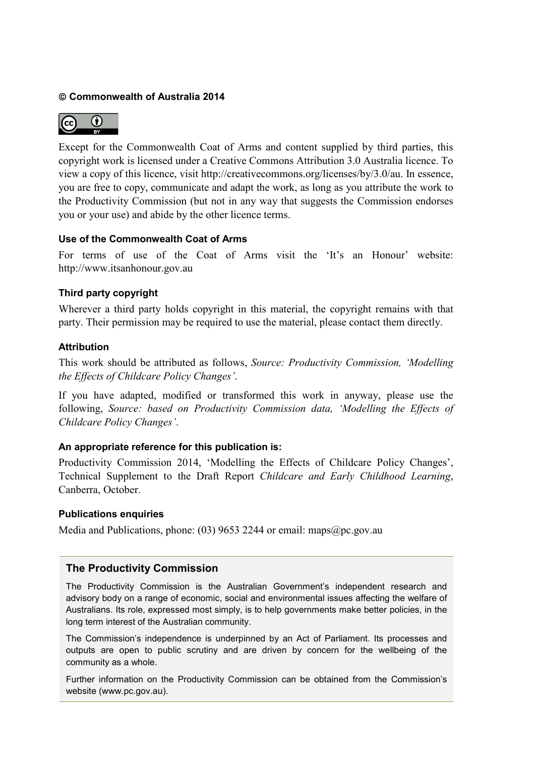**© Commonwealth of Australia 2014**

Except for the Commonwealth Coat of Arms and content supplied by third parties, this copyright work is licensed under a Creative Commons Attribution 3.0 Australia licence. To view a copy of this licence, visit http://creativecommons.org/licenses/by/3.0/au. In essence, you are free to copy, communicate and adapt the work, as long as you attribute the work to the Productivity Commission (but not in any way that suggests the Commission endorses you or your use) and abide by the other licence terms.

#### Use of the Commonwealth Coat of Arms

For terms of use of the Coat of Arms visit the 'It's an Honour' website: http://www.itsanhonour.gov.au

#### Third party copyright

Wherever a third party holds copyright in this material, the copyright remains with that party. Their permission may be required to use the material, please contact them directly.

#### Attribution

This work should be attributed as follows, *Source: Productivity Commission, 'Modelling the Effects of Childcare Policy Changes'*.

If you have adapted, modified or transformed this work in anyway, please use the following, *Source: based on Productivity Commission data, 'Modelling the Effects of Childcare Policy Changes'*.

#### An appropriate reference for this publication is:

Productivity Commission 2014, 'Modelling the Effects of Childcare Policy Changes', Technical Supplement to the Draft Report *Childcare and Early Childhood Learning*, Canberra, October.

#### Publications enquiries

Media and Publications, phone: (03) 9653 2244 or email: maps@pc.gov.au

### The Productivity Commission

The Productivity Commission is the Australian Government's independent research and advisory body on a range of economic, social and environmental issues affecting the welfare of Australians. Its role, expressed most simply, is to help governments make better policies, in the long term interest of the Australian community.

The Commission's independence is underpinned by an Act of Parliament. Its processes and outputs are open to public scrutiny and are driven by concern for the wellbeing of the community as a whole.

Further information on the Productivity Commission can be obtained from the Commission's website (www.pc.gov.au).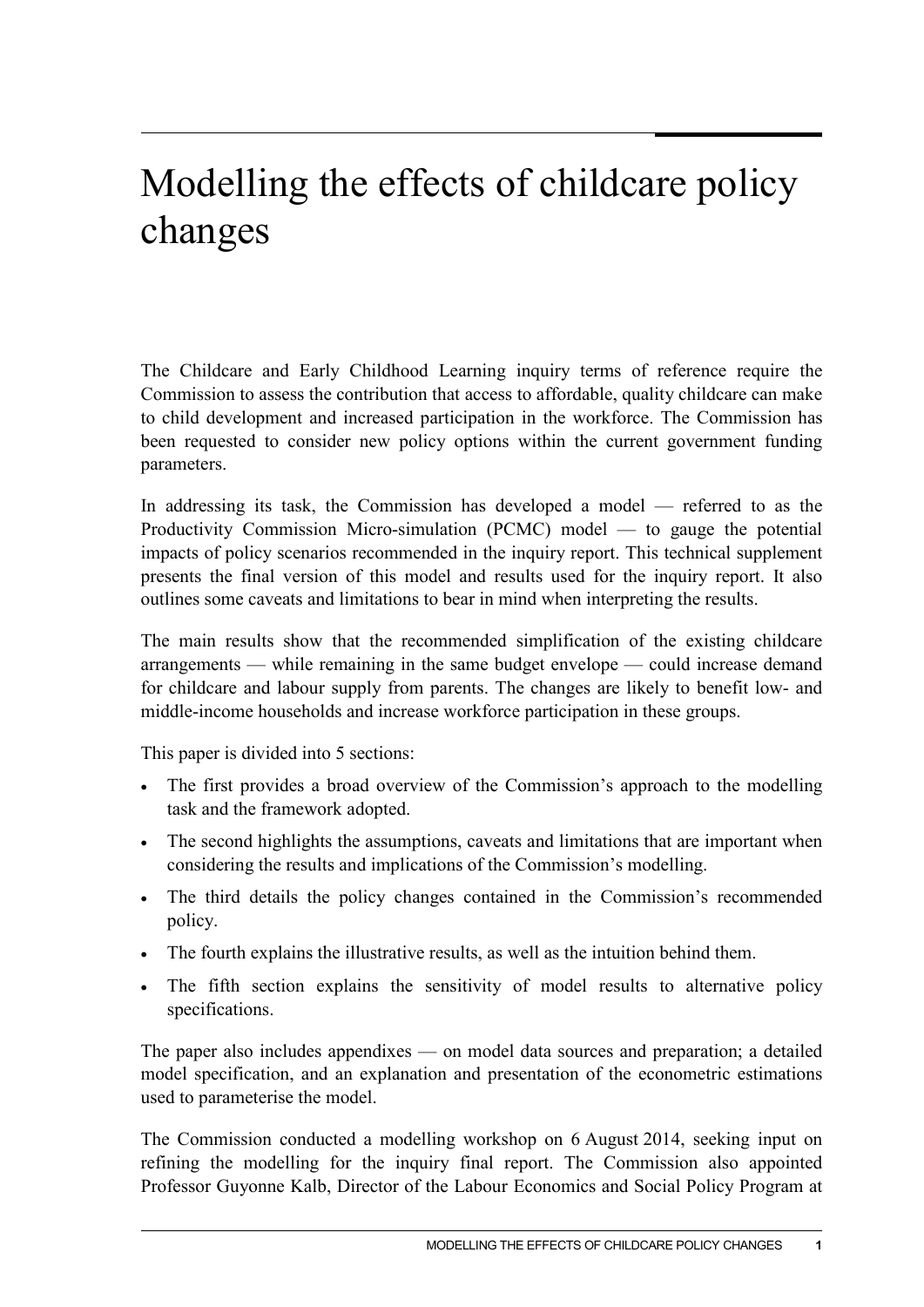# Modelling the effects of childcare policy changes

The Childcare and Early Childhood Learning inquiry terms of reference require the Commission to assess the contribution that access to affordable, quality childcare can make to child development and increased participation in the workforce. The Commission has been requested to consider new policy options within the current government funding parameters.

In addressing its task, the Commission has developed a model — referred to as the Productivity Commission Micro-simulation (PCMC) model — to gauge the potential impacts of policy scenarios recommended in the inquiry report. This technical supplement presents the final version of this model and results used for the inquiry report. It also outlines some caveats and limitations to bear in mind when interpreting the results.

The main results show that the recommended simplification of the existing childcare arrangements — while remaining in the same budget envelope — could increase demand for childcare and labour supply from parents. The changes are likely to benefit low- and middle-income households and increase workforce participation in these groups.

This paper is divided into 5 sections:

- The first provides a broad overview of the Commission's approach to the modelling task and the framework adopted.
- The second highlights the assumptions, caveats and limitations that are important when considering the results and implications of the Commission's modelling.
- The third details the policy changes contained in the Commission's recommended policy.
- The fourth explains the illustrative results, as well as the intuition behind them.
- The fifth section explains the sensitivity of model results to alternative policy specifications.

The paper also includes appendixes — on model data sources and preparation; a detailed model specification, and an explanation and presentation of the econometric estimations used to parameterise the model.

The Commission conducted a modelling workshop on 6 August 2014, seeking input on refining the modelling for the inquiry final report. The Commission also appointed Professor Guyonne Kalb, Director of the Labour Economics and Social Policy Program at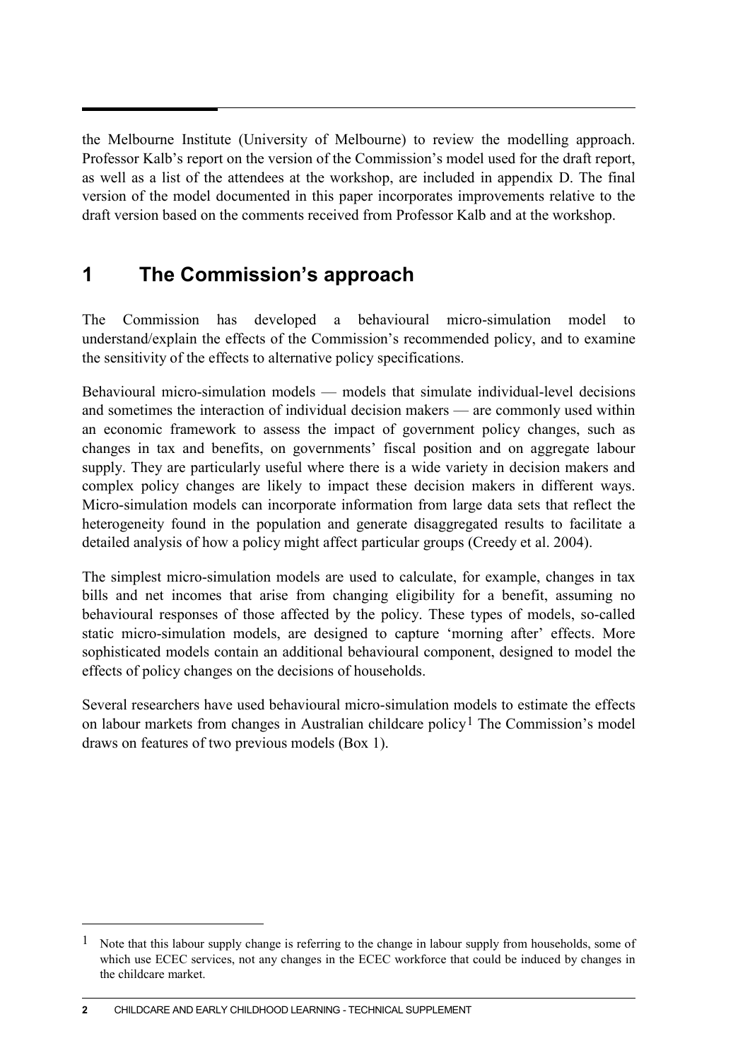the Melbourne Institute (University of Melbourne) to review the modelling approach. Professor Kalb's report on the version of the Commission's model used for the draft report, as well as a list of the attendees at the workshop, are included in appendix D. The final version of the model documented in this paper incorporates improvements relative to the draft version based on the comments received from Professor Kalb and at the workshop.

## 1 The Commission's approach

The Commission has developed a behavioural micro-simulation model to understand/explain the effects of the Commission's recommended policy, and to examine the sensitivity of the effects to alternative policy specifications.

Behavioural micro-simulation models — models that simulate individual-level decisions and sometimes the interaction of individual decision makers — are commonly used within an economic framework to assess the impact of government policy changes, such as changes in tax and benefits, on governments' fiscal position and on aggregate labour supply. They are particularly useful where there is a wide variety in decision makers and complex policy changes are likely to impact these decision makers in different ways. Micro-simulation models can incorporate information from large data sets that reflect the heterogeneity found in the population and generate disaggregated results to facilitate a detailed analysis of how a policy might affect particular groups (Creedy et al. 2004).

The simplest micro-simulation models are used to calculate, for example, changes in tax bills and net incomes that arise from changing eligibility for a benefit, assuming no behavioural responses of those affected by the policy. These types of models, so-called static micro-simulation models, are designed to capture 'morning after' effects. More sophisticated models contain an additional behavioural component, designed to model the effects of policy changes on the decisions of households.

Several researchers have used behavioural micro-simulation models to estimate the effects on labour markets from changes in Australian childcare policy[1] The Commission's model draws on features of two previous models (Box 1).

---

[1] Note that this labour supply change is referring to the change in labour supply from households, some of which use ECEC services, not any changes in the ECEC workforce that could be induced by changes in the childcare market.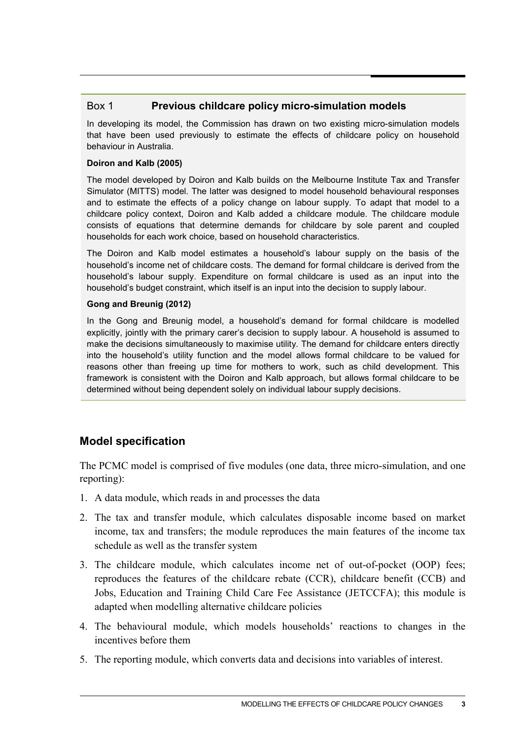### Box 1 Previous childcare policy micro-simulation models

In developing its model, the Commission has drawn on two existing micro-simulation models that have been used previously to estimate the effects of childcare policy on household behaviour in Australia.

**Doiron and Kalb (2005)**

The model developed by Doiron and Kalb builds on the Melbourne Institute Tax and Transfer Simulator (MITTS) model. The latter was designed to model household behavioural responses and to estimate the effects of a policy change on labour supply. To adapt that model to a childcare policy context, Doiron and Kalb added a childcare module. The childcare module consists of equations that determine demands for childcare by sole parent and coupled households for each work choice, based on household characteristics.

The Doiron and Kalb model estimates a household's labour supply on the basis of the household's income net of childcare costs. The demand for formal childcare is derived from the household's labour supply. Expenditure on formal childcare is used as an input into the household's budget constraint, which itself is an input into the decision to supply labour.

**Gong and Breunig (2012)**

In the Gong and Breunig model, a household's demand for formal childcare is modelled explicitly, jointly with the primary carer's decision to supply labour. A household is assumed to make the decisions simultaneously to maximise utility. The demand for childcare enters directly into the household's utility function and the model allows formal childcare to be valued for reasons other than freeing up time for mothers to work, such as child development. This framework is consistent with the Doiron and Kalb approach, but allows formal childcare to be determined without being dependent solely on individual labour supply decisions.

## Model specification

The PCMC model is comprised of five modules (one data, three micro-simulation, and one reporting):

1. A data module, which reads in and processes the data
2. The tax and transfer module, which calculates disposable income based on market income, tax and transfers; the module reproduces the main features of the income tax schedule as well as the transfer system
3. The childcare module, which calculates income net of out-of-pocket (OOP) fees; reproduces the features of the childcare rebate (CCR), childcare benefit (CCB) and Jobs, Education and Training Child Care Fee Assistance (JETCCFA); this module is adapted when modelling alternative childcare policies
4. The behavioural module, which models households' reactions to changes in the incentives before them
5. The reporting module, which converts data and decisions into variables of interest.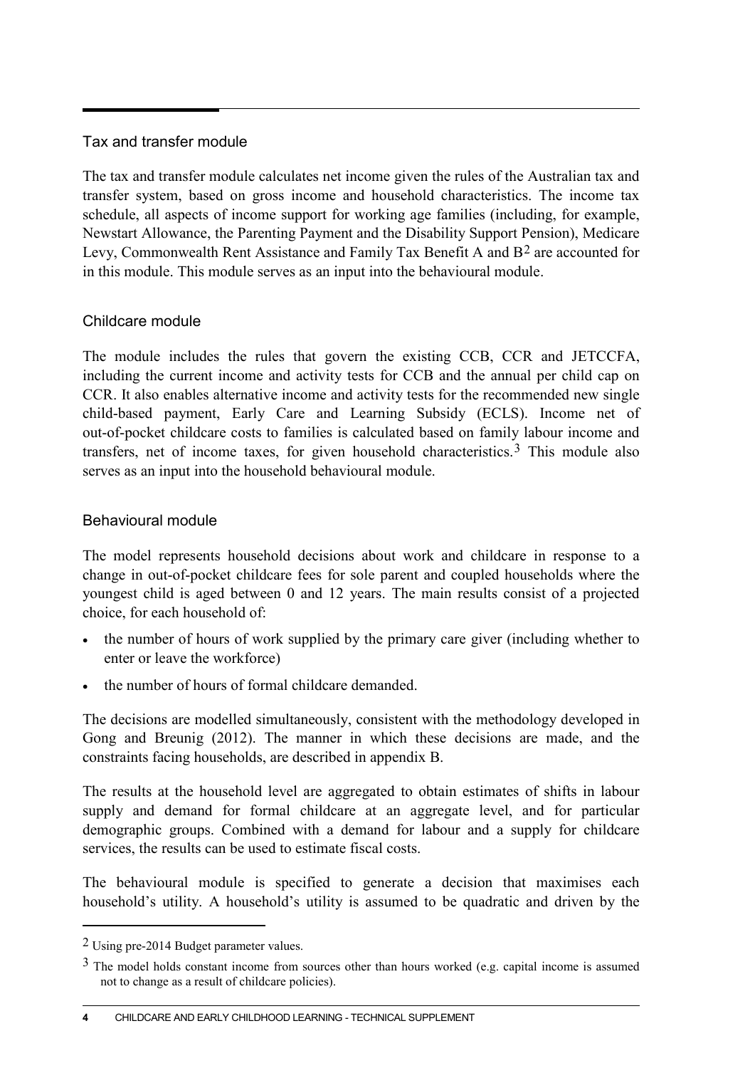### Tax and transfer module

The tax and transfer module calculates net income given the rules of the Australian tax and transfer system, based on gross income and household characteristics. The income tax schedule, all aspects of income support for working age families (including, for example, Newstart Allowance, the Parenting Payment and the Disability Support Pension), Medicare Levy, Commonwealth Rent Assistance and Family Tax Benefit A and B[2] are accounted for in this module. This module serves as an input into the behavioural module.

### Childcare module

The module includes the rules that govern the existing CCB, CCR and JETCCFA, including the current income and activity tests for CCB and the annual per child cap on CCR. It also enables alternative income and activity tests for the recommended new single child-based payment, Early Care and Learning Subsidy (ECLS). Income net of out-of-pocket childcare costs to families is calculated based on family labour income and transfers, net of income taxes, for given household characteristics.[3] This module also serves as an input into the household behavioural module.

### Behavioural module

The model represents household decisions about work and childcare in response to a change in out-of-pocket childcare fees for sole parent and coupled households where the youngest child is aged between 0 and 12 years. The main results consist of a projected choice, for each household of:

- the number of hours of work supplied by the primary care giver (including whether to enter or leave the workforce)
- the number of hours of formal childcare demanded.

The decisions are modelled simultaneously, consistent with the methodology developed in Gong and Breunig (2012). The manner in which these decisions are made, and the constraints facing households, are described in appendix B.

The results at the household level are aggregated to obtain estimates of shifts in labour supply and demand for formal childcare at an aggregate level, and for particular demographic groups. Combined with a demand for labour and a supply for childcare services, the results can be used to estimate fiscal costs.

The behavioural module is specified to generate a decision that maximises each household's utility. A household's utility is assumed to be quadratic and driven by the

---

[2] Using pre-2014 Budget parameter values.

[3] The model holds constant income from sources other than hours worked (e.g. capital income is assumed not to change as a result of childcare policies).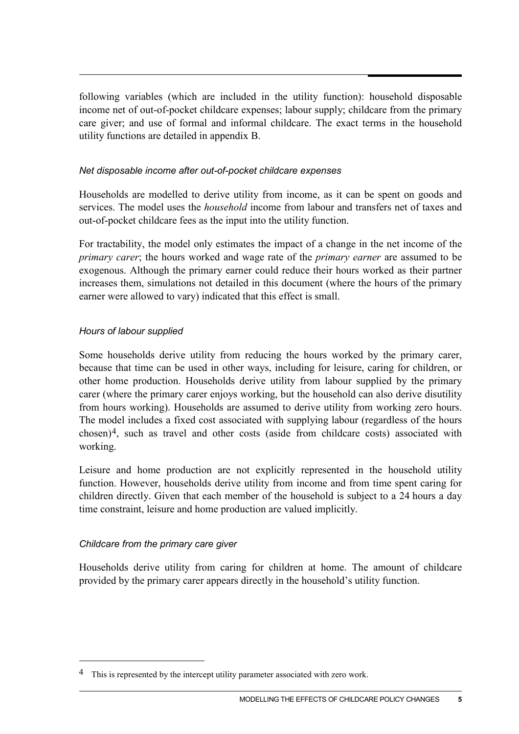following variables (which are included in the utility function): household disposable income net of out-of-pocket childcare expenses; labour supply; childcare from the primary care giver; and use of formal and informal childcare. The exact terms in the household utility functions are detailed in appendix B.

### *Net disposable income after out-of-pocket childcare expenses*

Households are modelled to derive utility from income, as it can be spent on goods and services. The model uses the *household* income from labour and transfers net of taxes and out-of-pocket childcare fees as the input into the utility function.

For tractability, the model only estimates the impact of a change in the net income of the *primary carer*; the hours worked and wage rate of the *primary earner* are assumed to be exogenous. Although the primary earner could reduce their hours worked as their partner increases them, simulations not detailed in this document (where the hours of the primary earner were allowed to vary) indicated that this effect is small.

### *Hours of labour supplied*

Some households derive utility from reducing the hours worked by the primary carer, because that time can be used in other ways, including for leisure, caring for children, or other home production. Households derive utility from labour supplied by the primary carer (where the primary carer enjoys working, but the household can also derive disutility from hours working). Households are assumed to derive utility from working zero hours. The model includes a fixed cost associated with supplying labour (regardless of the hours chosen)[4], such as travel and other costs (aside from childcare costs) associated with working.

Leisure and home production are not explicitly represented in the household utility function. However, households derive utility from income and from time spent caring for children directly. Given that each member of the household is subject to a 24 hours a day time constraint, leisure and home production are valued implicitly.

### *Childcare from the primary care giver*

Households derive utility from caring for children at home. The amount of childcare provided by the primary carer appears directly in the household's utility function.

---

[4] This is represented by the intercept utility parameter associated with zero work.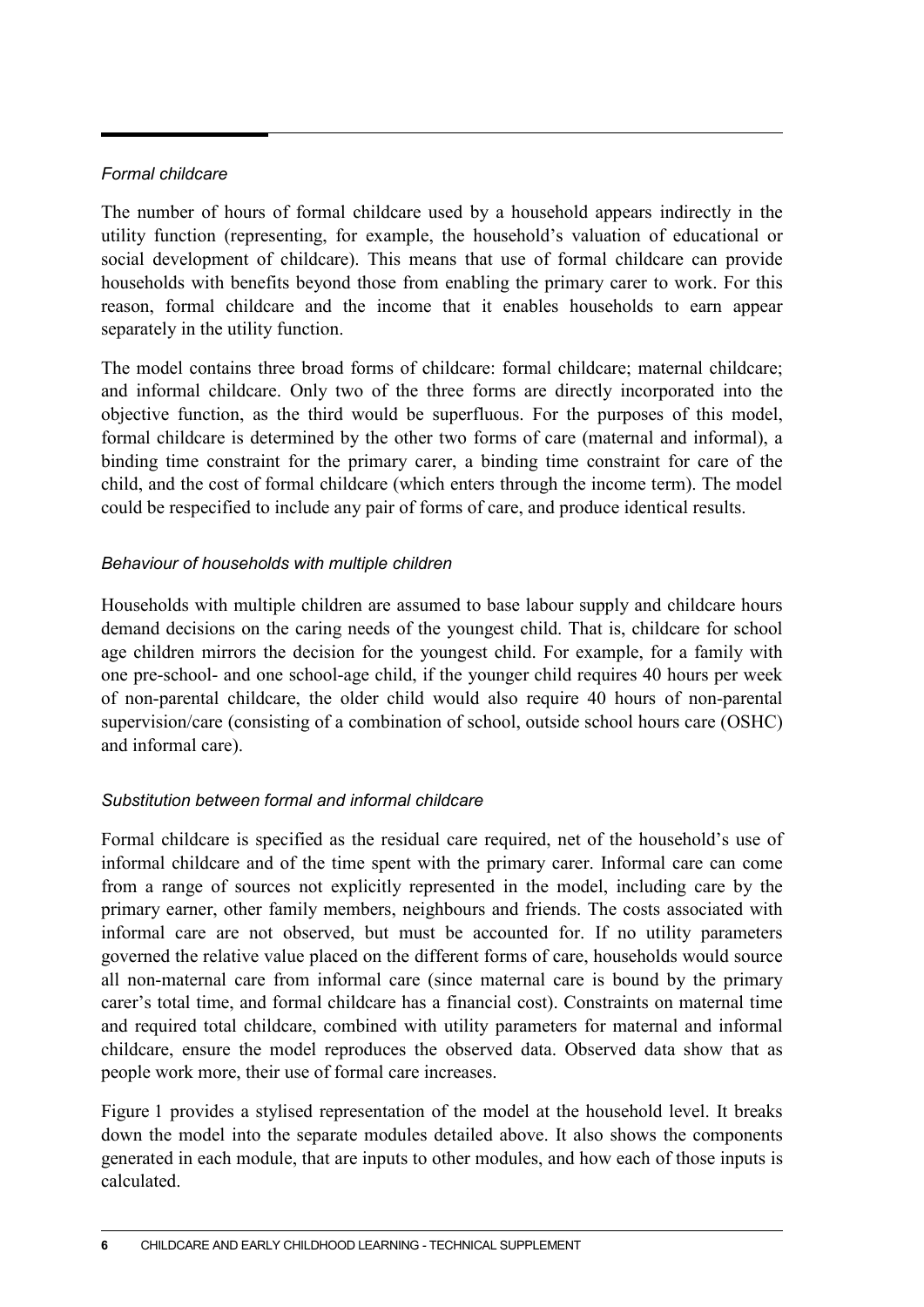*Formal childcare*

The number of hours of formal childcare used by a household appears indirectly in the utility function (representing, for example, the household's valuation of educational or social development of childcare). This means that use of formal childcare can provide households with benefits beyond those from enabling the primary carer to work. For this reason, formal childcare and the income that it enables households to earn appear separately in the utility function.

The model contains three broad forms of childcare: formal childcare; maternal childcare; and informal childcare. Only two of the three forms are directly incorporated into the objective function, as the third would be superfluous. For the purposes of this model, formal childcare is determined by the other two forms of care (maternal and informal), a binding time constraint for the primary carer, a binding time constraint for care of the child, and the cost of formal childcare (which enters through the income term). The model could be respecified to include any pair of forms of care, and produce identical results.

*Behaviour of households with multiple children*

Households with multiple children are assumed to base labour supply and childcare hours demand decisions on the caring needs of the youngest child. That is, childcare for school age children mirrors the decision for the youngest child. For example, for a family with one pre-school- and one school-age child, if the younger child requires 40 hours per week of non-parental childcare, the older child would also require 40 hours of non-parental supervision/care (consisting of a combination of school, outside school hours care (OSHC) and informal care).

*Substitution between formal and informal childcare*

Formal childcare is specified as the residual care required, net of the household's use of informal childcare and of the time spent with the primary carer. Informal care can come from a range of sources not explicitly represented in the model, including care by the primary earner, other family members, neighbours and friends. The costs associated with informal care are not observed, but must be accounted for. If no utility parameters governed the relative value placed on the different forms of care, households would source all non-maternal care from informal care (since maternal care is bound by the primary carer's total time, and formal childcare has a financial cost). Constraints on maternal time and required total childcare, combined with utility parameters for maternal and informal childcare, ensure the model reproduces the observed data. Observed data show that as people work more, their use of formal care increases.

Figure 1 provides a stylised representation of the model at the household level. It breaks down the model into the separate modules detailed above. It also shows the components generated in each module, that are inputs to other modules, and how each of those inputs is calculated.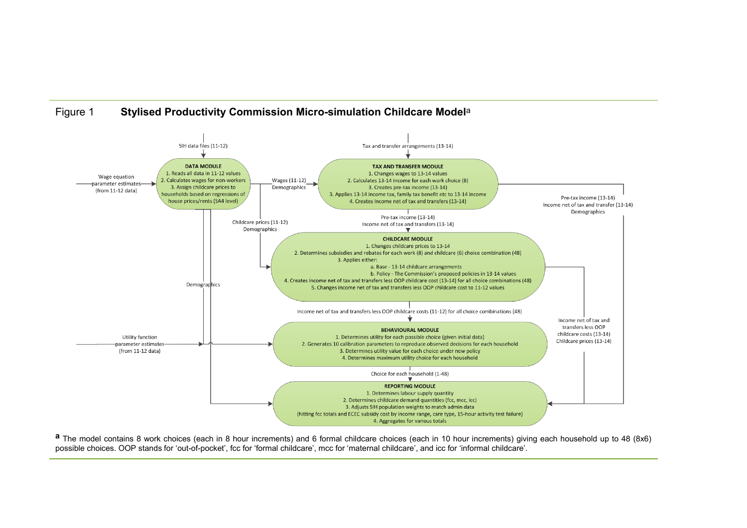Figure 1 **Stylised Productivity Commission Micro-simulation Childcare Model**[a]

SIH data files (11-12)

**DATA MODULE**
1. Reads all data in 11-12 values
2. Calculates wages for non-workers
3. Assign childcare prices to households based on regressions of house prices/rents (SA4 level)

Wage equation parameter estimates (from 11-12 data)

Wages (11-12) Demographics

Tax and transfer arrangements (13-14)

**TAX AND TRANSFER MODULE**
1. Changes wages to 13-14 values
2. Calculates 13-14 income for each work choice (8)
3. Creates pre-tax income (13-14)
3. Applies 13-14 income tax, family tax benefit etc to 13-14 income
4. Creates Income net of tax and transfers (13-14)

Pre-tax income (13-14) Income net of tax and transfer (13-14) Demographics

Childcare prices (11-12) Demographics

Pre-tax income (13-14) Income net of tax and transfers (13-14)

**CHILDCARE MODULE**
1. Changes childcare prices to 13-14
2. Determines subsisdies and rebates for each work (8) and childcare (6) choice combination (48)
3. Applies either:
   a. Base - 13-14 childcare arrangements
   b. Policy - The Commission's proposed policies in 13-14 values
4. Creates income net of tax and transfers less OOP childcare cost (13-14) for all choice combinations (48)
5. Changes income net of tax and transfers less OOP childcare cost to 11-12 values

Demographics

Income net of tax and transfers less OOP childcare costs (11-12) for all choice combinations (48)

Income net of tax and transfers less OOP childcare costs (13-14) Childcare prices (13-14)

Utility function parameter estimates (from 11-12 data)

**BEHAVIOURAL MODULE**
1. Determines utility for each possible choice (given initial data)
2. Generates 10 calibration parameters to reproduce observed decisions for each household
3. Determines utility value for each choice under new policy
4. Determines maximum utility choice for each household

Choice for each household (1-48)

**REPORTING MODULE**
1. Determines labour supply quantity
2. Determines childcare demand quantities (fcc, mcc, icc)
3. Adjusts SIH population weights to match admin data (hitting fcc totals and ECEC subsidy cost by income range, care type, 15-hour activity test failure)
4. Aggregates for various totals

**a** The model contains 8 work choices (each in 8 hour increments) and 6 formal childcare choices (each in 10 hour increments) giving each household up to 48 (8x6) possible choices. OOP stands for 'out-of-pocket', fcc for 'formal childcare', mcc for 'maternal childcare', and icc for 'informal childcare'.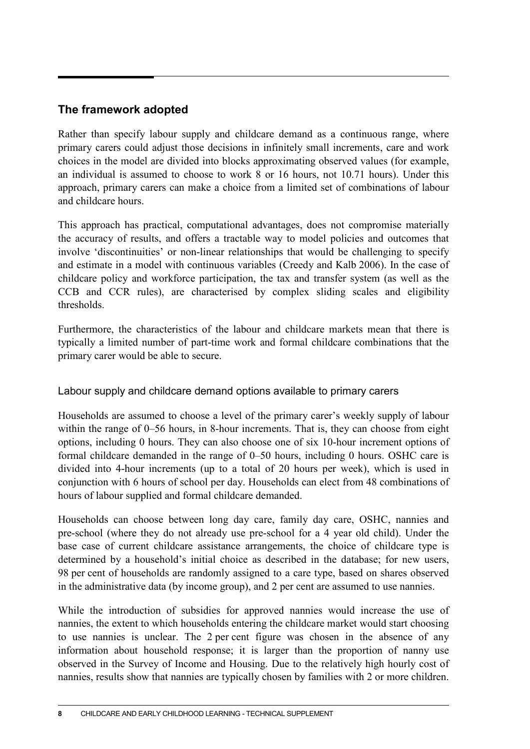## The framework adopted

Rather than specify labour supply and childcare demand as a continuous range, where primary carers could adjust those decisions in infinitely small increments, care and work choices in the model are divided into blocks approximating observed values (for example, an individual is assumed to choose to work 8 or 16 hours, not 10.71 hours). Under this approach, primary carers can make a choice from a limited set of combinations of labour and childcare hours.

This approach has practical, computational advantages, does not compromise materially the accuracy of results, and offers a tractable way to model policies and outcomes that involve 'discontinuities' or non-linear relationships that would be challenging to specify and estimate in a model with continuous variables (Creedy and Kalb 2006). In the case of childcare policy and workforce participation, the tax and transfer system (as well as the CCB and CCR rules), are characterised by complex sliding scales and eligibility thresholds.

Furthermore, the characteristics of the labour and childcare markets mean that there is typically a limited number of part-time work and formal childcare combinations that the primary carer would be able to secure.

### Labour supply and childcare demand options available to primary carers

Households are assumed to choose a level of the primary carer's weekly supply of labour within the range of 0–56 hours, in 8-hour increments. That is, they can choose from eight options, including 0 hours. They can also choose one of six 10-hour increment options of formal childcare demanded in the range of 0–50 hours, including 0 hours. OSHC care is divided into 4-hour increments (up to a total of 20 hours per week), which is used in conjunction with 6 hours of school per day. Households can elect from 48 combinations of hours of labour supplied and formal childcare demanded.

Households can choose between long day care, family day care, OSHC, nannies and pre-school (where they do not already use pre-school for a 4 year old child). Under the base case of current childcare assistance arrangements, the choice of childcare type is determined by a household's initial choice as described in the database; for new users, 98 per cent of households are randomly assigned to a care type, based on shares observed in the administrative data (by income group), and 2 per cent are assumed to use nannies.

While the introduction of subsidies for approved nannies would increase the use of nannies, the extent to which households entering the childcare market would start choosing to use nannies is unclear. The 2 per cent figure was chosen in the absence of any information about household response; it is larger than the proportion of nanny use observed in the Survey of Income and Housing. Due to the relatively high hourly cost of nannies, results show that nannies are typically chosen by families with 2 or more children.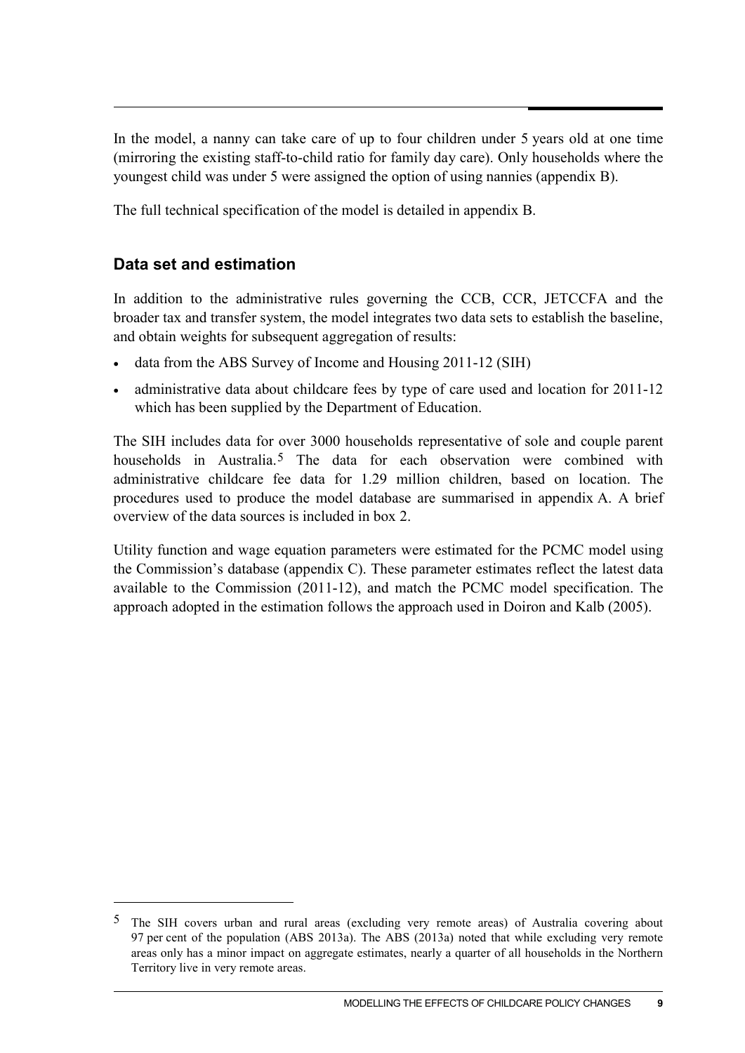In the model, a nanny can take care of up to four children under 5 years old at one time (mirroring the existing staff-to-child ratio for family day care). Only households where the youngest child was under 5 were assigned the option of using nannies (appendix B).

The full technical specification of the model is detailed in appendix B.

### Data set and estimation

In addition to the administrative rules governing the CCB, CCR, JETCCFA and the broader tax and transfer system, the model integrates two data sets to establish the baseline, and obtain weights for subsequent aggregation of results:

- data from the ABS Survey of Income and Housing 2011-12 (SIH)
- administrative data about childcare fees by type of care used and location for 2011-12 which has been supplied by the Department of Education.

The SIH includes data for over 3000 households representative of sole and couple parent households in Australia.[5] The data for each observation were combined with administrative childcare fee data for 1.29 million children, based on location. The procedures used to produce the model database are summarised in appendix A. A brief overview of the data sources is included in box 2.

Utility function and wage equation parameters were estimated for the PCMC model using the Commission's database (appendix C). These parameter estimates reflect the latest data available to the Commission (2011-12), and match the PCMC model specification. The approach adopted in the estimation follows the approach used in Doiron and Kalb (2005).

---

[5] The SIH covers urban and rural areas (excluding very remote areas) of Australia covering about 97 per cent of the population (ABS 2013a). The ABS (2013a) noted that while excluding very remote areas only has a minor impact on aggregate estimates, nearly a quarter of all households in the Northern Territory live in very remote areas.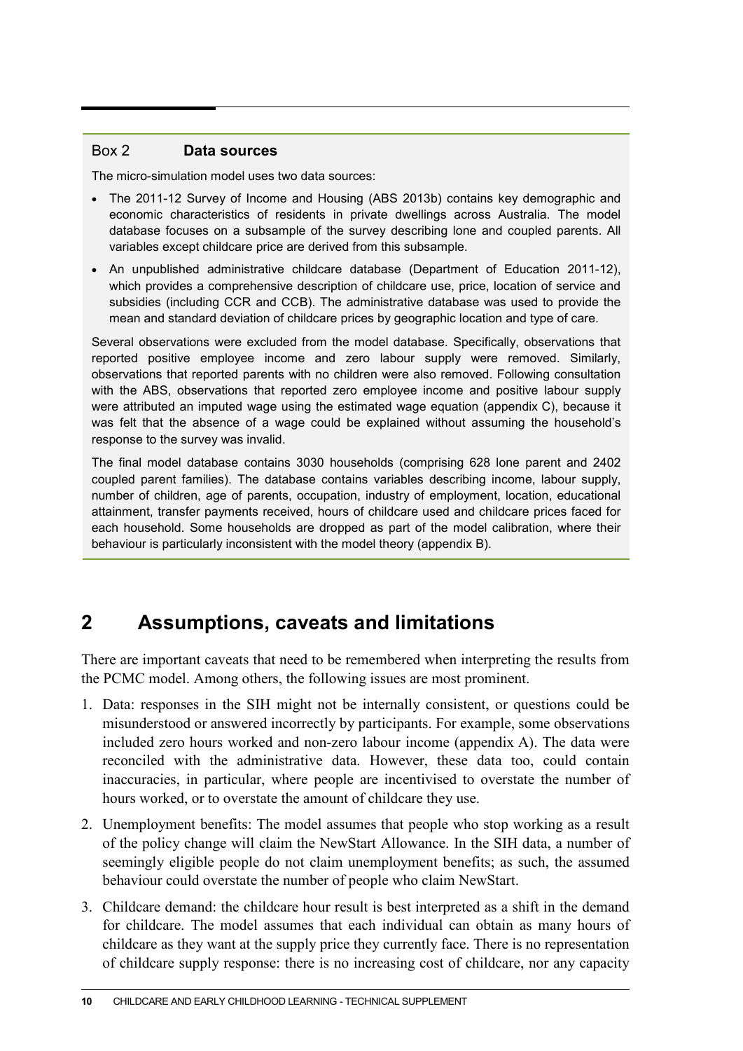### Box 2 Data sources

The micro-simulation model uses two data sources:

- The 2011-12 Survey of Income and Housing (ABS 2013b) contains key demographic and economic characteristics of residents in private dwellings across Australia. The model database focuses on a subsample of the survey describing lone and coupled parents. All variables except childcare price are derived from this subsample.
- An unpublished administrative childcare database (Department of Education 2011-12), which provides a comprehensive description of childcare use, price, location of service and subsidies (including CCR and CCB). The administrative database was used to provide the mean and standard deviation of childcare prices by geographic location and type of care.

Several observations were excluded from the model database. Specifically, observations that reported positive employee income and zero labour supply were removed. Similarly, observations that reported parents with no children were also removed. Following consultation with the ABS, observations that reported zero employee income and positive labour supply were attributed an imputed wage using the estimated wage equation (appendix C), because it was felt that the absence of a wage could be explained without assuming the household's response to the survey was invalid.

The final model database contains 3030 households (comprising 628 lone parent and 2402 coupled parent families). The database contains variables describing income, labour supply, number of children, age of parents, occupation, industry of employment, location, educational attainment, transfer payments received, hours of childcare used and childcare prices faced for each household. Some households are dropped as part of the model calibration, where their behaviour is particularly inconsistent with the model theory (appendix B).

## 2 Assumptions, caveats and limitations

There are important caveats that need to be remembered when interpreting the results from the PCMC model. Among others, the following issues are most prominent.

1. Data: responses in the SIH might not be internally consistent, or questions could be misunderstood or answered incorrectly by participants. For example, some observations included zero hours worked and non-zero labour income (appendix A). The data were reconciled with the administrative data. However, these data too, could contain inaccuracies, in particular, where people are incentivised to overstate the number of hours worked, or to overstate the amount of childcare they use.
2. Unemployment benefits: The model assumes that people who stop working as a result of the policy change will claim the NewStart Allowance. In the SIH data, a number of seemingly eligible people do not claim unemployment benefits; as such, the assumed behaviour could overstate the number of people who claim NewStart.
3. Childcare demand: the childcare hour result is best interpreted as a shift in the demand for childcare. The model assumes that each individual can obtain as many hours of childcare as they want at the supply price they currently face. There is no representation of childcare supply response: there is no increasing cost of childcare, nor any capacity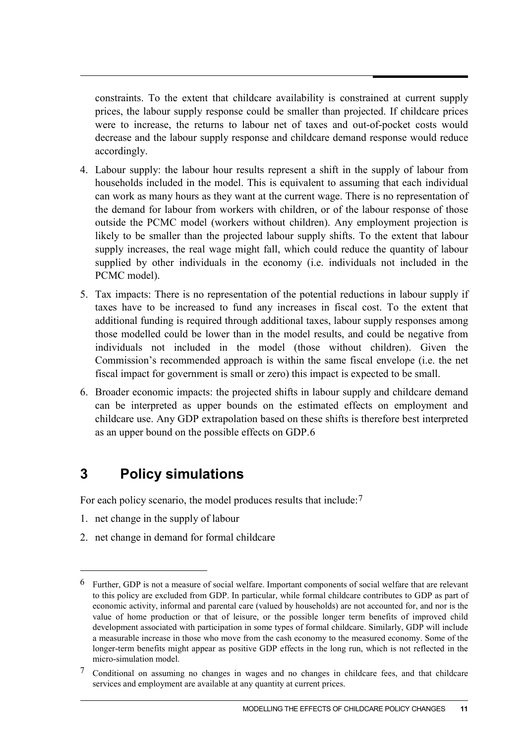constraints. To the extent that childcare availability is constrained at current supply prices, the labour supply response could be smaller than projected. If childcare prices were to increase, the returns to labour net of taxes and out-of-pocket costs would decrease and the labour supply response and childcare demand response would reduce accordingly.

4. Labour supply: the labour hour results represent a shift in the supply of labour from households included in the model. This is equivalent to assuming that each individual can work as many hours as they want at the current wage. There is no representation of the demand for labour from workers with children, or of the labour response of those outside the PCMC model (workers without children). Any employment projection is likely to be smaller than the projected labour supply shifts. To the extent that labour supply increases, the real wage might fall, which could reduce the quantity of labour supplied by other individuals in the economy (i.e. individuals not included in the PCMC model).
5. Tax impacts: There is no representation of the potential reductions in labour supply if taxes have to be increased to fund any increases in fiscal cost. To the extent that additional funding is required through additional taxes, labour supply responses among those modelled could be lower than in the model results, and could be negative from individuals not included in the model (those without children). Given the Commission's recommended approach is within the same fiscal envelope (i.e. the net fiscal impact for government is small or zero) this impact is expected to be small.
6. Broader economic impacts: the projected shifts in labour supply and childcare demand can be interpreted as upper bounds on the estimated effects on employment and childcare use. Any GDP extrapolation based on these shifts is therefore best interpreted as an upper bound on the possible effects on GDP.[6]

## 3 Policy simulations

For each policy scenario, the model produces results that include:[7]

1. net change in the supply of labour
2. net change in demand for formal childcare

---

[6] Further, GDP is not a measure of social welfare. Important components of social welfare that are relevant to this policy are excluded from GDP. In particular, while formal childcare contributes to GDP as part of economic activity, informal and parental care (valued by households) are not accounted for, and nor is the value of home production or that of leisure, or the possible longer term benefits of improved child development associated with participation in some types of formal childcare. Similarly, GDP will include a measurable increase in those who move from the cash economy to the measured economy. Some of the longer-term benefits might appear as positive GDP effects in the long run, which is not reflected in the micro-simulation model.

[7] Conditional on assuming no changes in wages and no changes in childcare fees, and that childcare services and employment are available at any quantity at current prices.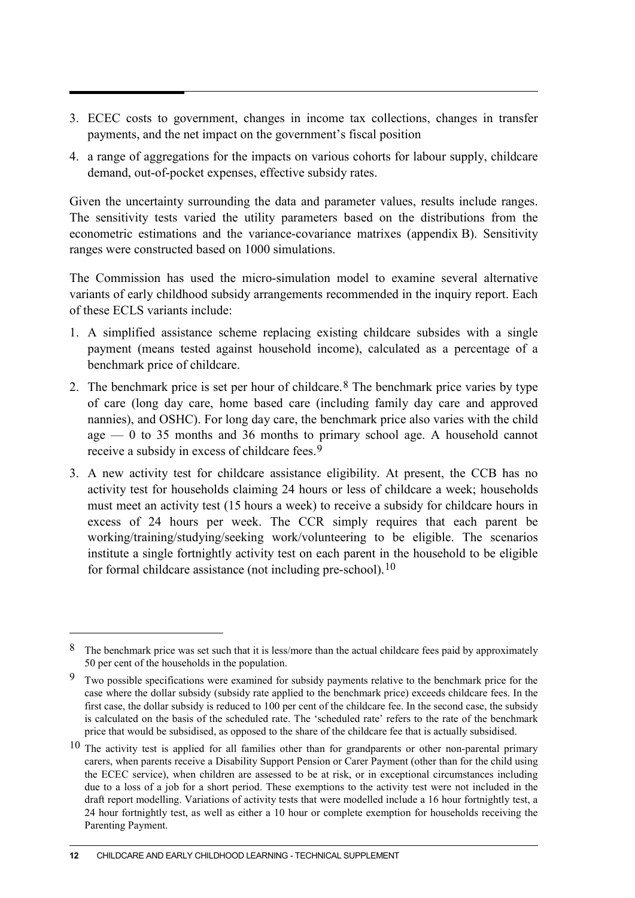3. ECEC costs to government, changes in income tax collections, changes in transfer payments, and the net impact on the government's fiscal position
4. a range of aggregations for the impacts on various cohorts for labour supply, childcare demand, out-of-pocket expenses, effective subsidy rates.

Given the uncertainty surrounding the data and parameter values, results include ranges. The sensitivity tests varied the utility parameters based on the distributions from the econometric estimations and the variance-covariance matrixes (appendix B). Sensitivity ranges were constructed based on 1000 simulations.

The Commission has used the micro-simulation model to examine several alternative variants of early childhood subsidy arrangements recommended in the inquiry report. Each of these ECLS variants include:

1. A simplified assistance scheme replacing existing childcare subsides with a single payment (means tested against household income), calculated as a percentage of a benchmark price of childcare.
2. The benchmark price is set per hour of childcare.[8] The benchmark price varies by type of care (long day care, home based care (including family day care and approved nannies), and OSHC). For long day care, the benchmark price also varies with the child age — 0 to 35 months and 36 months to primary school age. A household cannot receive a subsidy in excess of childcare fees.[9]
3. A new activity test for childcare assistance eligibility. At present, the CCB has no activity test for households claiming 24 hours or less of childcare a week; households must meet an activity test (15 hours a week) to receive a subsidy for childcare hours in excess of 24 hours per week. The CCR simply requires that each parent be working/training/studying/seeking work/volunteering to be eligible. The scenarios institute a single fortnightly activity test on each parent in the household to be eligible for formal childcare assistance (not including pre-school).[10]

---

[8] The benchmark price was set such that it is less/more than the actual childcare fees paid by approximately 50 per cent of the households in the population.

[9] Two possible specifications were examined for subsidy payments relative to the benchmark price for the case where the dollar subsidy (subsidy rate applied to the benchmark price) exceeds childcare fees. In the first case, the dollar subsidy is reduced to 100 per cent of the childcare fee. In the second case, the subsidy is calculated on the basis of the scheduled rate. The 'scheduled rate' refers to the rate of the benchmark price that would be subsidised, as opposed to the share of the childcare fee that is actually subsidised.

[10] The activity test is applied for all families other than for grandparents or other non-parental primary carers, when parents receive a Disability Support Pension or Carer Payment (other than for the child using the ECEC service), when children are assessed to be at risk, or in exceptional circumstances including due to a loss of a job for a short period. These exemptions to the activity test were not included in the draft report modelling. Variations of activity tests that were modelled include a 16 hour fortnightly test, a 24 hour fortnightly test, as well as either a 10 hour or complete exemption for households receiving the Parenting Payment.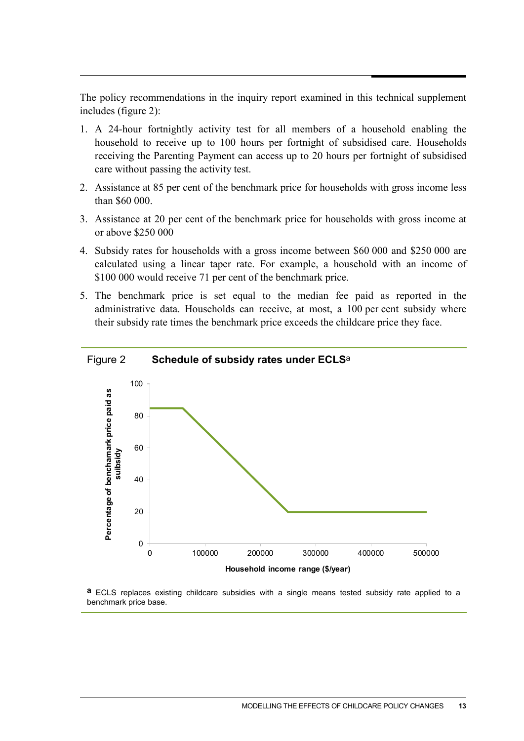The policy recommendations in the inquiry report examined in this technical supplement includes (figure 2):

1. A 24-hour fortnightly activity test for all members of a household enabling the household to receive up to 100 hours per fortnight of subsidised care. Households receiving the Parenting Payment can access up to 20 hours per fortnight of subsidised care without passing the activity test.
2. Assistance at 85 per cent of the benchmark price for households with gross income less than $60 000.
3. Assistance at 20 per cent of the benchmark price for households with gross income at or above $250 000
4. Subsidy rates for households with a gross income between $60 000 and $250 000 are calculated using a linear taper rate. For example, a household with an income of $100 000 would receive 71 per cent of the benchmark price.
5. The benchmark price is set equal to the median fee paid as reported in the administrative data. Households can receive, at most, a 100 per cent subsidy where their subsidy rate times the benchmark price exceeds the childcare price they face.

Figure 2 **Schedule of subsidy rates under ECLS**[a]

[a] ECLS replaces existing childcare subsidies with a single means tested subsidy rate applied to a benchmark price base.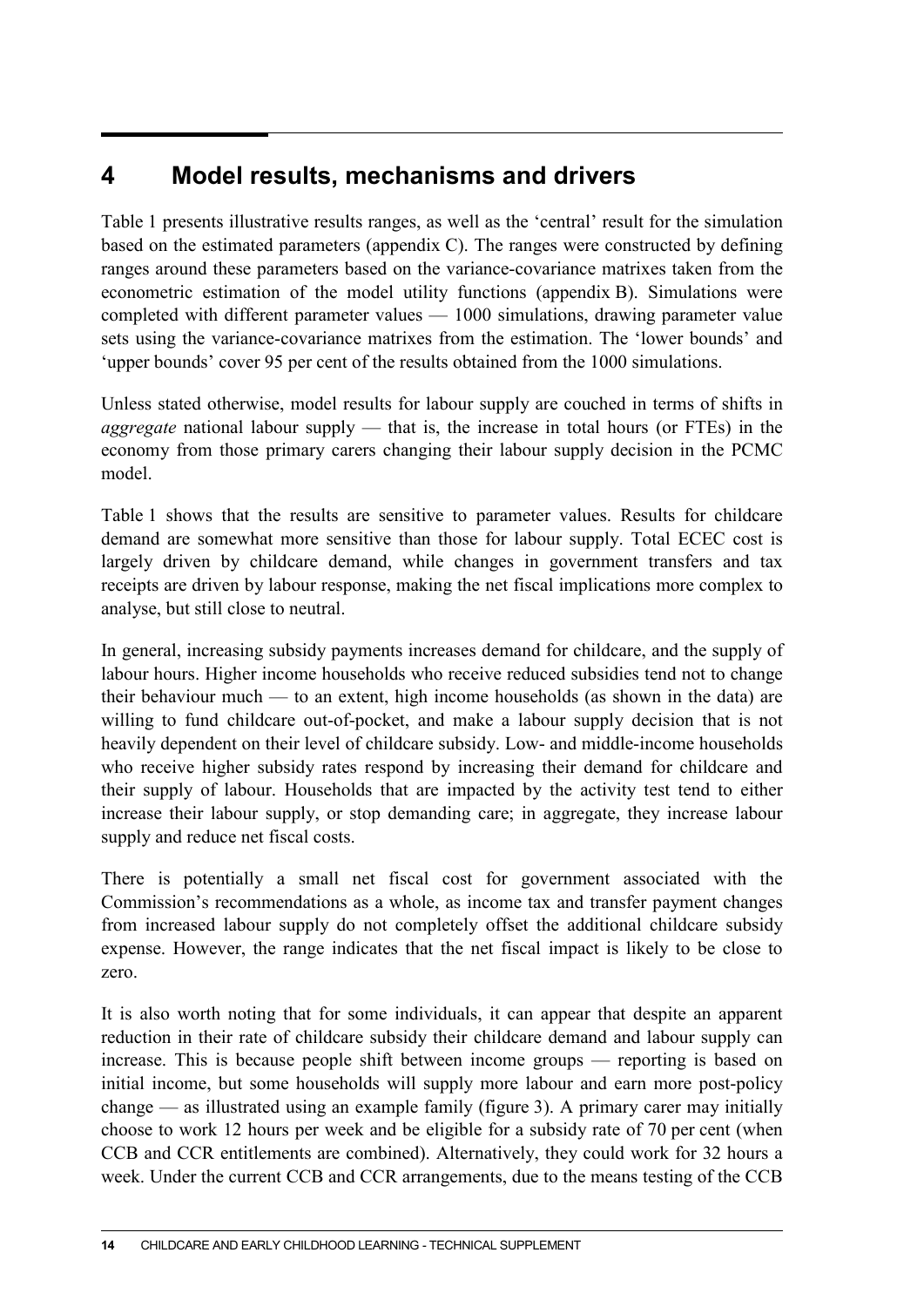# 4 Model results, mechanisms and drivers

Table 1 presents illustrative results ranges, as well as the 'central' result for the simulation based on the estimated parameters (appendix C). The ranges were constructed by defining ranges around these parameters based on the variance-covariance matrixes taken from the econometric estimation of the model utility functions (appendix B). Simulations were completed with different parameter values — 1000 simulations, drawing parameter value sets using the variance-covariance matrixes from the estimation. The 'lower bounds' and 'upper bounds' cover 95 per cent of the results obtained from the 1000 simulations.

Unless stated otherwise, model results for labour supply are couched in terms of shifts in *aggregate* national labour supply — that is, the increase in total hours (or FTEs) in the economy from those primary carers changing their labour supply decision in the PCMC model.

Table 1 shows that the results are sensitive to parameter values. Results for childcare demand are somewhat more sensitive than those for labour supply. Total ECEC cost is largely driven by childcare demand, while changes in government transfers and tax receipts are driven by labour response, making the net fiscal implications more complex to analyse, but still close to neutral.

In general, increasing subsidy payments increases demand for childcare, and the supply of labour hours. Higher income households who receive reduced subsidies tend not to change their behaviour much — to an extent, high income households (as shown in the data) are willing to fund childcare out-of-pocket, and make a labour supply decision that is not heavily dependent on their level of childcare subsidy. Low- and middle-income households who receive higher subsidy rates respond by increasing their demand for childcare and their supply of labour. Households that are impacted by the activity test tend to either increase their labour supply, or stop demanding care; in aggregate, they increase labour supply and reduce net fiscal costs.

There is potentially a small net fiscal cost for government associated with the Commission's recommendations as a whole, as income tax and transfer payment changes from increased labour supply do not completely offset the additional childcare subsidy expense. However, the range indicates that the net fiscal impact is likely to be close to zero.

It is also worth noting that for some individuals, it can appear that despite an apparent reduction in their rate of childcare subsidy their childcare demand and labour supply can increase. This is because people shift between income groups — reporting is based on initial income, but some households will supply more labour and earn more post-policy change — as illustrated using an example family (figure 3). A primary carer may initially choose to work 12 hours per week and be eligible for a subsidy rate of 70 per cent (when CCB and CCR entitlements are combined). Alternatively, they could work for 32 hours a week. Under the current CCB and CCR arrangements, due to the means testing of the CCB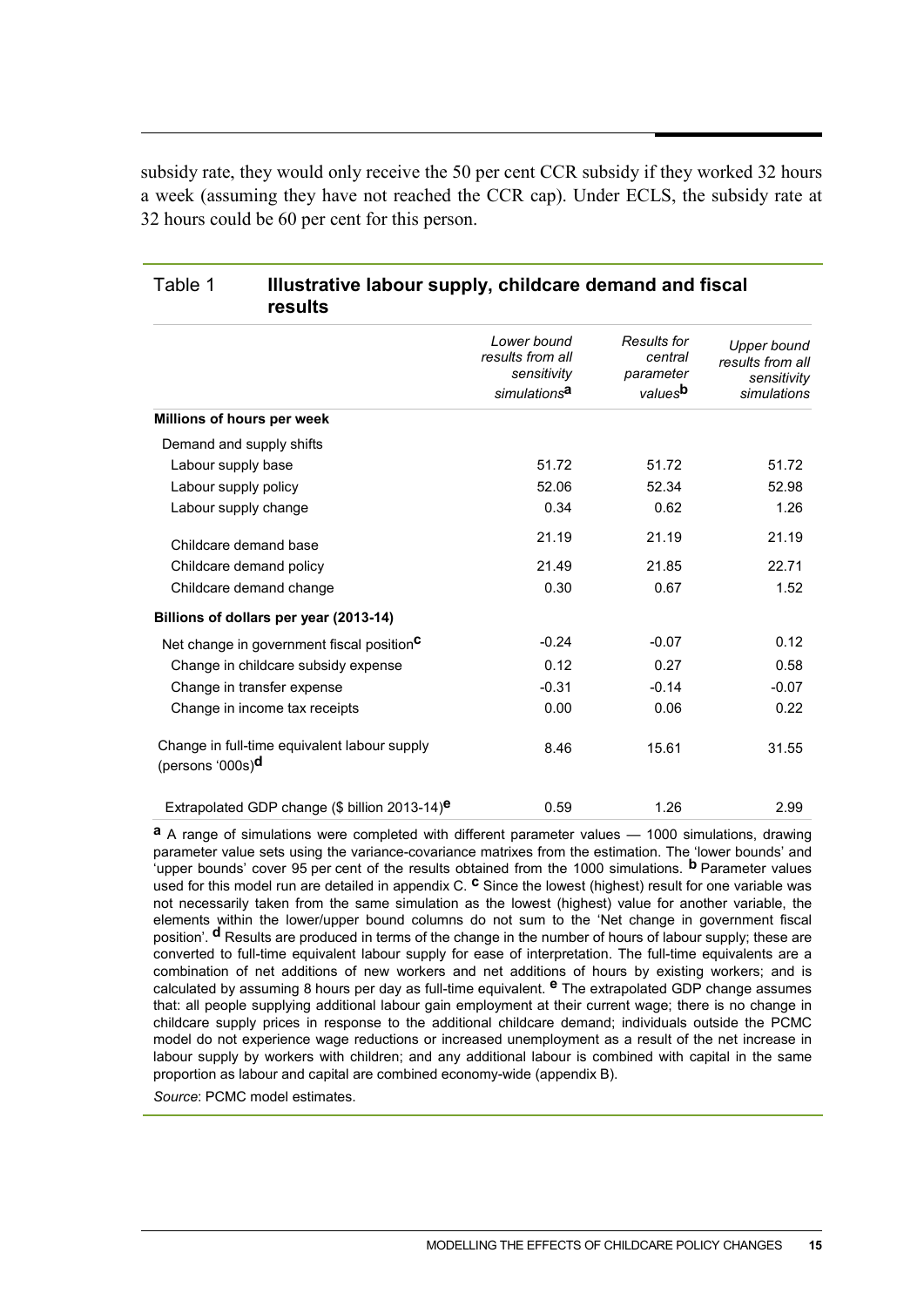subsidy rate, they would only receive the 50 per cent CCR subsidy if they worked 32 hours a week (assuming they have not reached the CCR cap). Under ECLS, the subsidy rate at 32 hours could be 60 per cent for this person.

Table 1 **Illustrative labour supply, childcare demand and fiscal results**

| | *Lower bound results from all sensitivity simulations*[a] | *Results for central parameter values*[b] | *Upper bound results from all sensitivity simulations* |
|---|---|---|---|
| **Millions of hours per week** | | | |
| Demand and supply shifts | | | |
| Labour supply base | 51.72 | 51.72 | 51.72 |
| Labour supply policy | 52.06 | 52.34 | 52.98 |
| Labour supply change | 0.34 | 0.62 | 1.26 |
| Childcare demand base | 21.19 | 21.19 | 21.19 |
| Childcare demand policy | 21.49 | 21.85 | 22.71 |
| Childcare demand change | 0.30 | 0.67 | 1.52 |
| **Billions of dollars per year (2013-14)** | | | |
| Net change in government fiscal position[c] | -0.24 | -0.07 | 0.12 |
| Change in childcare subsidy expense | 0.12 | 0.27 | 0.58 |
| Change in transfer expense | -0.31 | -0.14 | -0.07 |
| Change in income tax receipts | 0.00 | 0.06 | 0.22 |
| Change in full-time equivalent labour supply (persons '000s)[d] | 8.46 | 15.61 | 31.55 |
| Extrapolated GDP change ($ billion 2013-14)[e] | 0.59 | 1.26 | 2.99 |

[a] A range of simulations were completed with different parameter values — 1000 simulations, drawing parameter value sets using the variance-covariance matrixes from the estimation. The 'lower bounds' and 'upper bounds' cover 95 per cent of the results obtained from the 1000 simulations. [b] Parameter values used for this model run are detailed in appendix C. [c] Since the lowest (highest) result for one variable was not necessarily taken from the same simulation as the lowest (highest) value for another variable, the elements within the lower/upper bound columns do not sum to the 'Net change in government fiscal position'. [d] Results are produced in terms of the change in the number of hours of labour supply; these are converted to full-time equivalent labour supply for ease of interpretation. The full-time equivalents are a combination of net additions of new workers and net additions of hours by existing workers; and is calculated by assuming 8 hours per day as full-time equivalent. [e] The extrapolated GDP change assumes that: all people supplying additional labour gain employment at their current wage; there is no change in childcare supply prices in response to the additional childcare demand; individuals outside the PCMC model do not experience wage reductions or increased unemployment as a result of the net increase in labour supply by workers with children; and any additional labour is combined with capital in the same proportion as labour and capital are combined economy-wide (appendix B).

*Source*: PCMC model estimates.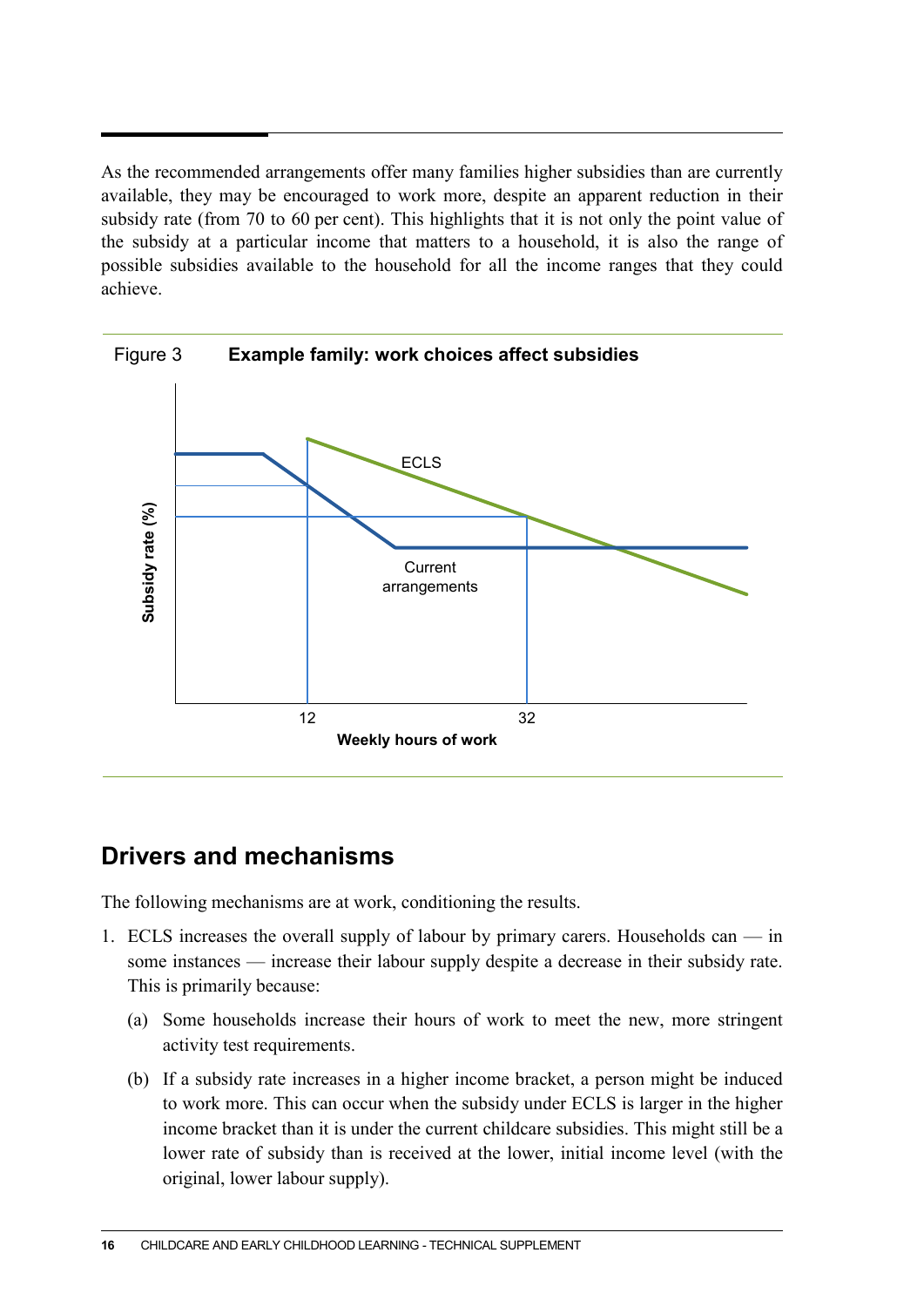As the recommended arrangements offer many families higher subsidies than are currently available, they may be encouraged to work more, despite an apparent reduction in their subsidy rate (from 70 to 60 per cent). This highlights that it is not only the point value of the subsidy at a particular income that matters to a household, it is also the range of possible subsidies available to the household for all the income ranges that they could achieve.

Figure 3 **Example family: work choices affect subsidies**

## Drivers and mechanisms

The following mechanisms are at work, conditioning the results.

1. ECLS increases the overall supply of labour by primary carers. Households can — in some instances — increase their labour supply despite a decrease in their subsidy rate. This is primarily because:

   (a) Some households increase their hours of work to meet the new, more stringent activity test requirements.

   (b) If a subsidy rate increases in a higher income bracket, a person might be induced to work more. This can occur when the subsidy under ECLS is larger in the higher income bracket than it is under the current childcare subsidies. This might still be a lower rate of subsidy than is received at the lower, initial income level (with the original, lower labour supply).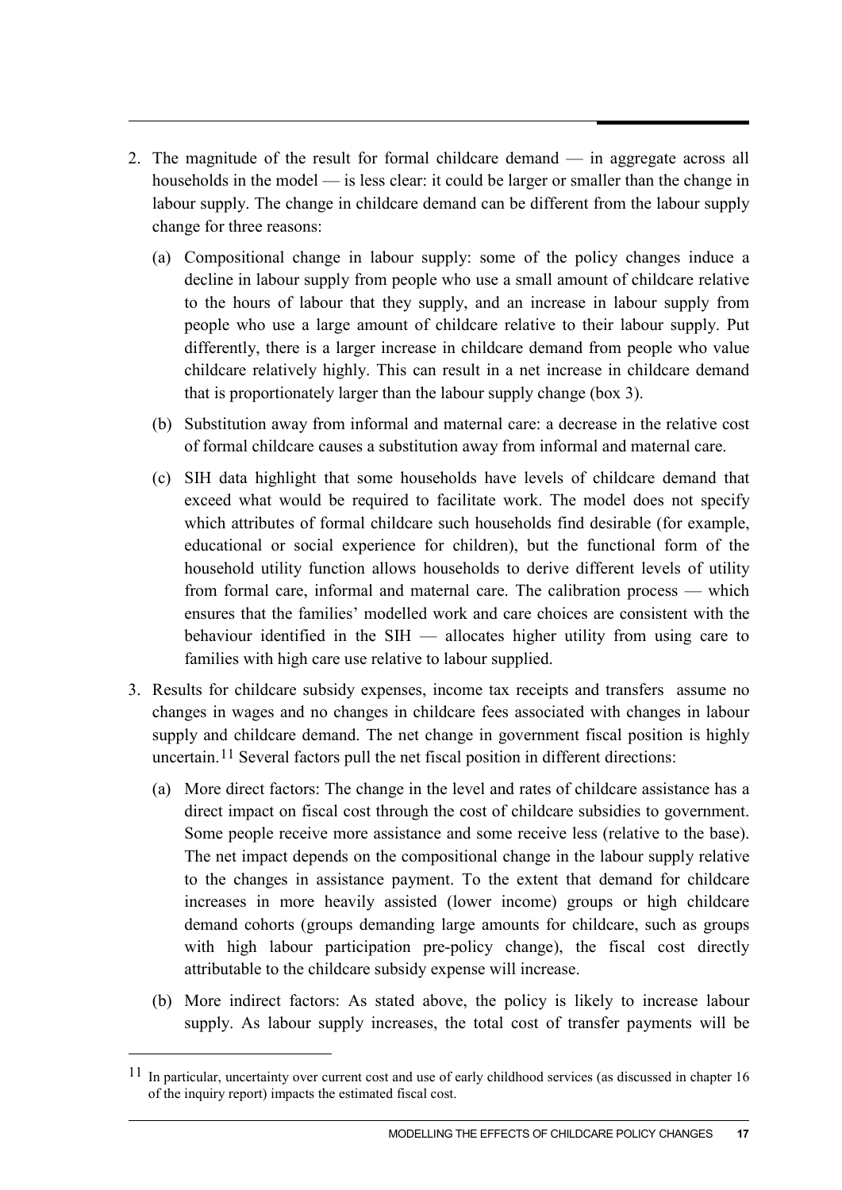2. The magnitude of the result for formal childcare demand — in aggregate across all households in the model — is less clear: it could be larger or smaller than the change in labour supply. The change in childcare demand can be different from the labour supply change for three reasons:

   (a) Compositional change in labour supply: some of the policy changes induce a decline in labour supply from people who use a small amount of childcare relative to the hours of labour that they supply, and an increase in labour supply from people who use a large amount of childcare relative to their labour supply. Put differently, there is a larger increase in childcare demand from people who value childcare relatively highly. This can result in a net increase in childcare demand that is proportionately larger than the labour supply change (box 3).

   (b) Substitution away from informal and maternal care: a decrease in the relative cost of formal childcare causes a substitution away from informal and maternal care.

   (c) SIH data highlight that some households have levels of childcare demand that exceed what would be required to facilitate work. The model does not specify which attributes of formal childcare such households find desirable (for example, educational or social experience for children), but the functional form of the household utility function allows households to derive different levels of utility from formal care, informal and maternal care. The calibration process — which ensures that the families' modelled work and care choices are consistent with the behaviour identified in the SIH — allocates higher utility from using care to families with high care use relative to labour supplied.

3. Results for childcare subsidy expenses, income tax receipts and transfers assume no changes in wages and no changes in childcare fees associated with changes in labour supply and childcare demand. The net change in government fiscal position is highly uncertain.[11] Several factors pull the net fiscal position in different directions:

   (a) More direct factors: The change in the level and rates of childcare assistance has a direct impact on fiscal cost through the cost of childcare subsidies to government. Some people receive more assistance and some receive less (relative to the base). The net impact depends on the compositional change in the labour supply relative to the changes in assistance payment. To the extent that demand for childcare increases in more heavily assisted (lower income) groups or high childcare demand cohorts (groups demanding large amounts for childcare, such as groups with high labour participation pre-policy change), the fiscal cost directly attributable to the childcare subsidy expense will increase.

   (b) More indirect factors: As stated above, the policy is likely to increase labour supply. As labour supply increases, the total cost of transfer payments will be

[11] In particular, uncertainty over current cost and use of early childhood services (as discussed in chapter 16 of the inquiry report) impacts the estimated fiscal cost.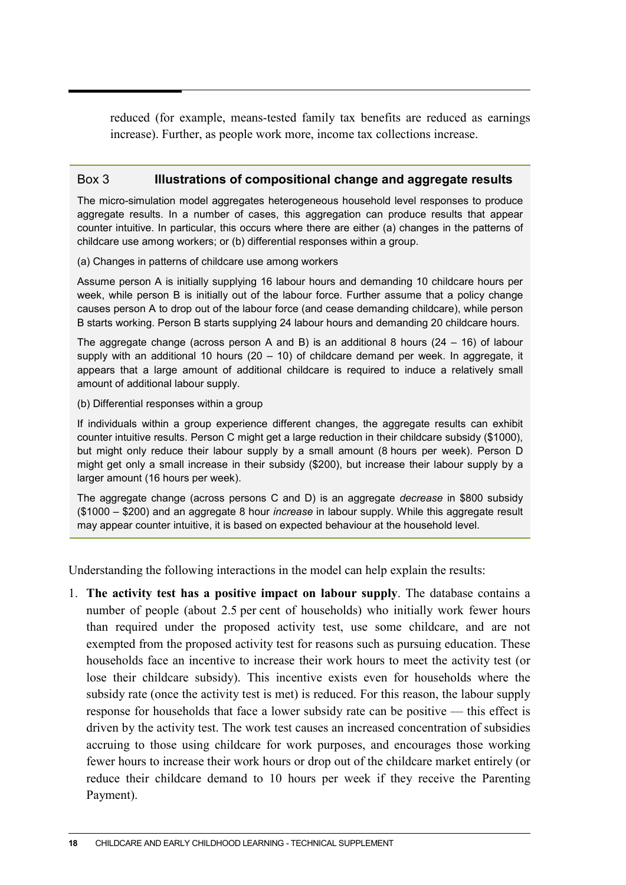reduced (for example, means-tested family tax benefits are reduced as earnings increase). Further, as people work more, income tax collections increase.

### Box 3 Illustrations of compositional change and aggregate results

The micro-simulation model aggregates heterogeneous household level responses to produce aggregate results. In a number of cases, this aggregation can produce results that appear counter intuitive. In particular, this occurs where there are either (a) changes in the patterns of childcare use among workers; or (b) differential responses within a group.

(a) Changes in patterns of childcare use among workers

Assume person A is initially supplying 16 labour hours and demanding 10 childcare hours per week, while person B is initially out of the labour force. Further assume that a policy change causes person A to drop out of the labour force (and cease demanding childcare), while person B starts working. Person B starts supplying 24 labour hours and demanding 20 childcare hours.

The aggregate change (across person A and B) is an additional 8 hours (24 – 16) of labour supply with an additional 10 hours (20 – 10) of childcare demand per week. In aggregate, it appears that a large amount of additional childcare is required to induce a relatively small amount of additional labour supply.

(b) Differential responses within a group

If individuals within a group experience different changes, the aggregate results can exhibit counter intuitive results. Person C might get a large reduction in their childcare subsidy ($1000), but might only reduce their labour supply by a small amount (8 hours per week). Person D might get only a small increase in their subsidy ($200), but increase their labour supply by a larger amount (16 hours per week).

The aggregate change (across persons C and D) is an aggregate *decrease* in $800 subsidy ($1000 – $200) and an aggregate 8 hour *increase* in labour supply. While this aggregate result may appear counter intuitive, it is based on expected behaviour at the household level.

Understanding the following interactions in the model can help explain the results:

1. **The activity test has a positive impact on labour supply**. The database contains a number of people (about 2.5 per cent of households) who initially work fewer hours than required under the proposed activity test, use some childcare, and are not exempted from the proposed activity test for reasons such as pursuing education. These households face an incentive to increase their work hours to meet the activity test (or lose their childcare subsidy). This incentive exists even for households where the subsidy rate (once the activity test is met) is reduced. For this reason, the labour supply response for households that face a lower subsidy rate can be positive — this effect is driven by the activity test. The work test causes an increased concentration of subsidies accruing to those using childcare for work purposes, and encourages those working fewer hours to increase their work hours or drop out of the childcare market entirely (or reduce their childcare demand to 10 hours per week if they receive the Parenting Payment).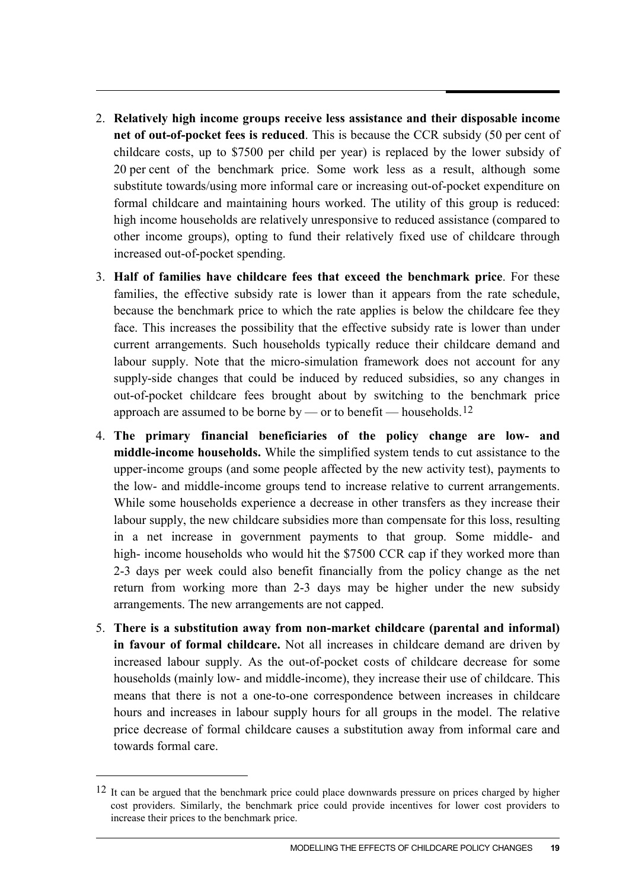2. **Relatively high income groups receive less assistance and their disposable income net of out-of-pocket fees is reduced**. This is because the CCR subsidy (50 per cent of childcare costs, up to $7500 per child per year) is replaced by the lower subsidy of 20 per cent of the benchmark price. Some work less as a result, although some substitute towards/using more informal care or increasing out-of-pocket expenditure on formal childcare and maintaining hours worked. The utility of this group is reduced: high income households are relatively unresponsive to reduced assistance (compared to other income groups), opting to fund their relatively fixed use of childcare through increased out-of-pocket spending.

3. **Half of families have childcare fees that exceed the benchmark price**. For these families, the effective subsidy rate is lower than it appears from the rate schedule, because the benchmark price to which the rate applies is below the childcare fee they face. This increases the possibility that the effective subsidy rate is lower than under current arrangements. Such households typically reduce their childcare demand and labour supply. Note that the micro-simulation framework does not account for any supply-side changes that could be induced by reduced subsidies, so any changes in out-of-pocket childcare fees brought about by switching to the benchmark price approach are assumed to be borne by — or to benefit — households.[12]

4. **The primary financial beneficiaries of the policy change are low- and middle-income households.** While the simplified system tends to cut assistance to the upper-income groups (and some people affected by the new activity test), payments to the low- and middle-income groups tend to increase relative to current arrangements. While some households experience a decrease in other transfers as they increase their labour supply, the new childcare subsidies more than compensate for this loss, resulting in a net increase in government payments to that group. Some middle- and high- income households who would hit the $7500 CCR cap if they worked more than 2-3 days per week could also benefit financially from the policy change as the net return from working more than 2-3 days may be higher under the new subsidy arrangements. The new arrangements are not capped.

5. **There is a substitution away from non-market childcare (parental and informal) in favour of formal childcare.** Not all increases in childcare demand are driven by increased labour supply. As the out-of-pocket costs of childcare decrease for some households (mainly low- and middle-income), they increase their use of childcare. This means that there is not a one-to-one correspondence between increases in childcare hours and increases in labour supply hours for all groups in the model. The relative price decrease of formal childcare causes a substitution away from informal care and towards formal care.

---

[12] It can be argued that the benchmark price could place downwards pressure on prices charged by higher cost providers. Similarly, the benchmark price could provide incentives for lower cost providers to increase their prices to the benchmark price.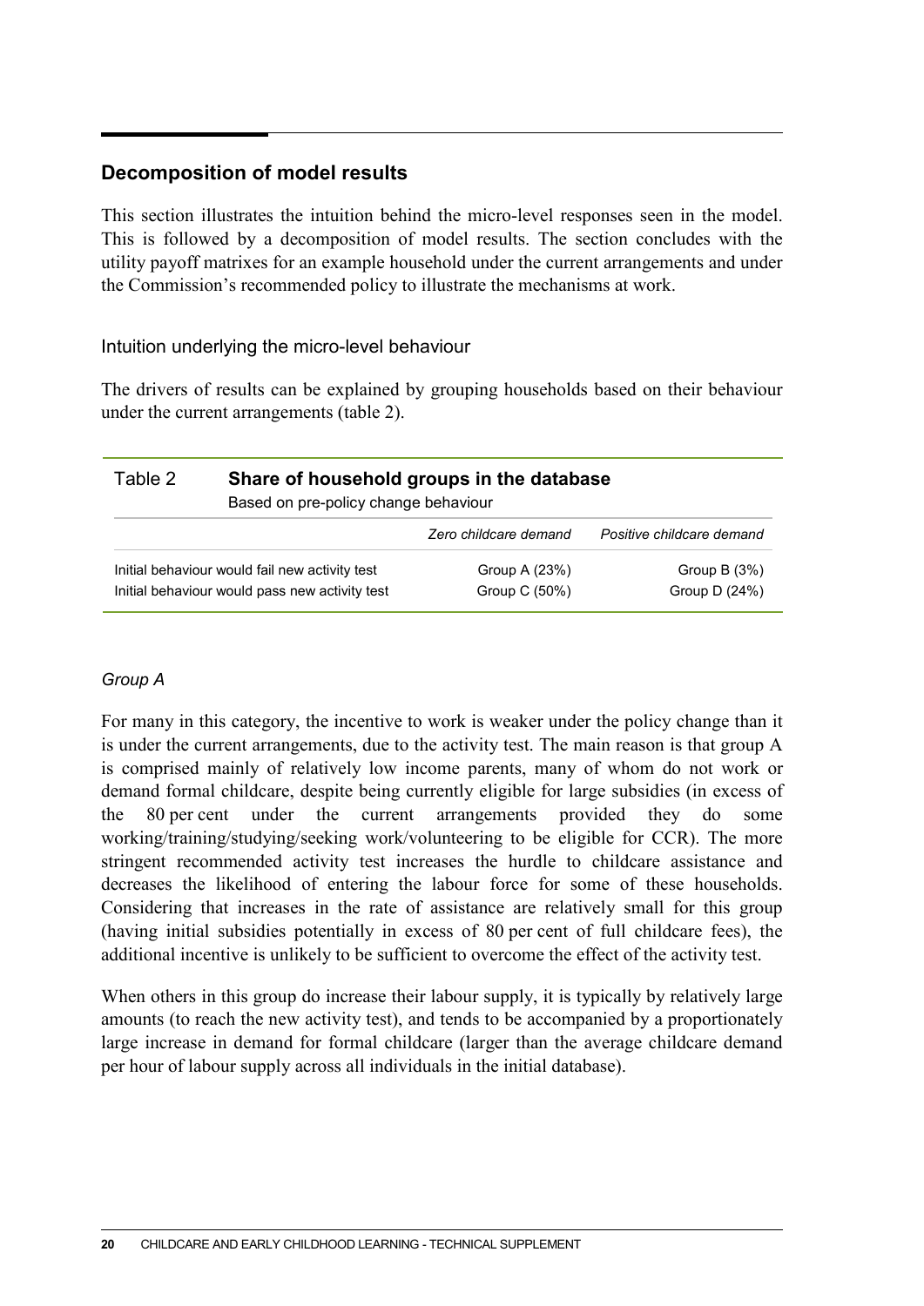## Decomposition of model results

This section illustrates the intuition behind the micro-level responses seen in the model. This is followed by a decomposition of model results. The section concludes with the utility payoff matrixes for an example household under the current arrangements and under the Commission's recommended policy to illustrate the mechanisms at work.

### Intuition underlying the micro-level behaviour

The drivers of results can be explained by grouping households based on their behaviour under the current arrangements (table 2).

**Table 2 Share of household groups in the database**
Based on pre-policy change behaviour

| | *Zero childcare demand* | *Positive childcare demand* |
|---|---|---|
| Initial behaviour would fail new activity test | Group A (23%) | Group B (3%) |
| Initial behaviour would pass new activity test | Group C (50%) | Group D (24%) |

*Group A*

For many in this category, the incentive to work is weaker under the policy change than it is under the current arrangements, due to the activity test. The main reason is that group A is comprised mainly of relatively low income parents, many of whom do not work or demand formal childcare, despite being currently eligible for large subsidies (in excess of the 80 per cent under the current arrangements provided they do some working/training/studying/seeking work/volunteering to be eligible for CCR). The more stringent recommended activity test increases the hurdle to childcare assistance and decreases the likelihood of entering the labour force for some of these households. Considering that increases in the rate of assistance are relatively small for this group (having initial subsidies potentially in excess of 80 per cent of full childcare fees), the additional incentive is unlikely to be sufficient to overcome the effect of the activity test.

When others in this group do increase their labour supply, it is typically by relatively large amounts (to reach the new activity test), and tends to be accompanied by a proportionately large increase in demand for formal childcare (larger than the average childcare demand per hour of labour supply across all individuals in the initial database).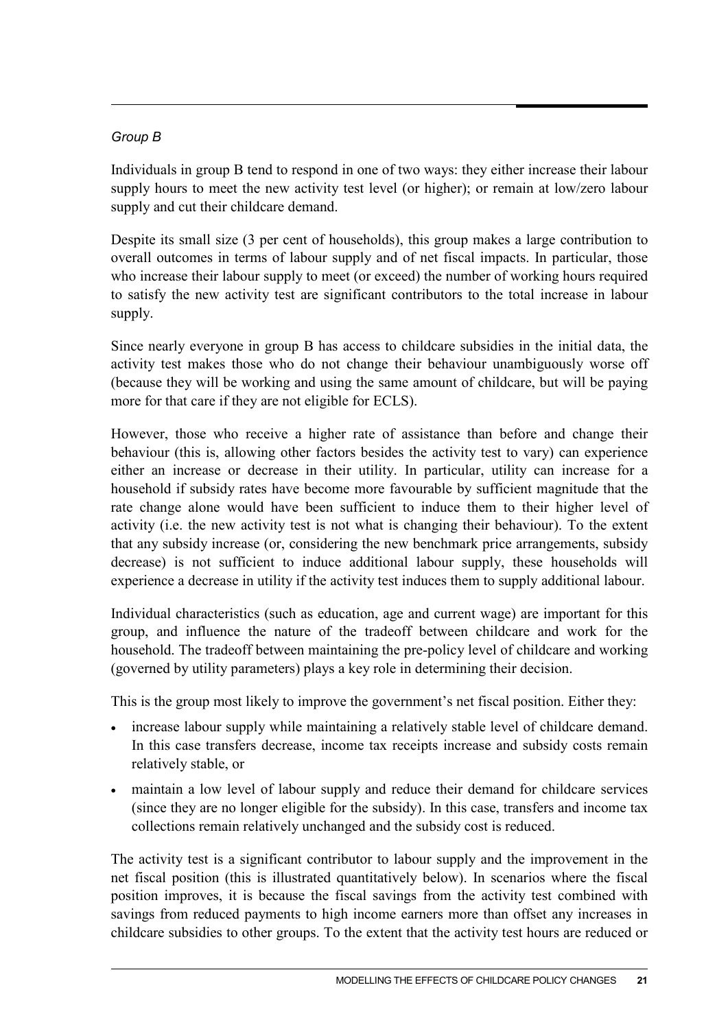*Group B*

Individuals in group B tend to respond in one of two ways: they either increase their labour supply hours to meet the new activity test level (or higher); or remain at low/zero labour supply and cut their childcare demand.

Despite its small size (3 per cent of households), this group makes a large contribution to overall outcomes in terms of labour supply and of net fiscal impacts. In particular, those who increase their labour supply to meet (or exceed) the number of working hours required to satisfy the new activity test are significant contributors to the total increase in labour supply.

Since nearly everyone in group B has access to childcare subsidies in the initial data, the activity test makes those who do not change their behaviour unambiguously worse off (because they will be working and using the same amount of childcare, but will be paying more for that care if they are not eligible for ECLS).

However, those who receive a higher rate of assistance than before and change their behaviour (this is, allowing other factors besides the activity test to vary) can experience either an increase or decrease in their utility. In particular, utility can increase for a household if subsidy rates have become more favourable by sufficient magnitude that the rate change alone would have been sufficient to induce them to their higher level of activity (i.e. the new activity test is not what is changing their behaviour). To the extent that any subsidy increase (or, considering the new benchmark price arrangements, subsidy decrease) is not sufficient to induce additional labour supply, these households will experience a decrease in utility if the activity test induces them to supply additional labour.

Individual characteristics (such as education, age and current wage) are important for this group, and influence the nature of the tradeoff between childcare and work for the household. The tradeoff between maintaining the pre-policy level of childcare and working (governed by utility parameters) plays a key role in determining their decision.

This is the group most likely to improve the government's net fiscal position. Either they:

- increase labour supply while maintaining a relatively stable level of childcare demand. In this case transfers decrease, income tax receipts increase and subsidy costs remain relatively stable, or
- maintain a low level of labour supply and reduce their demand for childcare services (since they are no longer eligible for the subsidy). In this case, transfers and income tax collections remain relatively unchanged and the subsidy cost is reduced.

The activity test is a significant contributor to labour supply and the improvement in the net fiscal position (this is illustrated quantitatively below). In scenarios where the fiscal position improves, it is because the fiscal savings from the activity test combined with savings from reduced payments to high income earners more than offset any increases in childcare subsidies to other groups. To the extent that the activity test hours are reduced or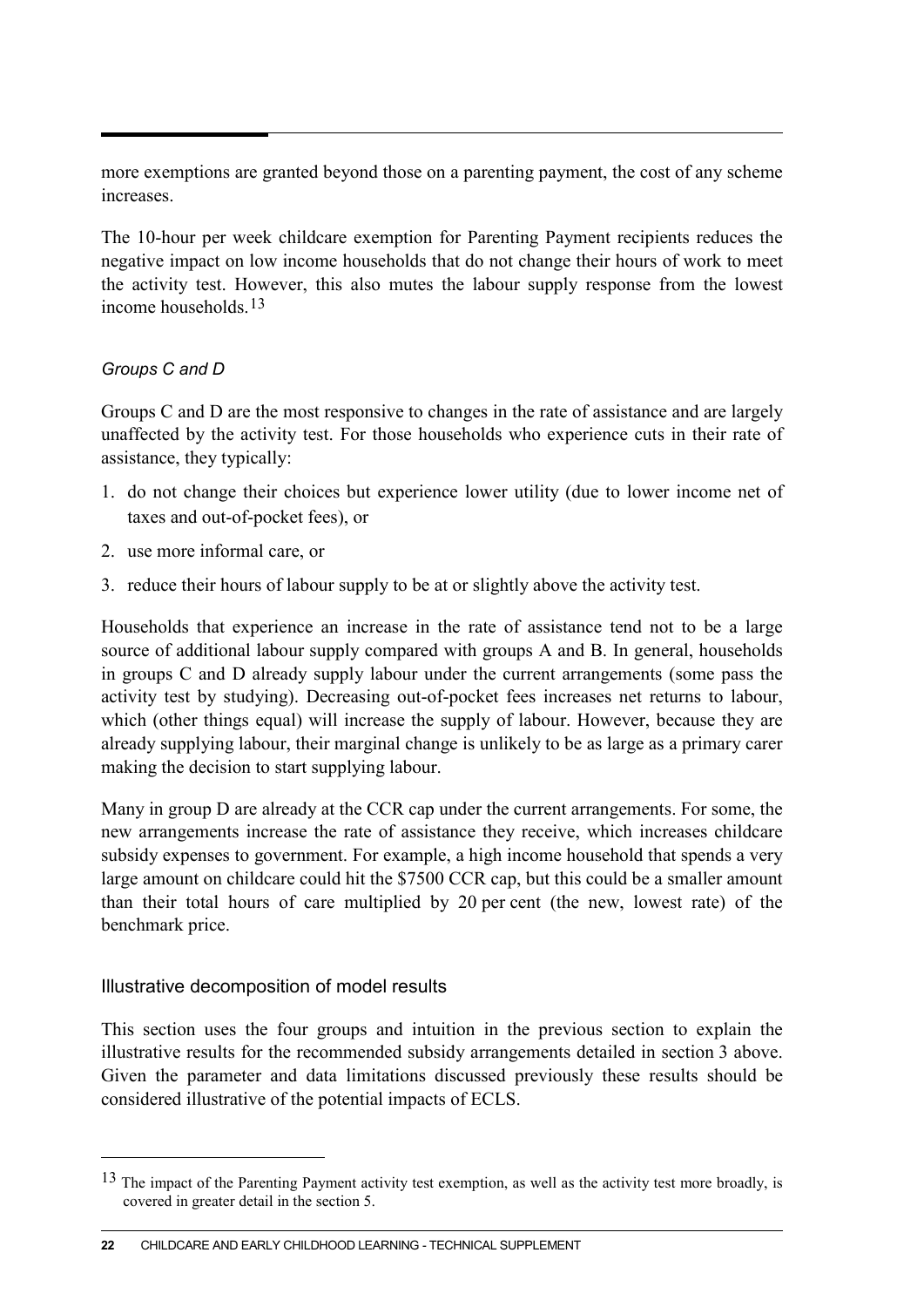more exemptions are granted beyond those on a parenting payment, the cost of any scheme increases.

The 10-hour per week childcare exemption for Parenting Payment recipients reduces the negative impact on low income households that do not change their hours of work to meet the activity test. However, this also mutes the labour supply response from the lowest income households.[13]

### *Groups C and D*

Groups C and D are the most responsive to changes in the rate of assistance and are largely unaffected by the activity test. For those households who experience cuts in their rate of assistance, they typically:

1. do not change their choices but experience lower utility (due to lower income net of taxes and out-of-pocket fees), or
2. use more informal care, or
3. reduce their hours of labour supply to be at or slightly above the activity test.

Households that experience an increase in the rate of assistance tend not to be a large source of additional labour supply compared with groups A and B. In general, households in groups C and D already supply labour under the current arrangements (some pass the activity test by studying). Decreasing out-of-pocket fees increases net returns to labour, which (other things equal) will increase the supply of labour. However, because they are already supplying labour, their marginal change is unlikely to be as large as a primary carer making the decision to start supplying labour.

Many in group D are already at the CCR cap under the current arrangements. For some, the new arrangements increase the rate of assistance they receive, which increases childcare subsidy expenses to government. For example, a high income household that spends a very large amount on childcare could hit the $7500 CCR cap, but this could be a smaller amount than their total hours of care multiplied by 20 per cent (the new, lowest rate) of the benchmark price.

## Illustrative decomposition of model results

This section uses the four groups and intuition in the previous section to explain the illustrative results for the recommended subsidy arrangements detailed in section 3 above. Given the parameter and data limitations discussed previously these results should be considered illustrative of the potential impacts of ECLS.

---

[13] The impact of the Parenting Payment activity test exemption, as well as the activity test more broadly, is covered in greater detail in the section 5.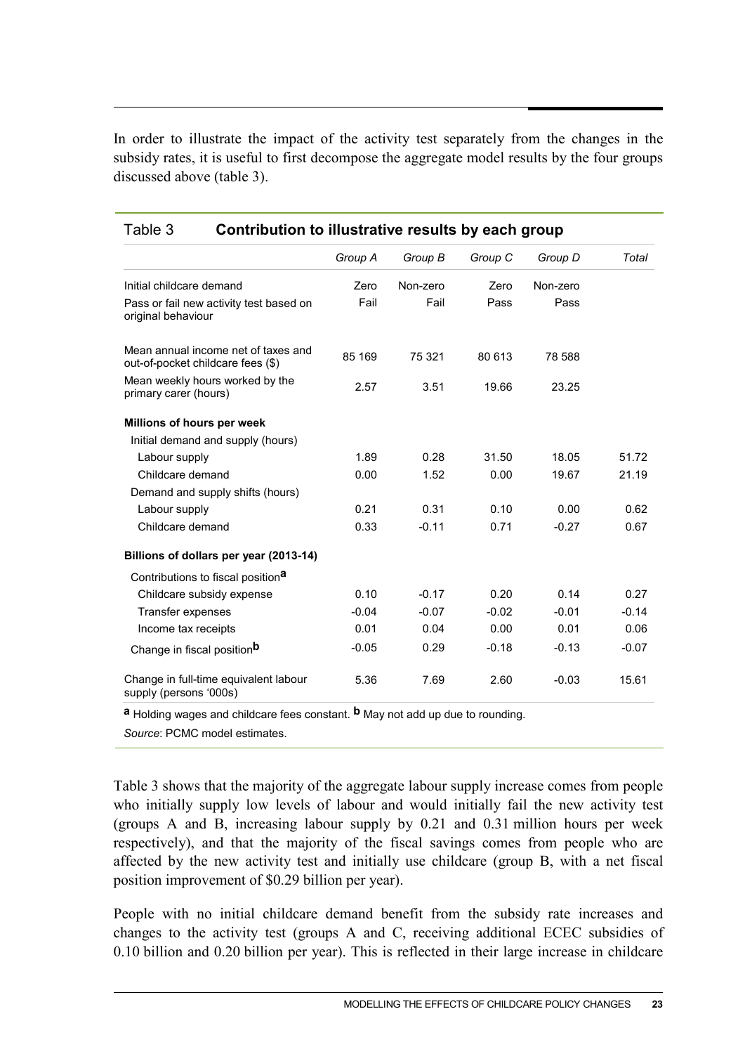In order to illustrate the impact of the activity test separately from the changes in the subsidy rates, it is useful to first decompose the aggregate model results by the four groups discussed above (table 3).

Table 3 **Contribution to illustrative results by each group**

| | *Group A* | *Group B* | *Group C* | *Group D* | *Total* |
|---|---|---|---|---|---|
| Initial childcare demand | Zero | Non-zero | Zero | Non-zero | |
| Pass or fail new activity test based on original behaviour | Fail | Fail | Pass | Pass | |
| Mean annual income net of taxes and out-of-pocket childcare fees ($) | 85 169 | 75 321 | 80 613 | 78 588 | |
| Mean weekly hours worked by the primary carer (hours) | 2.57 | 3.51 | 19.66 | 23.25 | |
| **Millions of hours per week** | | | | | |
| Initial demand and supply (hours) | | | | | |
| Labour supply | 1.89 | 0.28 | 31.50 | 18.05 | 51.72 |
| Childcare demand | 0.00 | 1.52 | 0.00 | 19.67 | 21.19 |
| Demand and supply shifts (hours) | | | | | |
| Labour supply | 0.21 | 0.31 | 0.10 | 0.00 | 0.62 |
| Childcare demand | 0.33 | -0.11 | 0.71 | -0.27 | 0.67 |
| **Billions of dollars per year (2013-14)** | | | | | |
| Contributions to fiscal position[a] | | | | | |
| Childcare subsidy expense | 0.10 | -0.17 | 0.20 | 0.14 | 0.27 |
| Transfer expenses | -0.04 | -0.07 | -0.02 | -0.01 | -0.14 |
| Income tax receipts | 0.01 | 0.04 | 0.00 | 0.01 | 0.06 |
| Change in fiscal position[b] | -0.05 | 0.29 | -0.18 | -0.13 | -0.07 |
| Change in full-time equivalent labour supply (persons '000s) | 5.36 | 7.69 | 2.60 | -0.03 | 15.61 |

[a] Holding wages and childcare fees constant. [b] May not add up due to rounding.

*Source*: PCMC model estimates.

Table 3 shows that the majority of the aggregate labour supply increase comes from people who initially supply low levels of labour and would initially fail the new activity test (groups A and B, increasing labour supply by 0.21 and 0.31 million hours per week respectively), and that the majority of the fiscal savings comes from people who are affected by the new activity test and initially use childcare (group B, with a net fiscal position improvement of $0.29 billion per year).

People with no initial childcare demand benefit from the subsidy rate increases and changes to the activity test (groups A and C, receiving additional ECEC subsidies of 0.10 billion and 0.20 billion per year). This is reflected in their large increase in childcare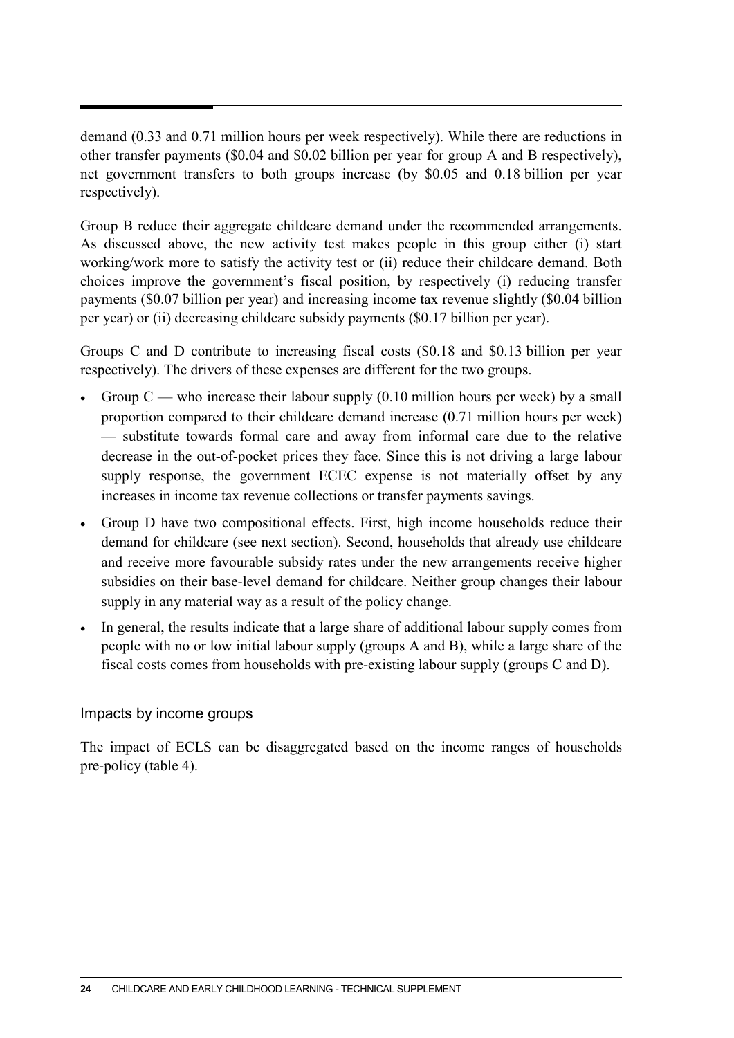demand (0.33 and 0.71 million hours per week respectively). While there are reductions in other transfer payments ($0.04 and $0.02 billion per year for group A and B respectively), net government transfers to both groups increase (by $0.05 and 0.18 billion per year respectively).

Group B reduce their aggregate childcare demand under the recommended arrangements. As discussed above, the new activity test makes people in this group either (i) start working/work more to satisfy the activity test or (ii) reduce their childcare demand. Both choices improve the government's fiscal position, by respectively (i) reducing transfer payments ($0.07 billion per year) and increasing income tax revenue slightly ($0.04 billion per year) or (ii) decreasing childcare subsidy payments ($0.17 billion per year).

Groups C and D contribute to increasing fiscal costs ($0.18 and $0.13 billion per year respectively). The drivers of these expenses are different for the two groups.

- Group C — who increase their labour supply (0.10 million hours per week) by a small proportion compared to their childcare demand increase (0.71 million hours per week) — substitute towards formal care and away from informal care due to the relative decrease in the out-of-pocket prices they face. Since this is not driving a large labour supply response, the government ECEC expense is not materially offset by any increases in income tax revenue collections or transfer payments savings.
- Group D have two compositional effects. First, high income households reduce their demand for childcare (see next section). Second, households that already use childcare and receive more favourable subsidy rates under the new arrangements receive higher subsidies on their base-level demand for childcare. Neither group changes their labour supply in any material way as a result of the policy change.
- In general, the results indicate that a large share of additional labour supply comes from people with no or low initial labour supply (groups A and B), while a large share of the fiscal costs comes from households with pre-existing labour supply (groups C and D).

### Impacts by income groups

The impact of ECLS can be disaggregated based on the income ranges of households pre-policy (table 4).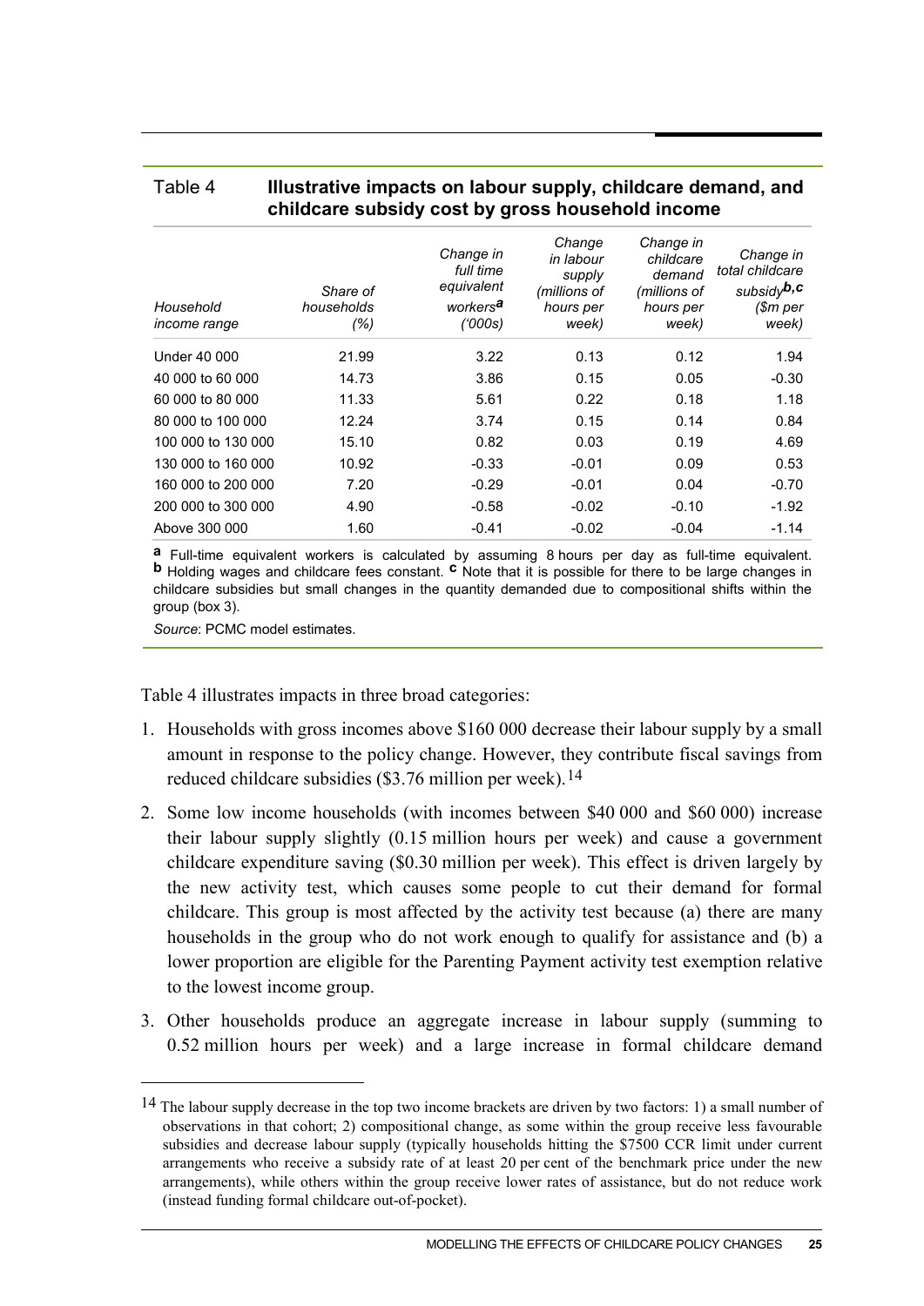Table 4 **Illustrative impacts on labour supply, childcare demand, and childcare subsidy cost by gross household income**

| *Household income range* | *Share of households (%)* | *Change in full time equivalent workers*[a] *('000s)* | *Change in labour supply (millions of hours per week)* | *Change in childcare demand (millions of hours per week)* | *Change in total childcare subsidy*[b,c] *($m per week)* |
|---|---|---|---|---|---|
| Under 40 000 | 21.99 | 3.22 | 0.13 | 0.12 | 1.94 |
| 40 000 to 60 000 | 14.73 | 3.86 | 0.15 | 0.05 | -0.30 |
| 60 000 to 80 000 | 11.33 | 5.61 | 0.22 | 0.18 | 1.18 |
| 80 000 to 100 000 | 12.24 | 3.74 | 0.15 | 0.14 | 0.84 |
| 100 000 to 130 000 | 15.10 | 0.82 | 0.03 | 0.19 | 4.69 |
| 130 000 to 160 000 | 10.92 | -0.33 | -0.01 | 0.09 | 0.53 |
| 160 000 to 200 000 | 7.20 | -0.29 | -0.01 | 0.04 | -0.70 |
| 200 000 to 300 000 | 4.90 | -0.58 | -0.02 | -0.10 | -1.92 |
| Above 300 000 | 1.60 | -0.41 | -0.02 | -0.04 | -1.14 |

[a] Full-time equivalent workers is calculated by assuming 8 hours per day as full-time equivalent. [b] Holding wages and childcare fees constant. [c] Note that it is possible for there to be large changes in childcare subsidies but small changes in the quantity demanded due to compositional shifts within the group (box 3).

*Source*: PCMC model estimates.

Table 4 illustrates impacts in three broad categories:

1. Households with gross incomes above $160 000 decrease their labour supply by a small amount in response to the policy change. However, they contribute fiscal savings from reduced childcare subsidies ($3.76 million per week).[14]
2. Some low income households (with incomes between $40 000 and $60 000) increase their labour supply slightly (0.15 million hours per week) and cause a government childcare expenditure saving ($0.30 million per week). This effect is driven largely by the new activity test, which causes some people to cut their demand for formal childcare. This group is most affected by the activity test because (a) there are many households in the group who do not work enough to qualify for assistance and (b) a lower proportion are eligible for the Parenting Payment activity test exemption relative to the lowest income group.
3. Other households produce an aggregate increase in labour supply (summing to 0.52 million hours per week) and a large increase in formal childcare demand

---

[14] The labour supply decrease in the top two income brackets are driven by two factors: 1) a small number of observations in that cohort; 2) compositional change, as some within the group receive less favourable subsidies and decrease labour supply (typically households hitting the $7500 CCR limit under current arrangements who receive a subsidy rate of at least 20 per cent of the benchmark price under the new arrangements), while others within the group receive lower rates of assistance, but do not reduce work (instead funding formal childcare out-of-pocket).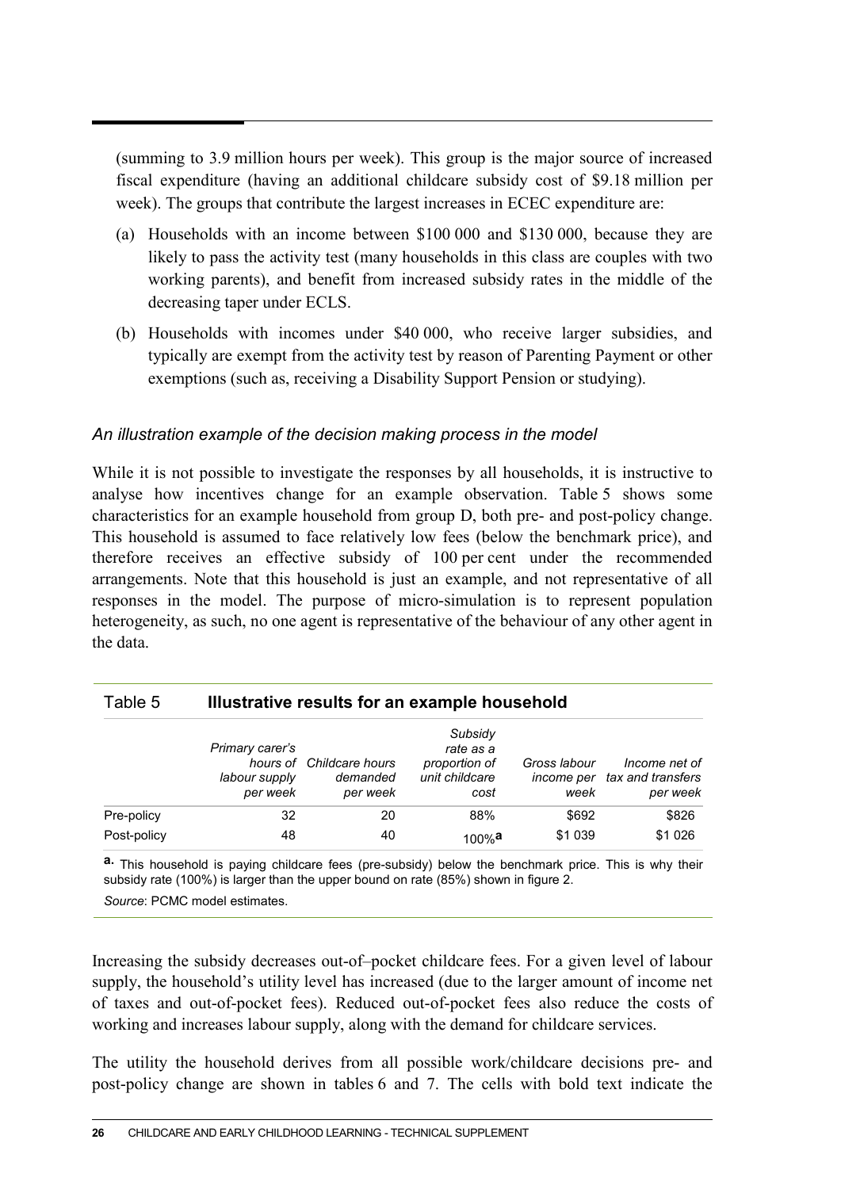(summing to 3.9 million hours per week). This group is the major source of increased fiscal expenditure (having an additional childcare subsidy cost of $9.18 million per week). The groups that contribute the largest increases in ECEC expenditure are:

(a) Households with an income between $100 000 and $130 000, because they are likely to pass the activity test (many households in this class are couples with two working parents), and benefit from increased subsidy rates in the middle of the decreasing taper under ECLS.

(b) Households with incomes under $40 000, who receive larger subsidies, and typically are exempt from the activity test by reason of Parenting Payment or other exemptions (such as, receiving a Disability Support Pension or studying).

### *An illustration example of the decision making process in the model*

While it is not possible to investigate the responses by all households, it is instructive to analyse how incentives change for an example observation. Table 5 shows some characteristics for an example household from group D, both pre- and post-policy change. This household is assumed to face relatively low fees (below the benchmark price), and therefore receives an effective subsidy of 100 per cent under the recommended arrangements. Note that this household is just an example, and not representative of all responses in the model. The purpose of micro-simulation is to represent population heterogeneity, as such, no one agent is representative of the behaviour of any other agent in the data.

**Table 5 Illustrative results for an example household**

| | *Primary carer's hours of labour supply per week* | *Childcare hours demanded per week* | *Subsidy rate as a proportion of unit childcare cost* | *Gross labour income per week* | *Income net of tax and transfers per week* |
|---|---|---|---|---|---|
| Pre-policy | 32 | 20 | 88% | $692 | $826 |
| Post-policy | 48 | 40 | 100%[a] | $1 039 | $1 026 |

[a] This household is paying childcare fees (pre-subsidy) below the benchmark price. This is why their subsidy rate (100%) is larger than the upper bound on rate (85%) shown in figure 2.

*Source*: PCMC model estimates.

Increasing the subsidy decreases out-of–pocket childcare fees. For a given level of labour supply, the household's utility level has increased (due to the larger amount of income net of taxes and out-of-pocket fees). Reduced out-of-pocket fees also reduce the costs of working and increases labour supply, along with the demand for childcare services.

The utility the household derives from all possible work/childcare decisions pre- and post-policy change are shown in tables 6 and 7. The cells with bold text indicate the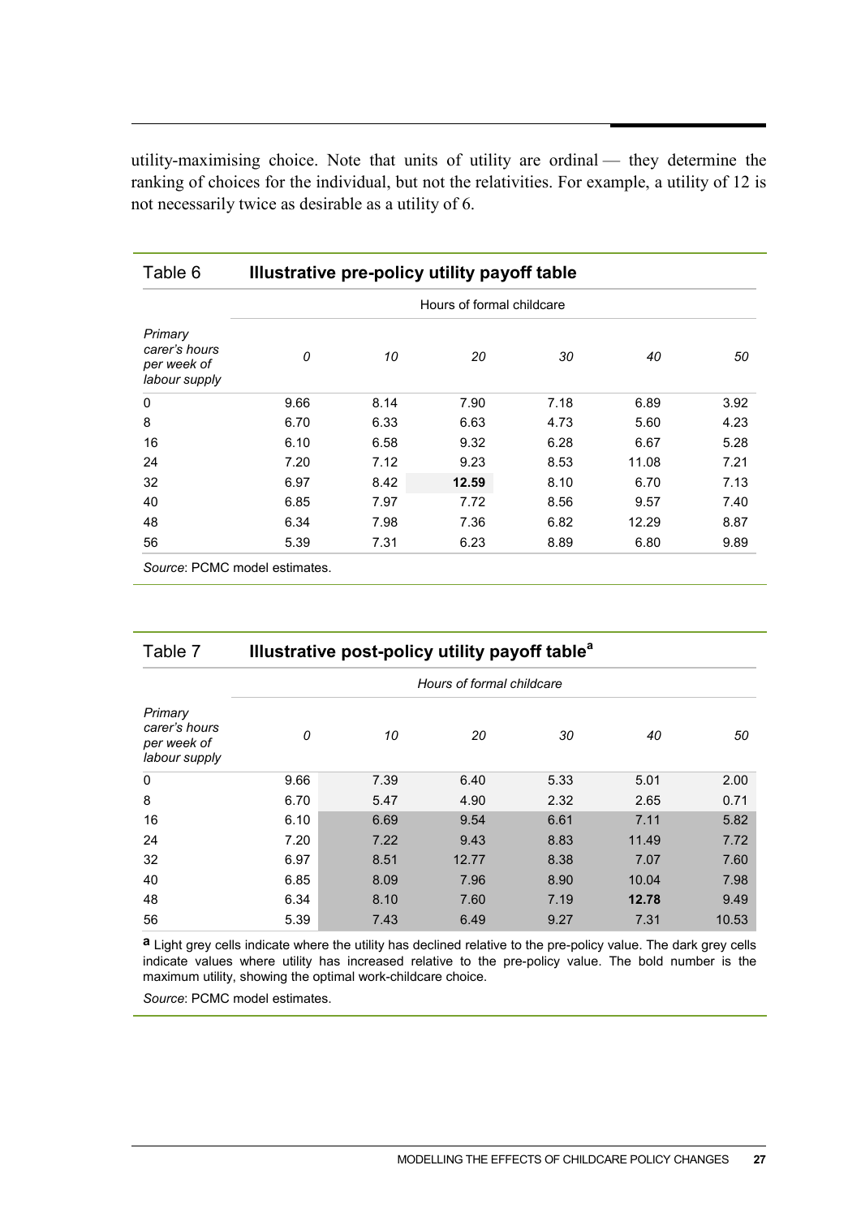utility-maximising choice. Note that units of utility are ordinal — they determine the ranking of choices for the individual, but not the relativities. For example, a utility of 12 is not necessarily twice as desirable as a utility of 6.

Table 6 **Illustrative pre-policy utility payoff table**

| *Primary carer's hours per week of labour supply* | Hours of formal childcare | | | | | |
|---|---|---|---|---|---|---|
| | *0* | *10* | *20* | *30* | *40* | *50* |
| 0 | 9.66 | 8.14 | 7.90 | 7.18 | 6.89 | 3.92 |
| 8 | 6.70 | 6.33 | 6.63 | 4.73 | 5.60 | 4.23 |
| 16 | 6.10 | 6.58 | 9.32 | 6.28 | 6.67 | 5.28 |
| 24 | 7.20 | 7.12 | 9.23 | 8.53 | 11.08 | 7.21 |
| 32 | 6.97 | 8.42 | **12.59** | 8.10 | 6.70 | 7.13 |
| 40 | 6.85 | 7.97 | 7.72 | 8.56 | 9.57 | 7.40 |
| 48 | 6.34 | 7.98 | 7.36 | 6.82 | 12.29 | 8.87 |
| 56 | 5.39 | 7.31 | 6.23 | 8.89 | 6.80 | 9.89 |

*Source*: PCMC model estimates.

Table 7 **Illustrative post-policy utility payoff table**[a]

| *Primary carer's hours per week of labour supply* | *Hours of formal childcare* | | | | | |
|---|---|---|---|---|---|---|
| | *0* | *10* | *20* | *30* | *40* | *50* |
| 0 | 9.66 | 7.39 | 6.40 | 5.33 | 5.01 | 2.00 |
| 8 | 6.70 | 5.47 | 4.90 | 2.32 | 2.65 | 0.71 |
| 16 | 6.10 | 6.69 | 9.54 | 6.61 | 7.11 | 5.82 |
| 24 | 7.20 | 7.22 | 9.43 | 8.83 | 11.49 | 7.72 |
| 32 | 6.97 | 8.51 | 12.77 | 8.38 | 7.07 | 7.60 |
| 40 | 6.85 | 8.09 | 7.96 | 8.90 | 10.04 | 7.98 |
| 48 | 6.34 | 8.10 | 7.60 | 7.19 | **12.78** | 9.49 |
| 56 | 5.39 | 7.43 | 6.49 | 9.27 | 7.31 | 10.53 |

**a** Light grey cells indicate where the utility has declined relative to the pre-policy value. The dark grey cells indicate values where utility has increased relative to the pre-policy value. The bold number is the maximum utility, showing the optimal work-childcare choice.

*Source*: PCMC model estimates.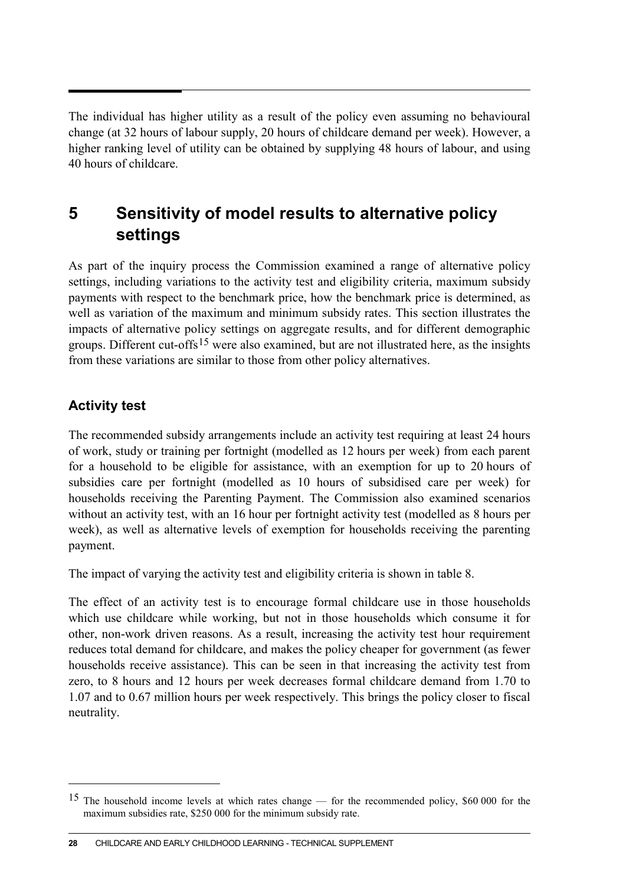The individual has higher utility as a result of the policy even assuming no behavioural change (at 32 hours of labour supply, 20 hours of childcare demand per week). However, a higher ranking level of utility can be obtained by supplying 48 hours of labour, and using 40 hours of childcare.

# 5 Sensitivity of model results to alternative policy settings

As part of the inquiry process the Commission examined a range of alternative policy settings, including variations to the activity test and eligibility criteria, maximum subsidy payments with respect to the benchmark price, how the benchmark price is determined, as well as variation of the maximum and minimum subsidy rates. This section illustrates the impacts of alternative policy settings on aggregate results, and for different demographic groups. Different cut-offs[15] were also examined, but are not illustrated here, as the insights from these variations are similar to those from other policy alternatives.

## Activity test

The recommended subsidy arrangements include an activity test requiring at least 24 hours of work, study or training per fortnight (modelled as 12 hours per week) from each parent for a household to be eligible for assistance, with an exemption for up to 20 hours of subsidies care per fortnight (modelled as 10 hours of subsidised care per week) for households receiving the Parenting Payment. The Commission also examined scenarios without an activity test, with an 16 hour per fortnight activity test (modelled as 8 hours per week), as well as alternative levels of exemption for households receiving the parenting payment.

The impact of varying the activity test and eligibility criteria is shown in table 8.

The effect of an activity test is to encourage formal childcare use in those households which use childcare while working, but not in those households which consume it for other, non-work driven reasons. As a result, increasing the activity test hour requirement reduces total demand for childcare, and makes the policy cheaper for government (as fewer households receive assistance). This can be seen in that increasing the activity test from zero, to 8 hours and 12 hours per week decreases formal childcare demand from 1.70 to 1.07 and to 0.67 million hours per week respectively. This brings the policy closer to fiscal neutrality.

---

[15] The household income levels at which rates change — for the recommended policy, \$60 000 for the maximum subsidies rate, \$250 000 for the minimum subsidy rate.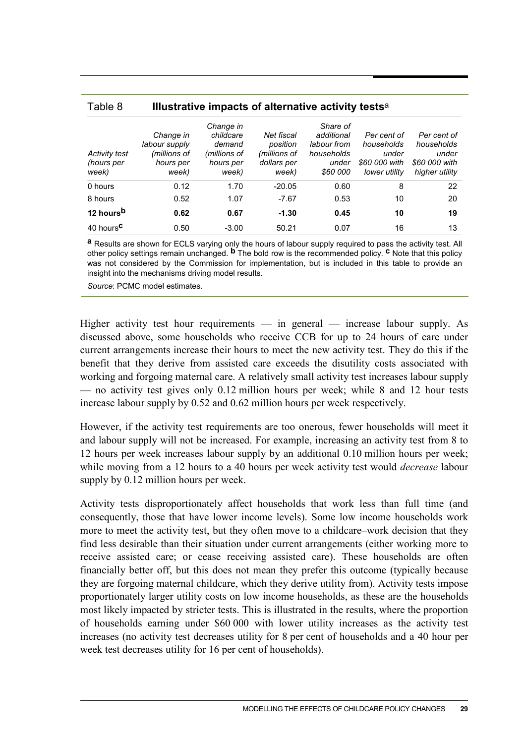Table 8 **Illustrative impacts of alternative activity tests**[a]

| *Activity test (hours per week)* | *Change in labour supply (millions of hours per week)* | *Change in childcare demand (millions of hours per week)* | *Net fiscal position (millions of dollars per week)* | *Share of additional labour from households under $60 000* | *Per cent of households under $60 000 with lower utility* | *Per cent of households under $60 000 with higher utility* |
|---|---|---|---|---|---|---|
| 0 hours | 0.12 | 1.70 | -20.05 | 0.60 | 8 | 22 |
| 8 hours | 0.52 | 1.07 | -7.67 | 0.53 | 10 | 20 |
| **12 hours[b]** | **0.62** | **0.67** | **-1.30** | **0.45** | **10** | **19** |
| 40 hours[c] | 0.50 | -3.00 | 50.21 | 0.07 | 16 | 13 |

**a** Results are shown for ECLS varying only the hours of labour supply required to pass the activity test. All other policy settings remain unchanged. **b** The bold row is the recommended policy. **c** Note that this policy was not considered by the Commission for implementation, but is included in this table to provide an insight into the mechanisms driving model results.

*Source*: PCMC model estimates.

Higher activity test hour requirements — in general — increase labour supply. As discussed above, some households who receive CCB for up to 24 hours of care under current arrangements increase their hours to meet the new activity test. They do this if the benefit that they derive from assisted care exceeds the disutility costs associated with working and forgoing maternal care. A relatively small activity test increases labour supply — no activity test gives only 0.12 million hours per week; while 8 and 12 hour tests increase labour supply by 0.52 and 0.62 million hours per week respectively.

However, if the activity test requirements are too onerous, fewer households will meet it and labour supply will not be increased. For example, increasing an activity test from 8 to 12 hours per week increases labour supply by an additional 0.10 million hours per week; while moving from a 12 hours to a 40 hours per week activity test would *decrease* labour supply by 0.12 million hours per week.

Activity tests disproportionately affect households that work less than full time (and consequently, those that have lower income levels). Some low income households work more to meet the activity test, but they often move to a childcare–work decision that they find less desirable than their situation under current arrangements (either working more to receive assisted care; or cease receiving assisted care). These households are often financially better off, but this does not mean they prefer this outcome (typically because they are forgoing maternal childcare, which they derive utility from). Activity tests impose proportionately larger utility costs on low income households, as these are the households most likely impacted by stricter tests. This is illustrated in the results, where the proportion of households earning under $60 000 with lower utility increases as the activity test increases (no activity test decreases utility for 8 per cent of households and a 40 hour per week test decreases utility for 16 per cent of households).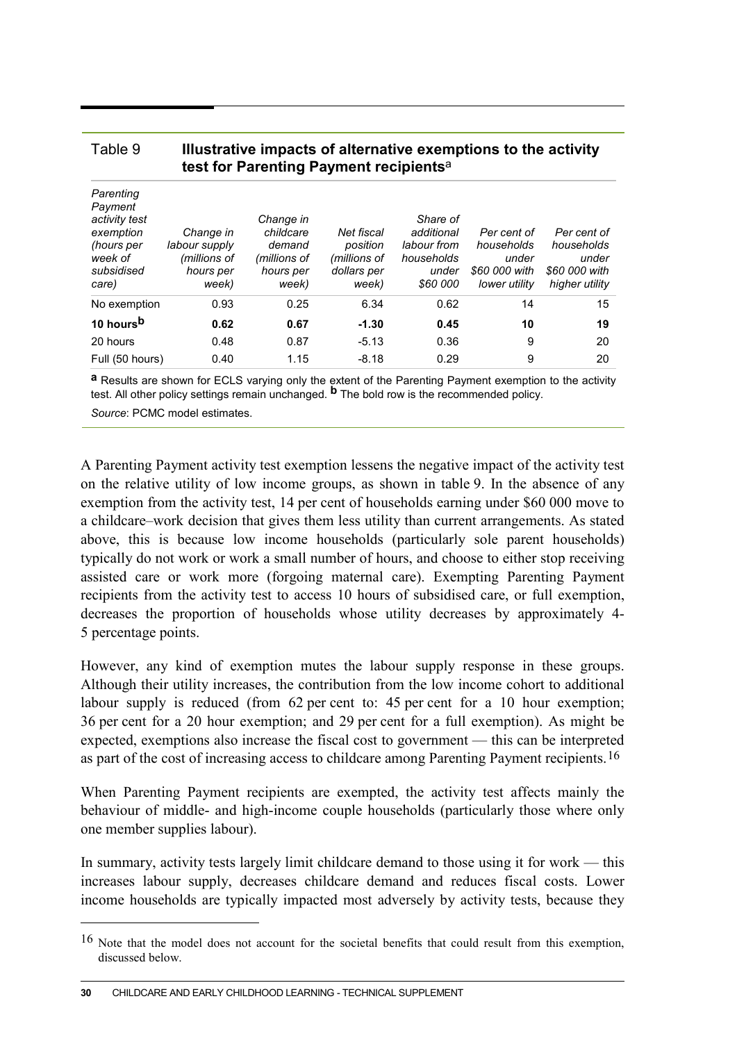Table 9 **Illustrative impacts of alternative exemptions to the activity test for Parenting Payment recipients**[a]

| *Parenting Payment activity test exemption (hours per week of subsidised care)* | *Change in labour supply (millions of hours per week)* | *Change in childcare demand (millions of hours per week)* | *Net fiscal position (millions of dollars per week)* | *Share of additional labour from households under $60 000* | *Per cent of households under $60 000 with lower utility* | *Per cent of households under $60 000 with higher utility* |
|---|---|---|---|---|---|---|
| No exemption | 0.93 | 0.25 | 6.34 | 0.62 | 14 | 15 |
| **10 hours**[b] | **0.62** | **0.67** | **-1.30** | **0.45** | **10** | **19** |
| 20 hours | 0.48 | 0.87 | -5.13 | 0.36 | 9 | 20 |
| Full (50 hours) | 0.40 | 1.15 | -8.18 | 0.29 | 9 | 20 |

**a** Results are shown for ECLS varying only the extent of the Parenting Payment exemption to the activity test. All other policy settings remain unchanged. **b** The bold row is the recommended policy.

*Source*: PCMC model estimates.

A Parenting Payment activity test exemption lessens the negative impact of the activity test on the relative utility of low income groups, as shown in table 9. In the absence of any exemption from the activity test, 14 per cent of households earning under $60 000 move to a childcare–work decision that gives them less utility than current arrangements. As stated above, this is because low income households (particularly sole parent households) typically do not work or work a small number of hours, and choose to either stop receiving assisted care or work more (forgoing maternal care). Exempting Parenting Payment recipients from the activity test to access 10 hours of subsidised care, or full exemption, decreases the proportion of households whose utility decreases by approximately 4-5 percentage points.

However, any kind of exemption mutes the labour supply response in these groups. Although their utility increases, the contribution from the low income cohort to additional labour supply is reduced (from 62 per cent to: 45 per cent for a 10 hour exemption; 36 per cent for a 20 hour exemption; and 29 per cent for a full exemption). As might be expected, exemptions also increase the fiscal cost to government — this can be interpreted as part of the cost of increasing access to childcare among Parenting Payment recipients.[16]

When Parenting Payment recipients are exempted, the activity test affects mainly the behaviour of middle- and high-income couple households (particularly those where only one member supplies labour).

In summary, activity tests largely limit childcare demand to those using it for work — this increases labour supply, decreases childcare demand and reduces fiscal costs. Lower income households are typically impacted most adversely by activity tests, because they

[16] Note that the model does not account for the societal benefits that could result from this exemption, discussed below.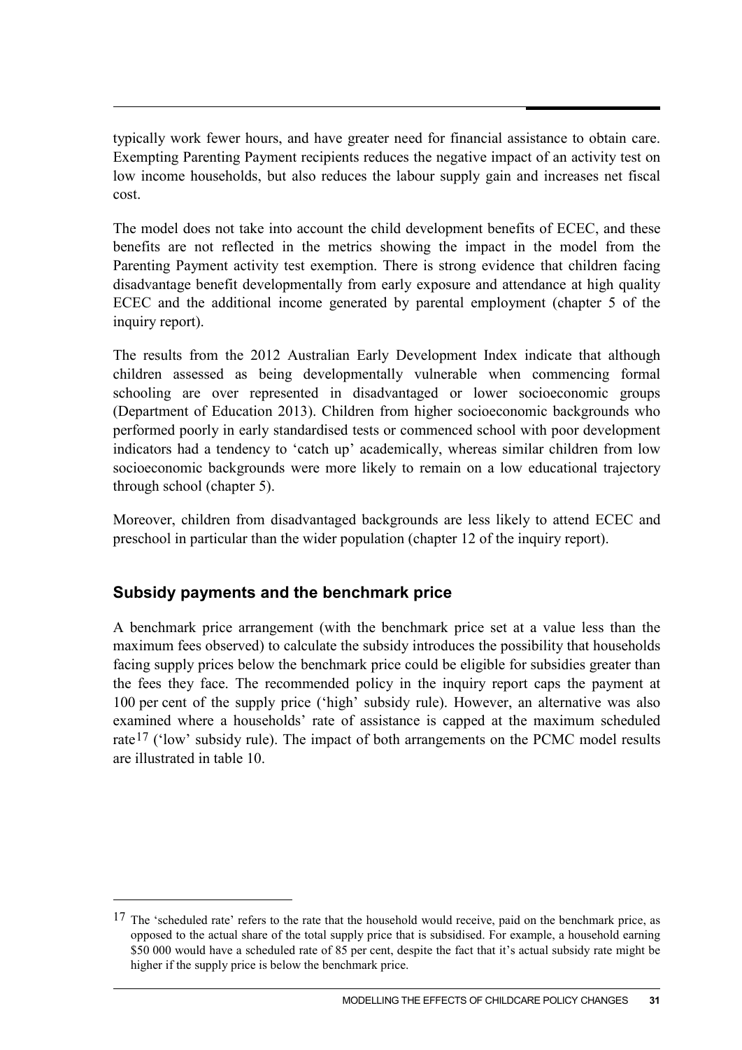typically work fewer hours, and have greater need for financial assistance to obtain care. Exempting Parenting Payment recipients reduces the negative impact of an activity test on low income households, but also reduces the labour supply gain and increases net fiscal cost.

The model does not take into account the child development benefits of ECEC, and these benefits are not reflected in the metrics showing the impact in the model from the Parenting Payment activity test exemption. There is strong evidence that children facing disadvantage benefit developmentally from early exposure and attendance at high quality ECEC and the additional income generated by parental employment (chapter 5 of the inquiry report).

The results from the 2012 Australian Early Development Index indicate that although children assessed as being developmentally vulnerable when commencing formal schooling are over represented in disadvantaged or lower socioeconomic groups (Department of Education 2013). Children from higher socioeconomic backgrounds who performed poorly in early standardised tests or commenced school with poor development indicators had a tendency to 'catch up' academically, whereas similar children from low socioeconomic backgrounds were more likely to remain on a low educational trajectory through school (chapter 5).

Moreover, children from disadvantaged backgrounds are less likely to attend ECEC and preschool in particular than the wider population (chapter 12 of the inquiry report).

## Subsidy payments and the benchmark price

A benchmark price arrangement (with the benchmark price set at a value less than the maximum fees observed) to calculate the subsidy introduces the possibility that households facing supply prices below the benchmark price could be eligible for subsidies greater than the fees they face. The recommended policy in the inquiry report caps the payment at 100 per cent of the supply price ('high' subsidy rule). However, an alternative was also examined where a households' rate of assistance is capped at the maximum scheduled rate[17] ('low' subsidy rule). The impact of both arrangements on the PCMC model results are illustrated in table 10.

---

[17] The 'scheduled rate' refers to the rate that the household would receive, paid on the benchmark price, as opposed to the actual share of the total supply price that is subsidised. For example, a household earning \$50 000 would have a scheduled rate of 85 per cent, despite the fact that it's actual subsidy rate might be higher if the supply price is below the benchmark price.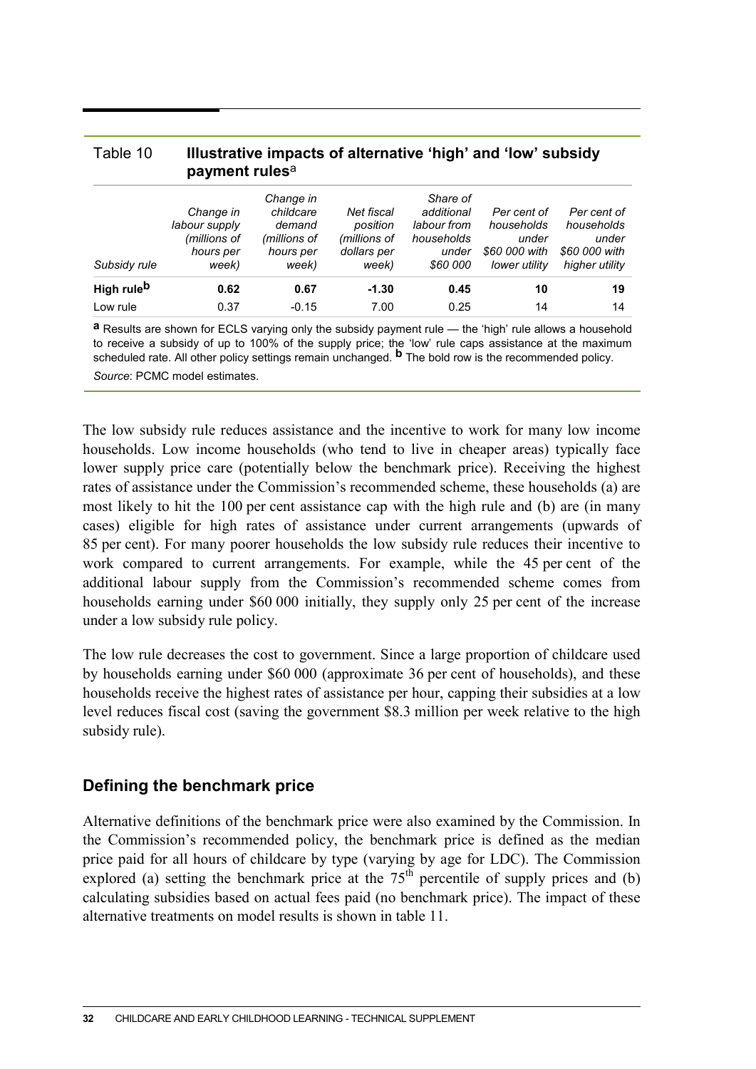Table 10 **Illustrative impacts of alternative 'high' and 'low' subsidy payment rules**[a]

| *Subsidy rule* | *Change in labour supply (millions of hours per week)* | *Change in childcare demand (millions of hours per week)* | *Net fiscal position (millions of dollars per week)* | *Share of additional labour from households under $60 000* | *Per cent of households under $60 000 with lower utility* | *Per cent of households under $60 000 with higher utility* |
|---|---|---|---|---|---|---|
| **High rule[b]** | **0.62** | **0.67** | **-1.30** | **0.45** | **10** | **19** |
| Low rule | 0.37 | -0.15 | 7.00 | 0.25 | 14 | 14 |

**a** Results are shown for ECLS varying only the subsidy payment rule — the 'high' rule allows a household to receive a subsidy of up to 100% of the supply price; the 'low' rule caps assistance at the maximum scheduled rate. All other policy settings remain unchanged. **b** The bold row is the recommended policy.

*Source*: PCMC model estimates.

The low subsidy rule reduces assistance and the incentive to work for many low income households. Low income households (who tend to live in cheaper areas) typically face lower supply price care (potentially below the benchmark price). Receiving the highest rates of assistance under the Commission's recommended scheme, these households (a) are most likely to hit the 100 per cent assistance cap with the high rule and (b) are (in many cases) eligible for high rates of assistance under current arrangements (upwards of 85 per cent). For many poorer households the low subsidy rule reduces their incentive to work compared to current arrangements. For example, while the 45 per cent of the additional labour supply from the Commission's recommended scheme comes from households earning under $60 000 initially, they supply only 25 per cent of the increase under a low subsidy rule policy.

The low rule decreases the cost to government. Since a large proportion of childcare used by households earning under $60 000 (approximate 36 per cent of households), and these households receive the highest rates of assistance per hour, capping their subsidies at a low level reduces fiscal cost (saving the government $8.3 million per week relative to the high subsidy rule).

## Defining the benchmark price

Alternative definitions of the benchmark price were also examined by the Commission. In the Commission's recommended policy, the benchmark price is defined as the median price paid for all hours of childcare by type (varying by age for LDC). The Commission explored (a) setting the benchmark price at the 75$^{th}$ percentile of supply prices and (b) calculating subsidies based on actual fees paid (no benchmark price). The impact of these alternative treatments on model results is shown in table 11.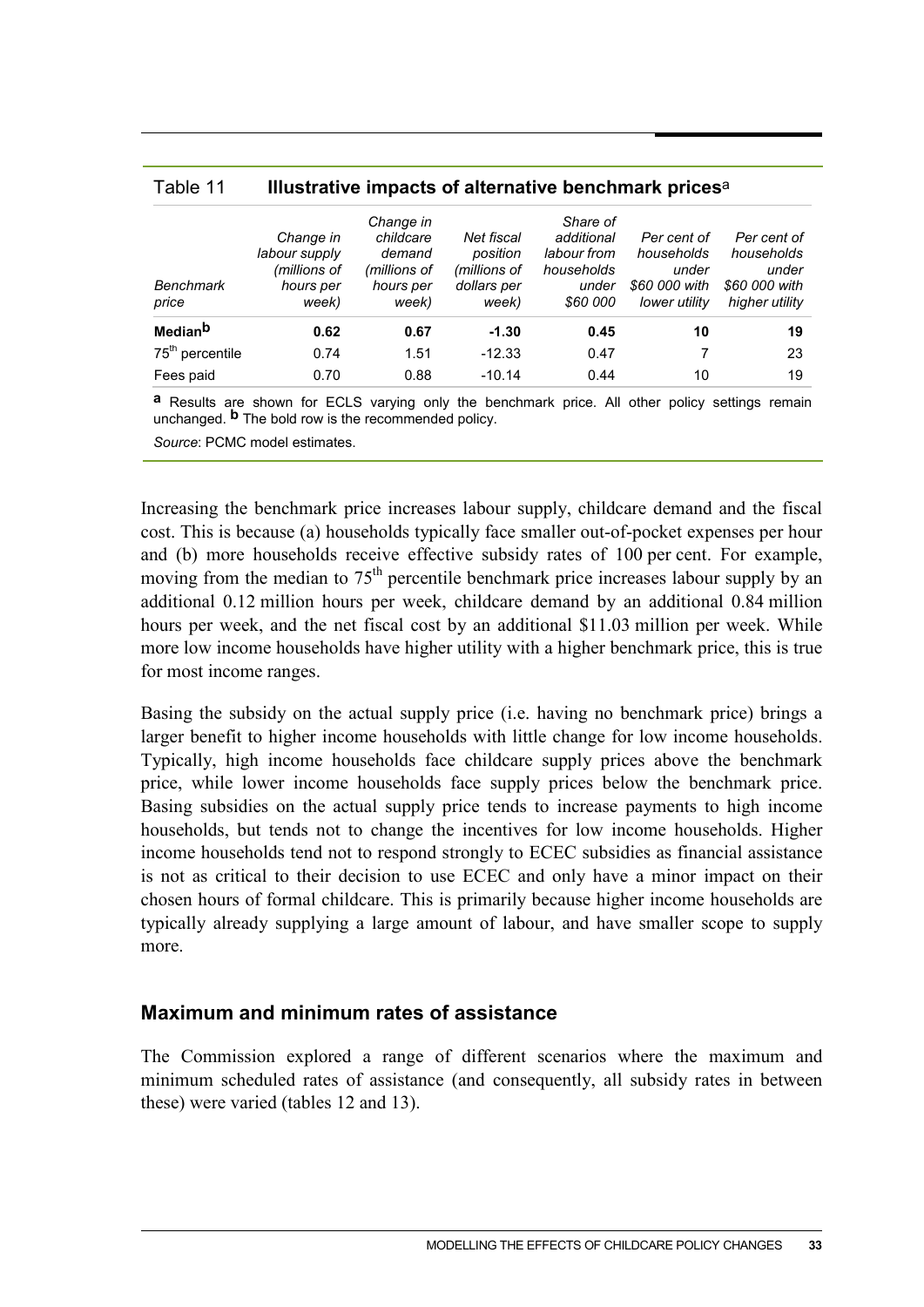Table 11 **Illustrative impacts of alternative benchmark prices**[a]

| *Benchmark price* | *Change in labour supply (millions of hours per week)* | *Change in childcare demand (millions of hours per week)* | *Net fiscal position (millions of dollars per week)* | *Share of additional labour from households under $60 000* | *Per cent of households under $60 000 with lower utility* | *Per cent of households under $60 000 with higher utility* |
|---|---|---|---|---|---|---|
| **Median[b]** | **0.62** | **0.67** | **-1.30** | **0.45** | **10** | **19** |
| 75th percentile | 0.74 | 1.51 | -12.33 | 0.47 | 7 | 23 |
| Fees paid | 0.70 | 0.88 | -10.14 | 0.44 | 10 | 19 |

**a** Results are shown for ECLS varying only the benchmark price. All other policy settings remain unchanged. **b** The bold row is the recommended policy.

*Source*: PCMC model estimates.

Increasing the benchmark price increases labour supply, childcare demand and the fiscal cost. This is because (a) households typically face smaller out-of-pocket expenses per hour and (b) more households receive effective subsidy rates of 100 per cent. For example, moving from the median to 75th percentile benchmark price increases labour supply by an additional 0.12 million hours per week, childcare demand by an additional 0.84 million hours per week, and the net fiscal cost by an additional $11.03 million per week. While more low income households have higher utility with a higher benchmark price, this is true for most income ranges.

Basing the subsidy on the actual supply price (i.e. having no benchmark price) brings a larger benefit to higher income households with little change for low income households. Typically, high income households face childcare supply prices above the benchmark price, while lower income households face supply prices below the benchmark price. Basing subsidies on the actual supply price tends to increase payments to high income households, but tends not to change the incentives for low income households. Higher income households tend not to respond strongly to ECEC subsidies as financial assistance is not as critical to their decision to use ECEC and only have a minor impact on their chosen hours of formal childcare. This is primarily because higher income households are typically already supplying a large amount of labour, and have smaller scope to supply more.

## Maximum and minimum rates of assistance

The Commission explored a range of different scenarios where the maximum and minimum scheduled rates of assistance (and consequently, all subsidy rates in between these) were varied (tables 12 and 13).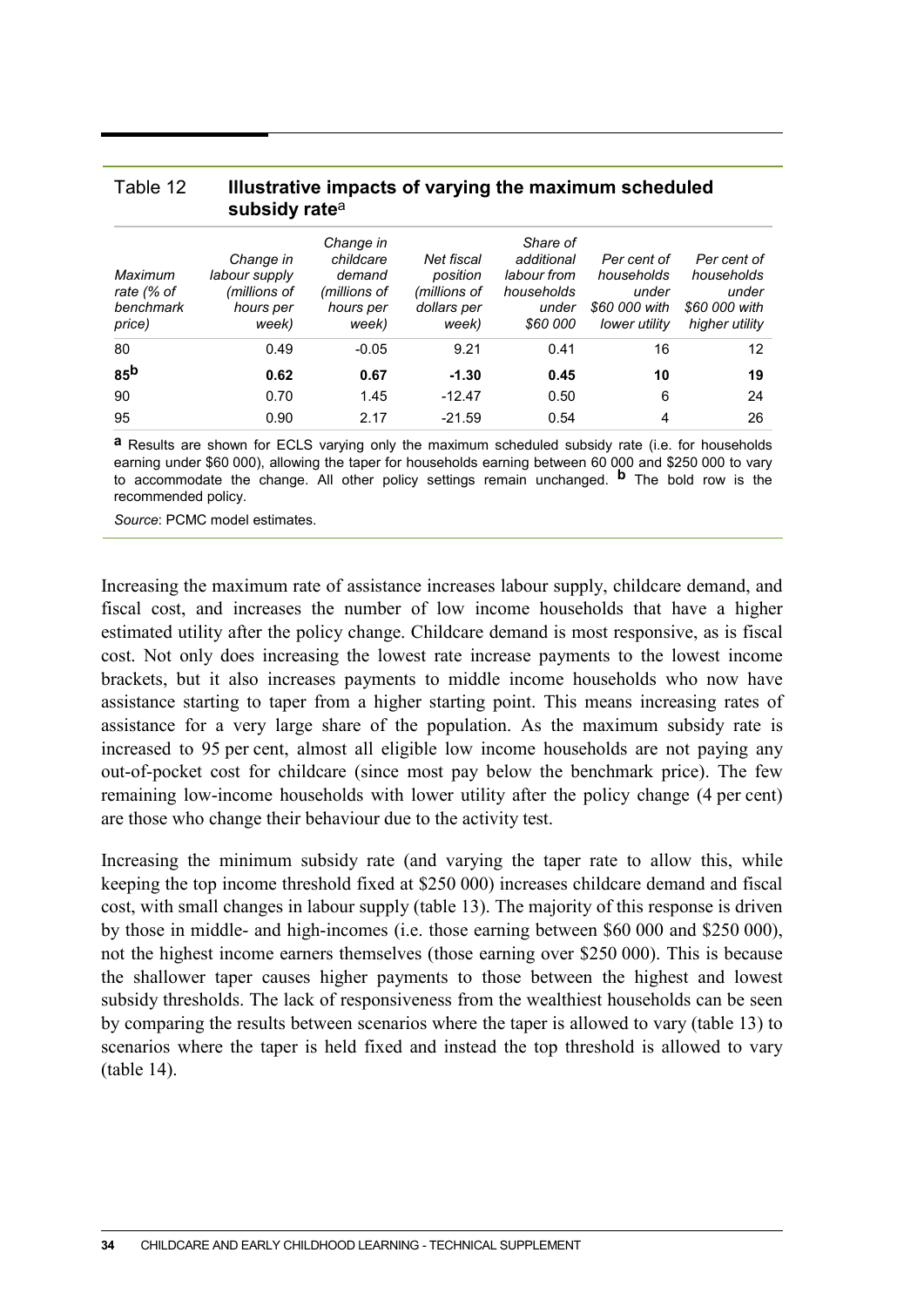Table 12 **Illustrative impacts of varying the maximum scheduled subsidy rate**[a]

| *Maximum rate (% of benchmark price)* | *Change in labour supply (millions of hours per week)* | *Change in childcare demand (millions of hours per week)* | *Net fiscal position (millions of dollars per week)* | *Share of additional labour from households under $60 000* | *Per cent of households under $60 000 with lower utility* | *Per cent of households under $60 000 with higher utility* |
|---|---|---|---|---|---|---|
| 80 | 0.49 | -0.05 | 9.21 | 0.41 | 16 | 12 |
| **85**[b] | **0.62** | **0.67** | **-1.30** | **0.45** | **10** | **19** |
| 90 | 0.70 | 1.45 | -12.47 | 0.50 | 6 | 24 |
| 95 | 0.90 | 2.17 | -21.59 | 0.54 | 4 | 26 |

**a** Results are shown for ECLS varying only the maximum scheduled subsidy rate (i.e. for households earning under $60 000), allowing the taper for households earning between 60 000 and $250 000 to vary to accommodate the change. All other policy settings remain unchanged. **b** The bold row is the recommended policy.

*Source*: PCMC model estimates.

Increasing the maximum rate of assistance increases labour supply, childcare demand, and fiscal cost, and increases the number of low income households that have a higher estimated utility after the policy change. Childcare demand is most responsive, as is fiscal cost. Not only does increasing the lowest rate increase payments to the lowest income brackets, but it also increases payments to middle income households who now have assistance starting to taper from a higher starting point. This means increasing rates of assistance for a very large share of the population. As the maximum subsidy rate is increased to 95 per cent, almost all eligible low income households are not paying any out-of-pocket cost for childcare (since most pay below the benchmark price). The few remaining low-income households with lower utility after the policy change (4 per cent) are those who change their behaviour due to the activity test.

Increasing the minimum subsidy rate (and varying the taper rate to allow this, while keeping the top income threshold fixed at $250 000) increases childcare demand and fiscal cost, with small changes in labour supply (table 13). The majority of this response is driven by those in middle- and high-incomes (i.e. those earning between $60 000 and $250 000), not the highest income earners themselves (those earning over $250 000). This is because the shallower taper causes higher payments to those between the highest and lowest subsidy thresholds. The lack of responsiveness from the wealthiest households can be seen by comparing the results between scenarios where the taper is allowed to vary (table 13) to scenarios where the taper is held fixed and instead the top threshold is allowed to vary (table 14).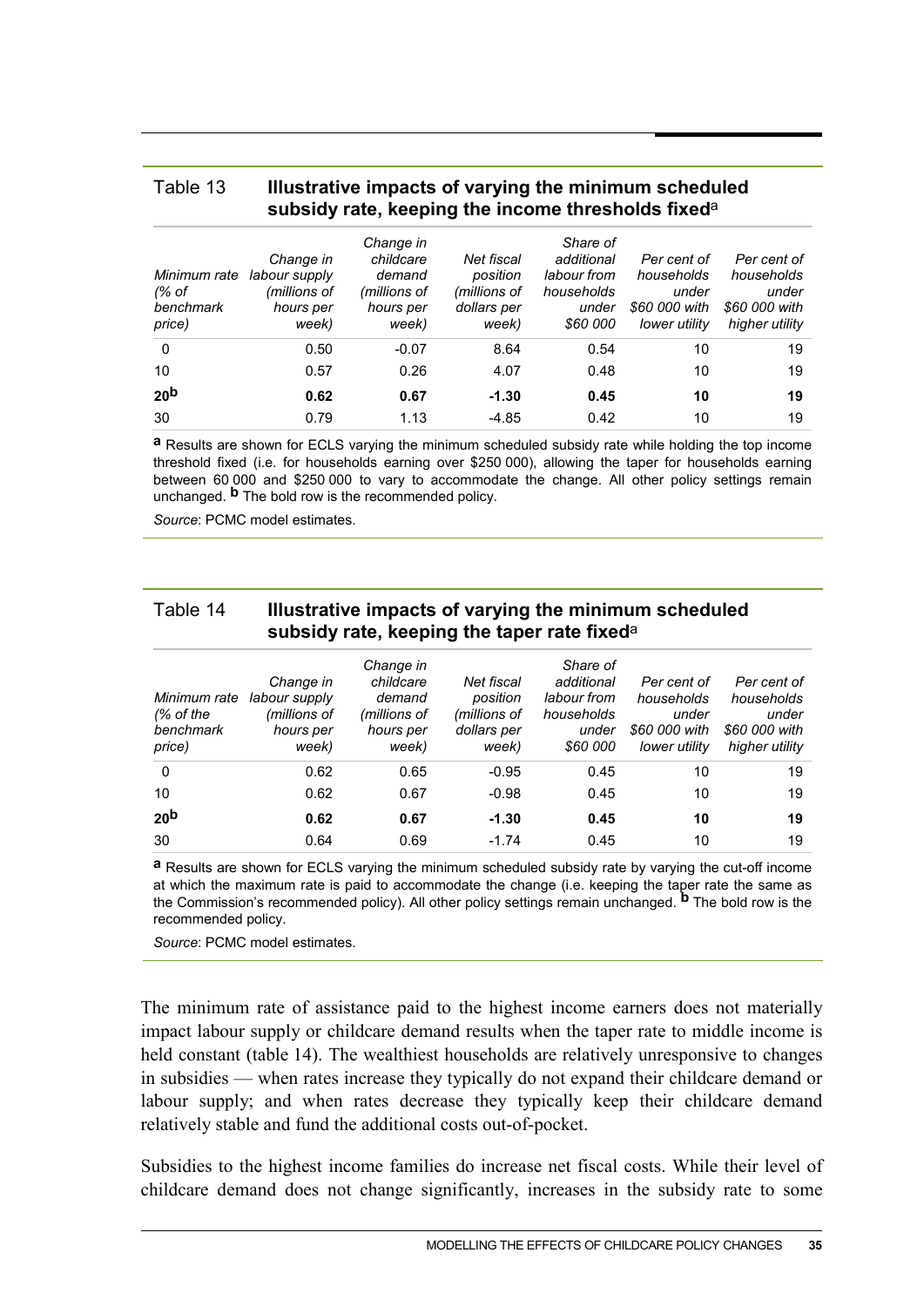Table 13 **Illustrative impacts of varying the minimum scheduled subsidy rate, keeping the income thresholds fixed**[a]

| *Minimum rate (% of benchmark price)* | *Change in labour supply (millions of hours per week)* | *Change in childcare demand (millions of hours per week)* | *Net fiscal position (millions of dollars per week)* | *Share of additional labour from households under $60 000* | *Per cent of households under $60 000 with lower utility* | *Per cent of households under $60 000 with higher utility* |
|---|---|---|---|---|---|---|
| 0 | 0.50 | -0.07 | 8.64 | 0.54 | 10 | 19 |
| 10 | 0.57 | 0.26 | 4.07 | 0.48 | 10 | 19 |
| **20**[b] | **0.62** | **0.67** | **-1.30** | **0.45** | **10** | **19** |
| 30 | 0.79 | 1.13 | -4.85 | 0.42 | 10 | 19 |

[a] Results are shown for ECLS varying the minimum scheduled subsidy rate while holding the top income threshold fixed (i.e. for households earning over $250 000), allowing the taper for households earning between 60 000 and $250 000 to vary to accommodate the change. All other policy settings remain unchanged. [b] The bold row is the recommended policy.

*Source*: PCMC model estimates.

Table 14 **Illustrative impacts of varying the minimum scheduled subsidy rate, keeping the taper rate fixed**[a]

| *Minimum rate (% of the benchmark price)* | *Change in labour supply (millions of hours per week)* | *Change in childcare demand (millions of hours per week)* | *Net fiscal position (millions of dollars per week)* | *Share of additional labour from households under $60 000* | *Per cent of households under $60 000 with lower utility* | *Per cent of households under $60 000 with higher utility* |
|---|---|---|---|---|---|---|
| 0 | 0.62 | 0.65 | -0.95 | 0.45 | 10 | 19 |
| 10 | 0.62 | 0.67 | -0.98 | 0.45 | 10 | 19 |
| **20**[b] | **0.62** | **0.67** | **-1.30** | **0.45** | **10** | **19** |
| 30 | 0.64 | 0.69 | -1.74 | 0.45 | 10 | 19 |

[a] Results are shown for ECLS varying the minimum scheduled subsidy rate by varying the cut-off income at which the maximum rate is paid to accommodate the change (i.e. keeping the taper rate the same as the Commission's recommended policy). All other policy settings remain unchanged. [b] The bold row is the recommended policy.

*Source*: PCMC model estimates.

The minimum rate of assistance paid to the highest income earners does not materially impact labour supply or childcare demand results when the taper rate to middle income is held constant (table 14). The wealthiest households are relatively unresponsive to changes in subsidies — when rates increase they typically do not expand their childcare demand or labour supply; and when rates decrease they typically keep their childcare demand relatively stable and fund the additional costs out-of-pocket.

Subsidies to the highest income families do increase net fiscal costs. While their level of childcare demand does not change significantly, increases in the subsidy rate to some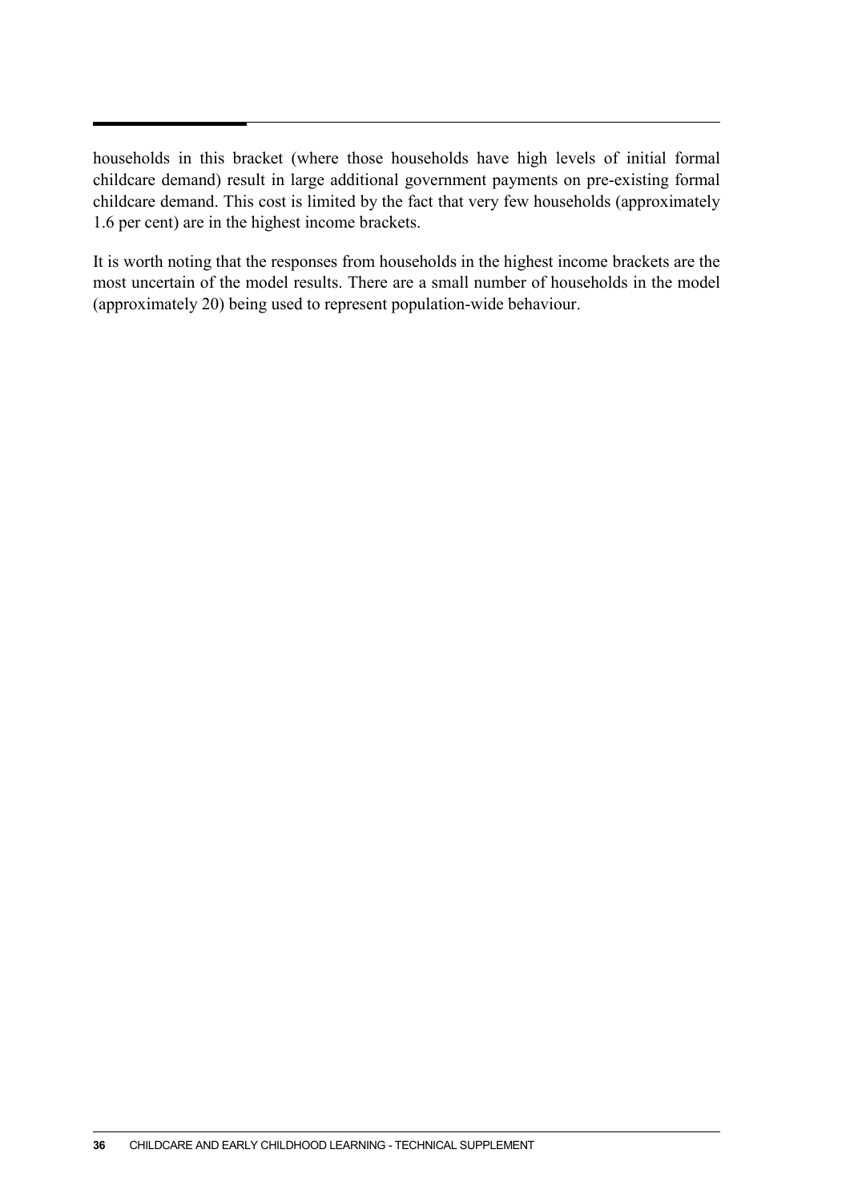households in this bracket (where those households have high levels of initial formal childcare demand) result in large additional government payments on pre-existing formal childcare demand. This cost is limited by the fact that very few households (approximately 1.6 per cent) are in the highest income brackets.

It is worth noting that the responses from households in the highest income brackets are the most uncertain of the model results. There are a small number of households in the model (approximately 20) being used to represent population-wide behaviour.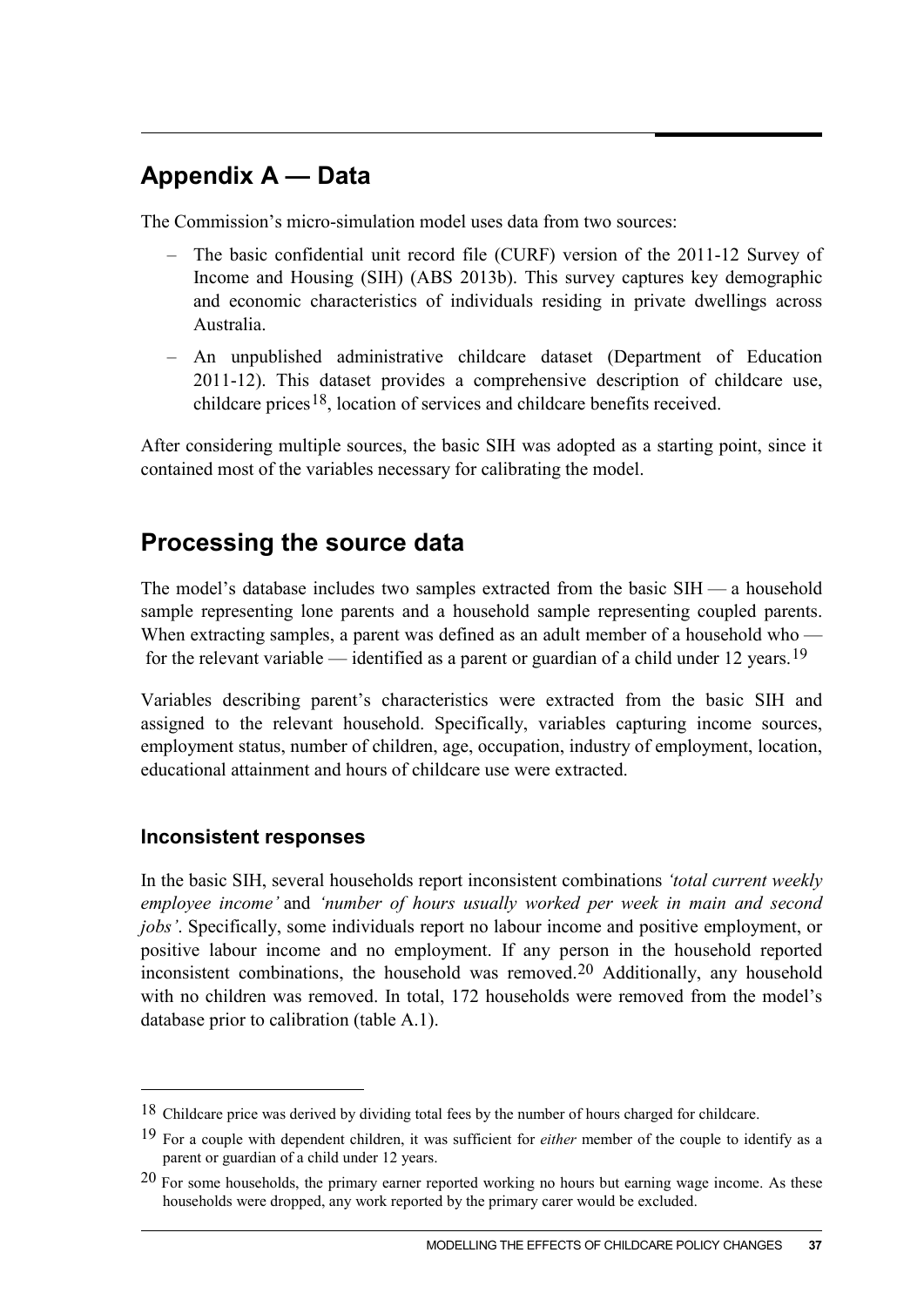# Appendix A — Data

The Commission's micro-simulation model uses data from two sources:

- The basic confidential unit record file (CURF) version of the 2011-12 Survey of Income and Housing (SIH) (ABS 2013b). This survey captures key demographic and economic characteristics of individuals residing in private dwellings across Australia.
- An unpublished administrative childcare dataset (Department of Education 2011-12). This dataset provides a comprehensive description of childcare use, childcare prices[18], location of services and childcare benefits received.

After considering multiple sources, the basic SIH was adopted as a starting point, since it contained most of the variables necessary for calibrating the model.

## Processing the source data

The model's database includes two samples extracted from the basic SIH — a household sample representing lone parents and a household sample representing coupled parents. When extracting samples, a parent was defined as an adult member of a household who — for the relevant variable — identified as a parent or guardian of a child under 12 years.[19]

Variables describing parent's characteristics were extracted from the basic SIH and assigned to the relevant household. Specifically, variables capturing income sources, employment status, number of children, age, occupation, industry of employment, location, educational attainment and hours of childcare use were extracted.

### Inconsistent responses

In the basic SIH, several households report inconsistent combinations *'total current weekly employee income'* and *'number of hours usually worked per week in main and second jobs'*. Specifically, some individuals report no labour income and positive employment, or positive labour income and no employment. If any person in the household reported inconsistent combinations, the household was removed.[20] Additionally, any household with no children was removed. In total, 172 households were removed from the model's database prior to calibration (table A.1).

---

[18] Childcare price was derived by dividing total fees by the number of hours charged for childcare.

[19] For a couple with dependent children, it was sufficient for *either* member of the couple to identify as a parent or guardian of a child under 12 years.

[20] For some households, the primary earner reported working no hours but earning wage income. As these households were dropped, any work reported by the primary carer would be excluded.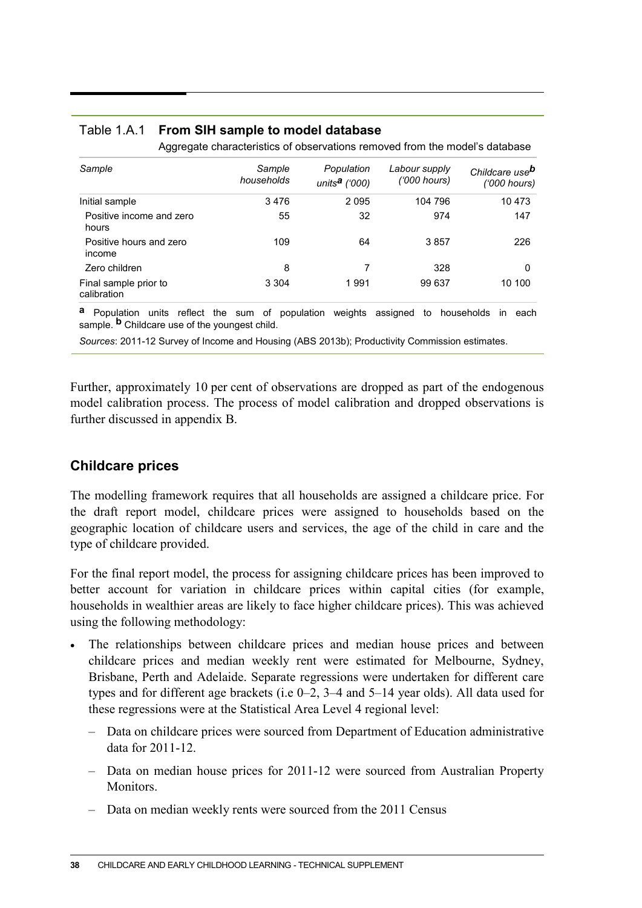Table 1.A.1 **From SIH sample to model database**

Aggregate characteristics of observations removed from the model's database

| *Sample* | *Sample households* | *Population units[a] ('000)* | *Labour supply ('000 hours)* | *Childcare use[b] ('000 hours)* |
|---|---|---|---|---|
| Initial sample | 3 476 | 2 095 | 104 796 | 10 473 |
| Positive income and zero hours | 55 | 32 | 974 | 147 |
| Positive hours and zero income | 109 | 64 | 3 857 | 226 |
| Zero children | 8 | 7 | 328 | 0 |
| Final sample prior to calibration | 3 304 | 1 991 | 99 637 | 10 100 |

**a** Population units reflect the sum of population weights assigned to households in each sample. **b** Childcare use of the youngest child.

*Sources*: 2011-12 Survey of Income and Housing (ABS 2013b); Productivity Commission estimates.

Further, approximately 10 per cent of observations are dropped as part of the endogenous model calibration process. The process of model calibration and dropped observations is further discussed in appendix B.

## Childcare prices

The modelling framework requires that all households are assigned a childcare price. For the draft report model, childcare prices were assigned to households based on the geographic location of childcare users and services, the age of the child in care and the type of childcare provided.

For the final report model, the process for assigning childcare prices has been improved to better account for variation in childcare prices within capital cities (for example, households in wealthier areas are likely to face higher childcare prices). This was achieved using the following methodology:

- The relationships between childcare prices and median house prices and between childcare prices and median weekly rent were estimated for Melbourne, Sydney, Brisbane, Perth and Adelaide. Separate regressions were undertaken for different care types and for different age brackets (i.e 0–2, 3–4 and 5–14 year olds). All data used for these regressions were at the Statistical Area Level 4 regional level:
  - Data on childcare prices were sourced from Department of Education administrative data for 2011-12.
  - Data on median house prices for 2011-12 were sourced from Australian Property Monitors.
  - Data on median weekly rents were sourced from the 2011 Census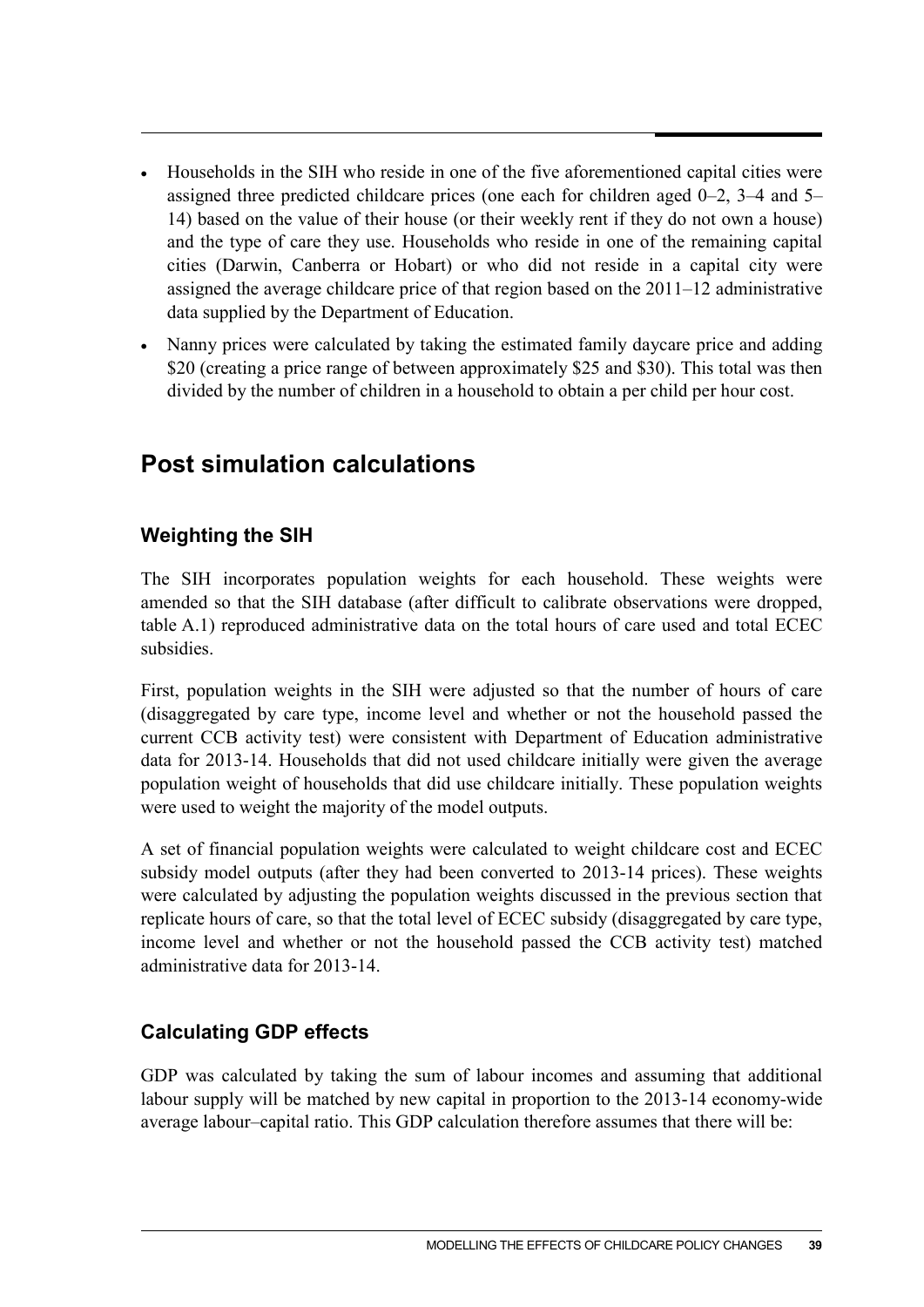- Households in the SIH who reside in one of the five aforementioned capital cities were assigned three predicted childcare prices (one each for children aged 0–2, 3–4 and 5–14) based on the value of their house (or their weekly rent if they do not own a house) and the type of care they use. Households who reside in one of the remaining capital cities (Darwin, Canberra or Hobart) or who did not reside in a capital city were assigned the average childcare price of that region based on the 2011–12 administrative data supplied by the Department of Education.
- Nanny prices were calculated by taking the estimated family daycare price and adding $20 (creating a price range of between approximately $25 and $30). This total was then divided by the number of children in a household to obtain a per child per hour cost.

## Post simulation calculations

### Weighting the SIH

The SIH incorporates population weights for each household. These weights were amended so that the SIH database (after difficult to calibrate observations were dropped, table A.1) reproduced administrative data on the total hours of care used and total ECEC subsidies.

First, population weights in the SIH were adjusted so that the number of hours of care (disaggregated by care type, income level and whether or not the household passed the current CCB activity test) were consistent with Department of Education administrative data for 2013-14. Households that did not used childcare initially were given the average population weight of households that did use childcare initially. These population weights were used to weight the majority of the model outputs.

A set of financial population weights were calculated to weight childcare cost and ECEC subsidy model outputs (after they had been converted to 2013-14 prices). These weights were calculated by adjusting the population weights discussed in the previous section that replicate hours of care, so that the total level of ECEC subsidy (disaggregated by care type, income level and whether or not the household passed the CCB activity test) matched administrative data for 2013-14.

### Calculating GDP effects

GDP was calculated by taking the sum of labour incomes and assuming that additional labour supply will be matched by new capital in proportion to the 2013-14 economy-wide average labour–capital ratio. This GDP calculation therefore assumes that there will be: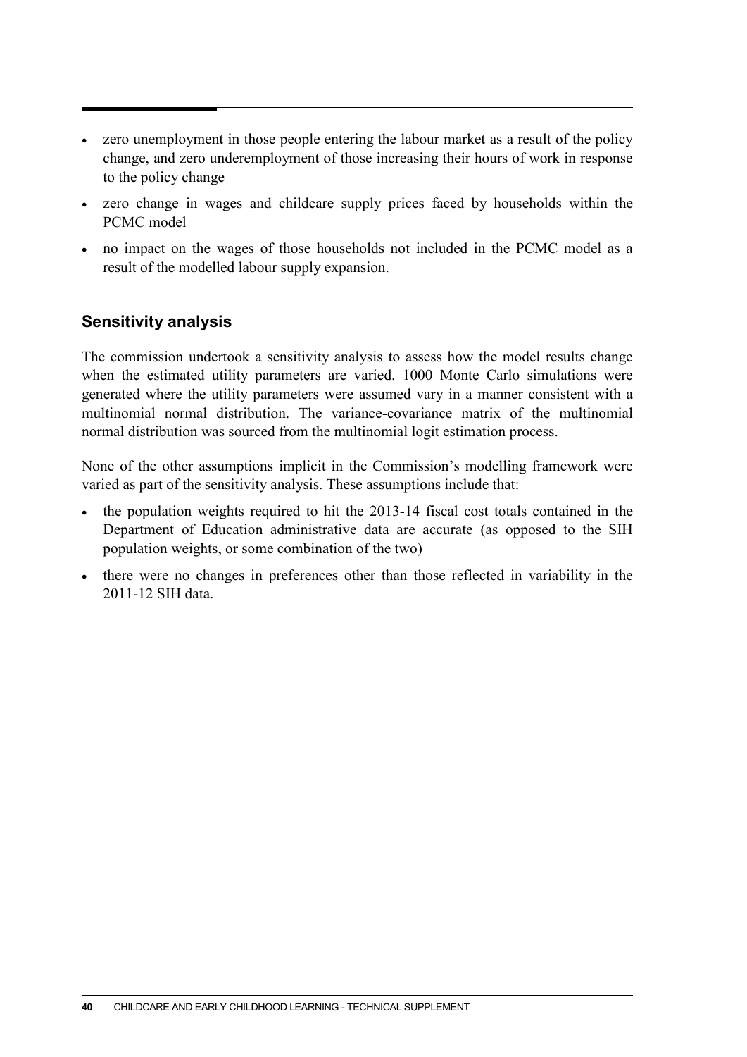- zero unemployment in those people entering the labour market as a result of the policy change, and zero underemployment of those increasing their hours of work in response to the policy change
- zero change in wages and childcare supply prices faced by households within the PCMC model
- no impact on the wages of those households not included in the PCMC model as a result of the modelled labour supply expansion.

## Sensitivity analysis

The commission undertook a sensitivity analysis to assess how the model results change when the estimated utility parameters are varied. 1000 Monte Carlo simulations were generated where the utility parameters were assumed vary in a manner consistent with a multinomial normal distribution. The variance-covariance matrix of the multinomial normal distribution was sourced from the multinomial logit estimation process.

None of the other assumptions implicit in the Commission's modelling framework were varied as part of the sensitivity analysis. These assumptions include that:

- the population weights required to hit the 2013-14 fiscal cost totals contained in the Department of Education administrative data are accurate (as opposed to the SIH population weights, or some combination of the two)
- there were no changes in preferences other than those reflected in variability in the 2011-12 SIH data.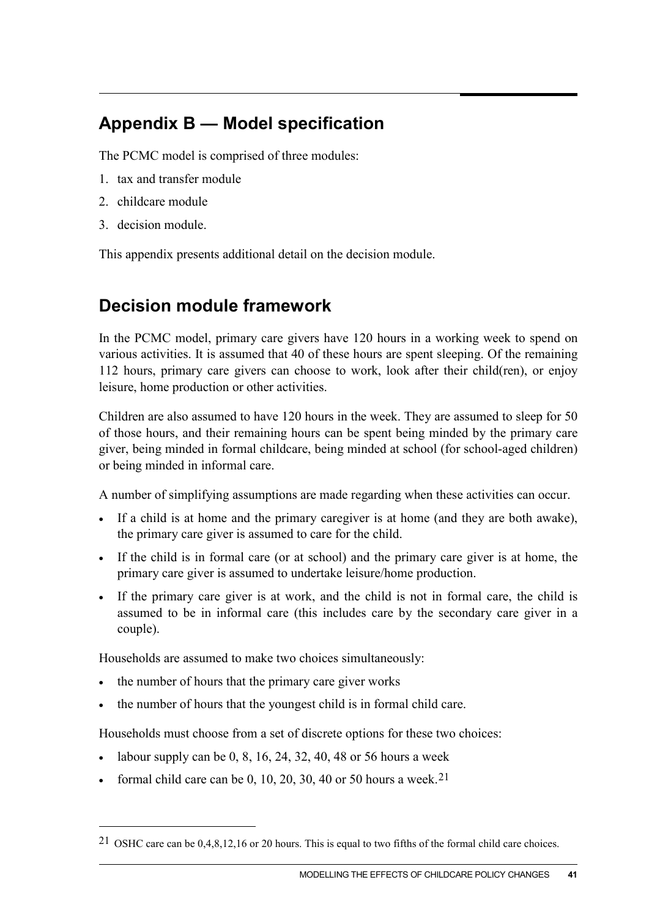# Appendix B — Model specification

The PCMC model is comprised of three modules:

1. tax and transfer module
2. childcare module
3. decision module.

This appendix presents additional detail on the decision module.

## Decision module framework

In the PCMC model, primary care givers have 120 hours in a working week to spend on various activities. It is assumed that 40 of these hours are spent sleeping. Of the remaining 112 hours, primary care givers can choose to work, look after their child(ren), or enjoy leisure, home production or other activities.

Children are also assumed to have 120 hours in the week. They are assumed to sleep for 50 of those hours, and their remaining hours can be spent being minded by the primary care giver, being minded in formal childcare, being minded at school (for school-aged children) or being minded in informal care.

A number of simplifying assumptions are made regarding when these activities can occur.

- If a child is at home and the primary caregiver is at home (and they are both awake), the primary care giver is assumed to care for the child.
- If the child is in formal care (or at school) and the primary care giver is at home, the primary care giver is assumed to undertake leisure/home production.
- If the primary care giver is at work, and the child is not in formal care, the child is assumed to be in informal care (this includes care by the secondary care giver in a couple).

Households are assumed to make two choices simultaneously:

- the number of hours that the primary care giver works
- the number of hours that the youngest child is in formal child care.

Households must choose from a set of discrete options for these two choices:

- labour supply can be 0, 8, 16, 24, 32, 40, 48 or 56 hours a week
- formal child care can be 0, 10, 20, 30, 40 or 50 hours a week.[21]

---

[21] OSHC care can be 0,4,8,12,16 or 20 hours. This is equal to two fifths of the formal child care choices.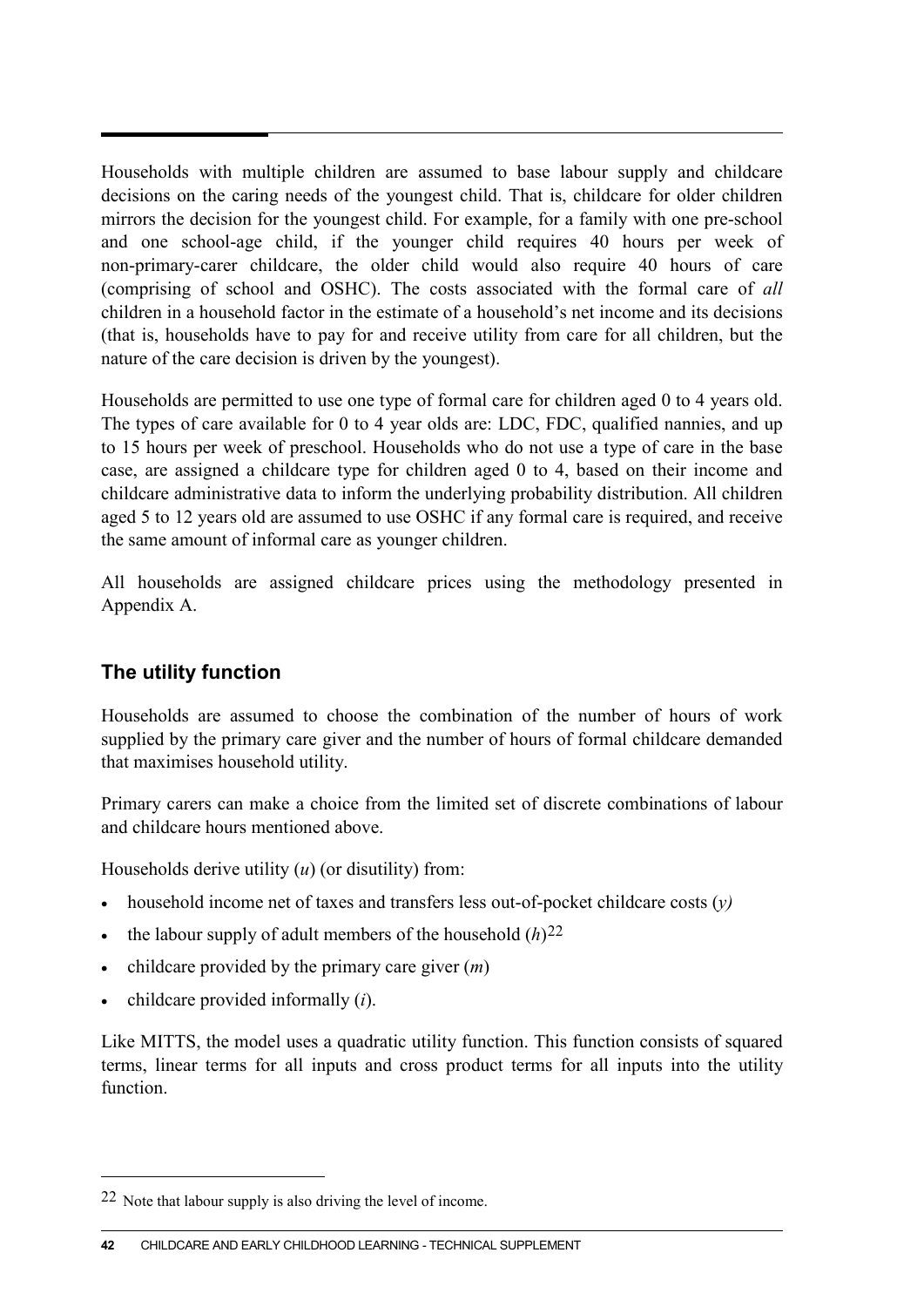Households with multiple children are assumed to base labour supply and childcare decisions on the caring needs of the youngest child. That is, childcare for older children mirrors the decision for the youngest child. For example, for a family with one pre-school and one school-age child, if the younger child requires 40 hours per week of non-primary-carer childcare, the older child would also require 40 hours of care (comprising of school and OSHC). The costs associated with the formal care of *all* children in a household factor in the estimate of a household's net income and its decisions (that is, households have to pay for and receive utility from care for all children, but the nature of the care decision is driven by the youngest).

Households are permitted to use one type of formal care for children aged 0 to 4 years old. The types of care available for 0 to 4 year olds are: LDC, FDC, qualified nannies, and up to 15 hours per week of preschool. Households who do not use a type of care in the base case, are assigned a childcare type for children aged 0 to 4, based on their income and childcare administrative data to inform the underlying probability distribution. All children aged 5 to 12 years old are assumed to use OSHC if any formal care is required, and receive the same amount of informal care as younger children.

All households are assigned childcare prices using the methodology presented in Appendix A.

## The utility function

Households are assumed to choose the combination of the number of hours of work supplied by the primary care giver and the number of hours of formal childcare demanded that maximises household utility.

Primary carers can make a choice from the limited set of discrete combinations of labour and childcare hours mentioned above.

Households derive utility ($u$) (or disutility) from:

- household income net of taxes and transfers less out-of-pocket childcare costs ($y$)
- the labour supply of adult members of the household ($h$)[22]
- childcare provided by the primary care giver ($m$)
- childcare provided informally ($i$).

Like MITTS, the model uses a quadratic utility function. This function consists of squared terms, linear terms for all inputs and cross product terms for all inputs into the utility function.

---

[22] Note that labour supply is also driving the level of income.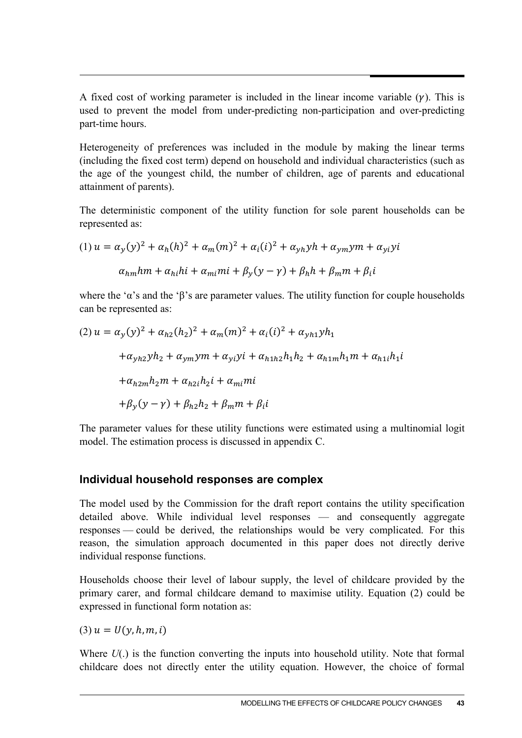A fixed cost of working parameter is included in the linear income variable ($\gamma$). This is used to prevent the model from under-predicting non-participation and over-predicting part-time hours.

Heterogeneity of preferences was included in the module by making the linear terms (including the fixed cost term) depend on household and individual characteristics (such as the age of the youngest child, the number of children, age of parents and educational attainment of parents).

The deterministic component of the utility function for sole parent households can be represented as:

$$(1)\ u = \alpha_y(y)^2 + \alpha_h(h)^2 + \alpha_m(m)^2 + \alpha_i(i)^2 + \alpha_{yh}yh + \alpha_{ym}ym + \alpha_{yi}yi$$

$$\alpha_{hm}hm + \alpha_{hi}hi + \alpha_{mi}mi + \beta_y(y-\gamma) + \beta_h h + \beta_m m + \beta_i i$$

where the 'α's and the 'β's are parameter values. The utility function for couple households can be represented as:

$$(2)\ u = \alpha_y(y)^2 + \alpha_{h2}(h_2)^2 + \alpha_m(m)^2 + \alpha_i(i)^2 + \alpha_{yh1}yh_1$$

$$+\alpha_{yh2}yh_2 + \alpha_{ym}ym + \alpha_{yi}yi + \alpha_{h1h2}h_1h_2 + \alpha_{h1m}h_1m + \alpha_{h1i}h_1i$$

$$+\alpha_{h2m}h_2m + \alpha_{h2i}h_2i + \alpha_{mi}mi$$

$$+\beta_y(y-\gamma) + \beta_{h2}h_2 + \beta_m m + \beta_i i$$

The parameter values for these utility functions were estimated using a multinomial logit model. The estimation process is discussed in appendix C.

## Individual household responses are complex

The model used by the Commission for the draft report contains the utility specification detailed above. While individual level responses — and consequently aggregate responses — could be derived, the relationships would be very complicated. For this reason, the simulation approach documented in this paper does not directly derive individual response functions.

Households choose their level of labour supply, the level of childcare provided by the primary carer, and formal childcare demand to maximise utility. Equation (2) could be expressed in functional form notation as:

$$(3)\ u = U(y, h, m, i)$$

Where *U*(.) is the function converting the inputs into household utility. Note that formal childcare does not directly enter the utility equation. However, the choice of formal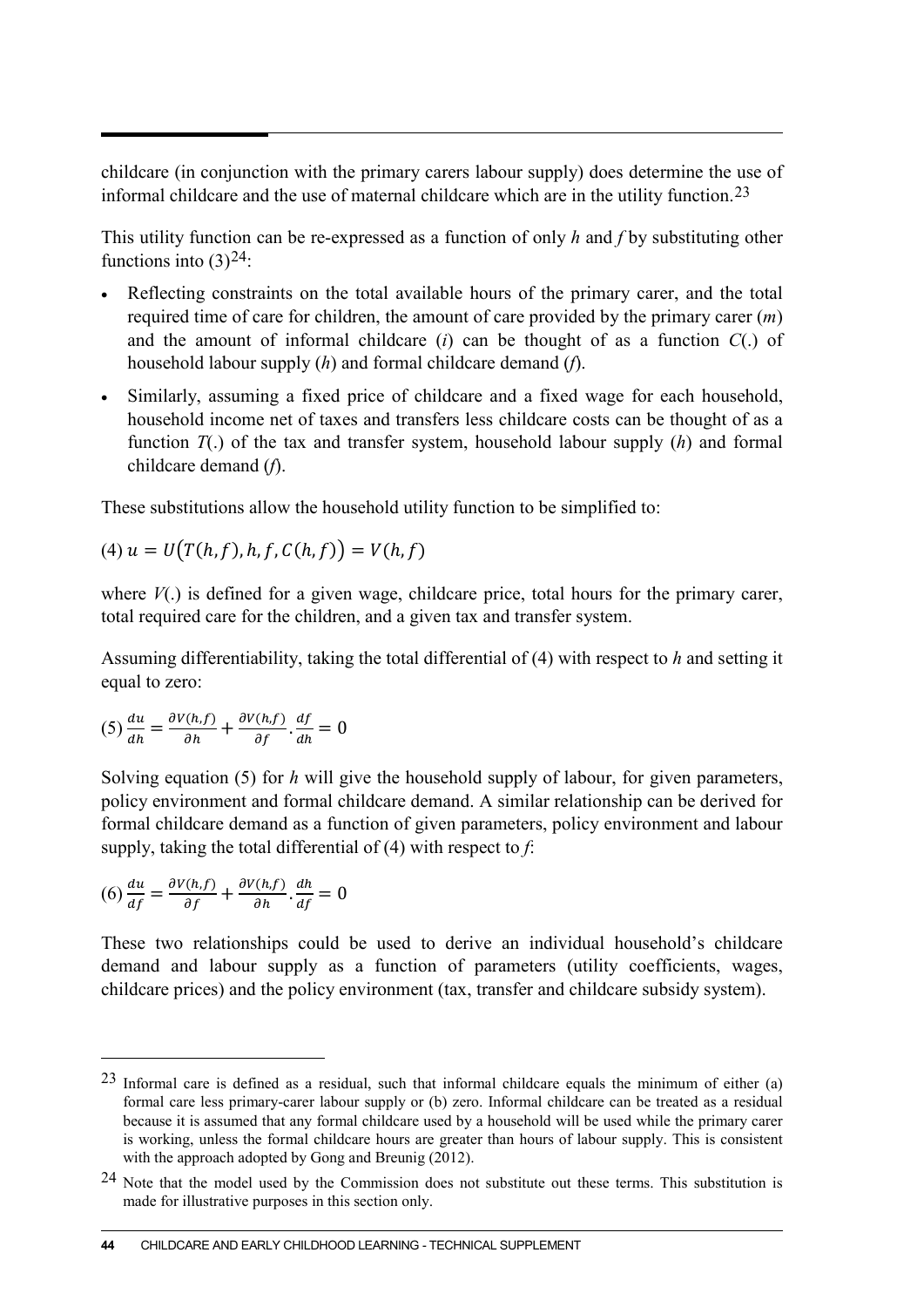childcare (in conjunction with the primary carers labour supply) does determine the use of informal childcare and the use of maternal childcare which are in the utility function.[23]

This utility function can be re-expressed as a function of only *h* and *f* by substituting other functions into (3)[24]:

- Reflecting constraints on the total available hours of the primary carer, and the total required time of care for children, the amount of care provided by the primary carer (*m*) and the amount of informal childcare (*i*) can be thought of as a function *C*(.) of household labour supply (*h*) and formal childcare demand (*f*).
- Similarly, assuming a fixed price of childcare and a fixed wage for each household, household income net of taxes and transfers less childcare costs can be thought of as a function *T*(.) of the tax and transfer system, household labour supply (*h*) and formal childcare demand (*f*).

These substitutions allow the household utility function to be simplified to:

$$(4)\ u = U\big(T(h,f), h, f, C(h,f)\big) = V(h,f)$$

where *V*(.) is defined for a given wage, childcare price, total hours for the primary carer, total required care for the children, and a given tax and transfer system.

Assuming differentiability, taking the total differential of (4) with respect to *h* and setting it equal to zero:

$$(5)\ \frac{du}{dh} = \frac{\partial V(h,f)}{\partial h} + \frac{\partial V(h,f)}{\partial f}.\frac{df}{dh} = 0$$

Solving equation (5) for *h* will give the household supply of labour, for given parameters, policy environment and formal childcare demand. A similar relationship can be derived for formal childcare demand as a function of given parameters, policy environment and labour supply, taking the total differential of (4) with respect to *f*:

$$(6)\ \frac{du}{df} = \frac{\partial V(h,f)}{\partial f} + \frac{\partial V(h,f)}{\partial h}.\frac{dh}{df} = 0$$

These two relationships could be used to derive an individual household's childcare demand and labour supply as a function of parameters (utility coefficients, wages, childcare prices) and the policy environment (tax, transfer and childcare subsidy system).

---

[23] Informal care is defined as a residual, such that informal childcare equals the minimum of either (a) formal care less primary-carer labour supply or (b) zero. Informal childcare can be treated as a residual because it is assumed that any formal childcare used by a household will be used while the primary carer is working, unless the formal childcare hours are greater than hours of labour supply. This is consistent with the approach adopted by Gong and Breunig (2012).

[24] Note that the model used by the Commission does not substitute out these terms. This substitution is made for illustrative purposes in this section only.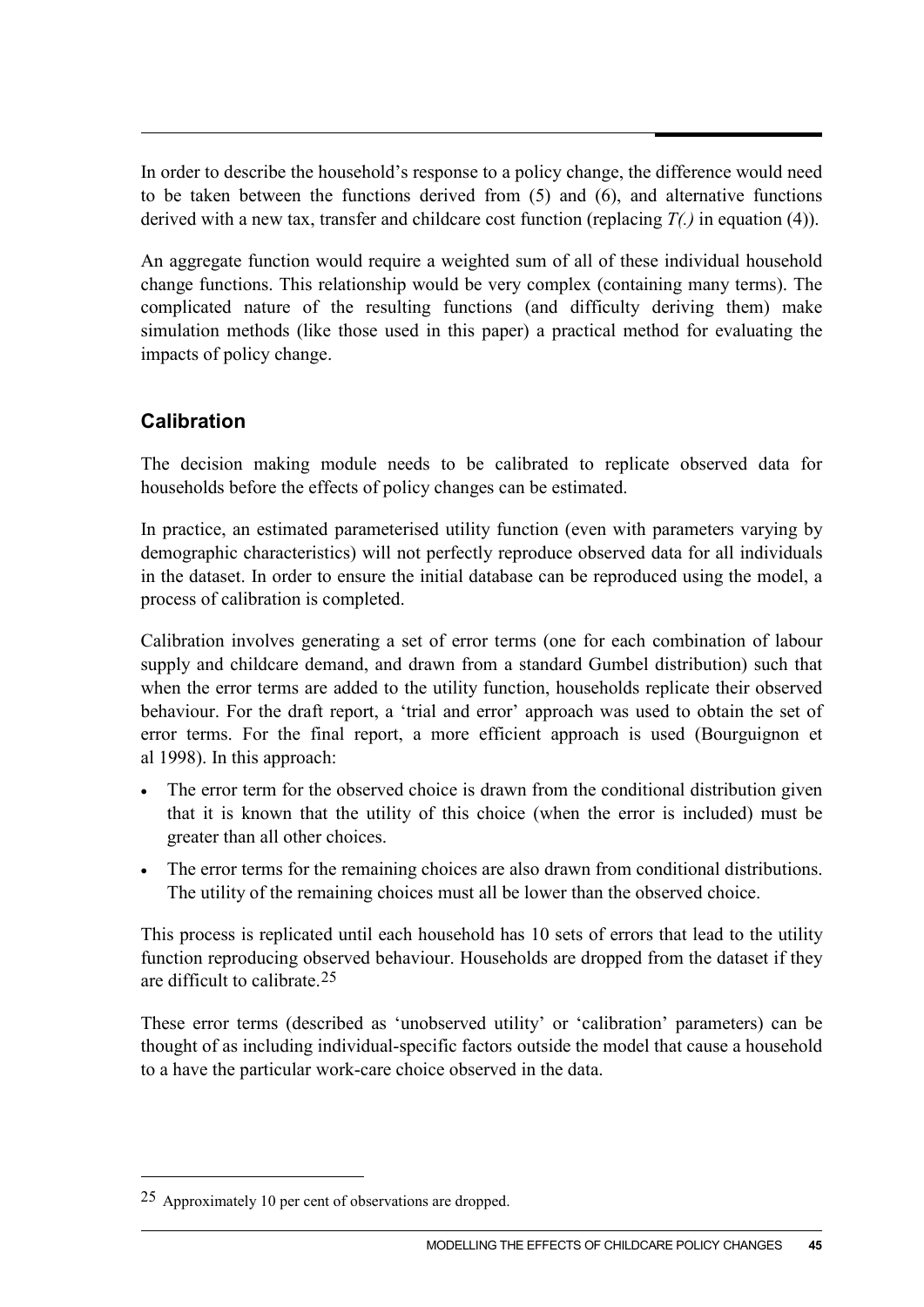In order to describe the household's response to a policy change, the difference would need to be taken between the functions derived from (5) and (6), and alternative functions derived with a new tax, transfer and childcare cost function (replacing *T(.)* in equation (4)).

An aggregate function would require a weighted sum of all of these individual household change functions. This relationship would be very complex (containing many terms). The complicated nature of the resulting functions (and difficulty deriving them) make simulation methods (like those used in this paper) a practical method for evaluating the impacts of policy change.

## Calibration

The decision making module needs to be calibrated to replicate observed data for households before the effects of policy changes can be estimated.

In practice, an estimated parameterised utility function (even with parameters varying by demographic characteristics) will not perfectly reproduce observed data for all individuals in the dataset. In order to ensure the initial database can be reproduced using the model, a process of calibration is completed.

Calibration involves generating a set of error terms (one for each combination of labour supply and childcare demand, and drawn from a standard Gumbel distribution) such that when the error terms are added to the utility function, households replicate their observed behaviour. For the draft report, a 'trial and error' approach was used to obtain the set of error terms. For the final report, a more efficient approach is used (Bourguignon et al 1998). In this approach:

- The error term for the observed choice is drawn from the conditional distribution given that it is known that the utility of this choice (when the error is included) must be greater than all other choices.
- The error terms for the remaining choices are also drawn from conditional distributions. The utility of the remaining choices must all be lower than the observed choice.

This process is replicated until each household has 10 sets of errors that lead to the utility function reproducing observed behaviour. Households are dropped from the dataset if they are difficult to calibrate.[25]

These error terms (described as 'unobserved utility' or 'calibration' parameters) can be thought of as including individual-specific factors outside the model that cause a household to a have the particular work-care choice observed in the data.

---

[25] Approximately 10 per cent of observations are dropped.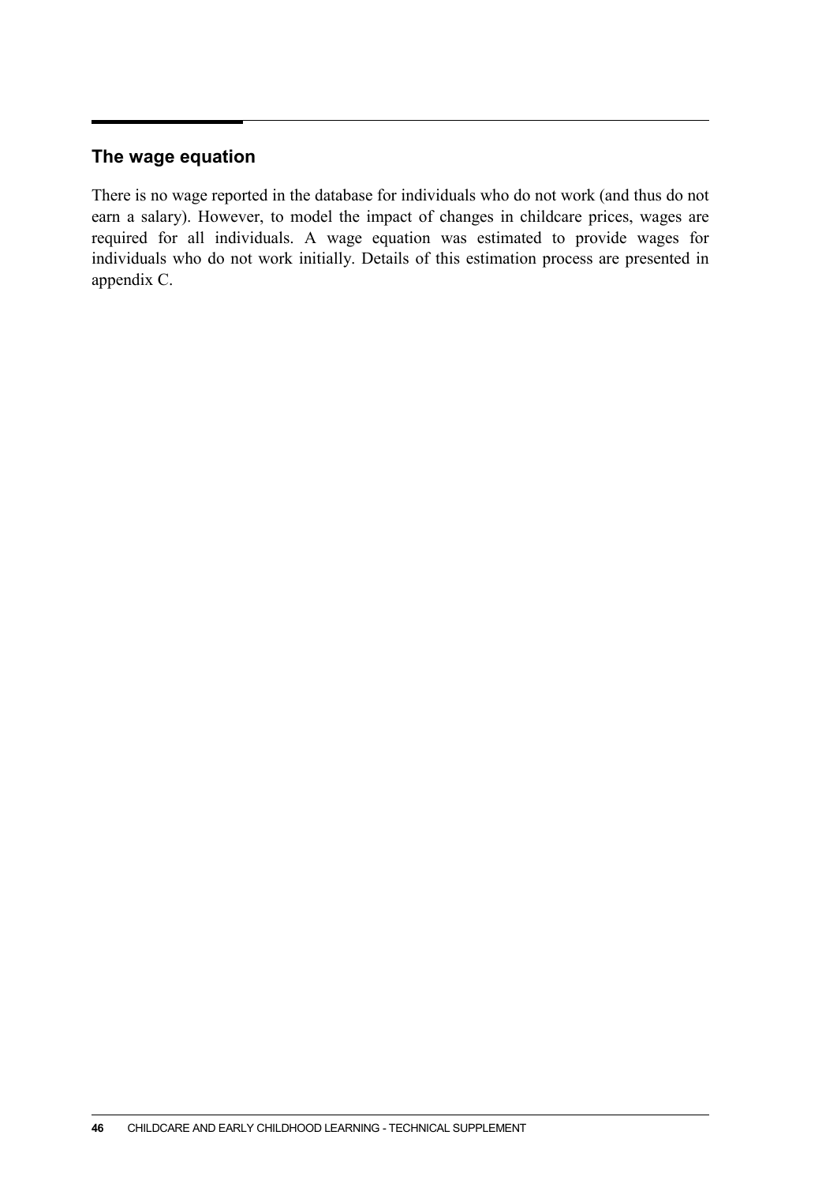## The wage equation

There is no wage reported in the database for individuals who do not work (and thus do not earn a salary). However, to model the impact of changes in childcare prices, wages are required for all individuals. A wage equation was estimated to provide wages for individuals who do not work initially. Details of this estimation process are presented in appendix C.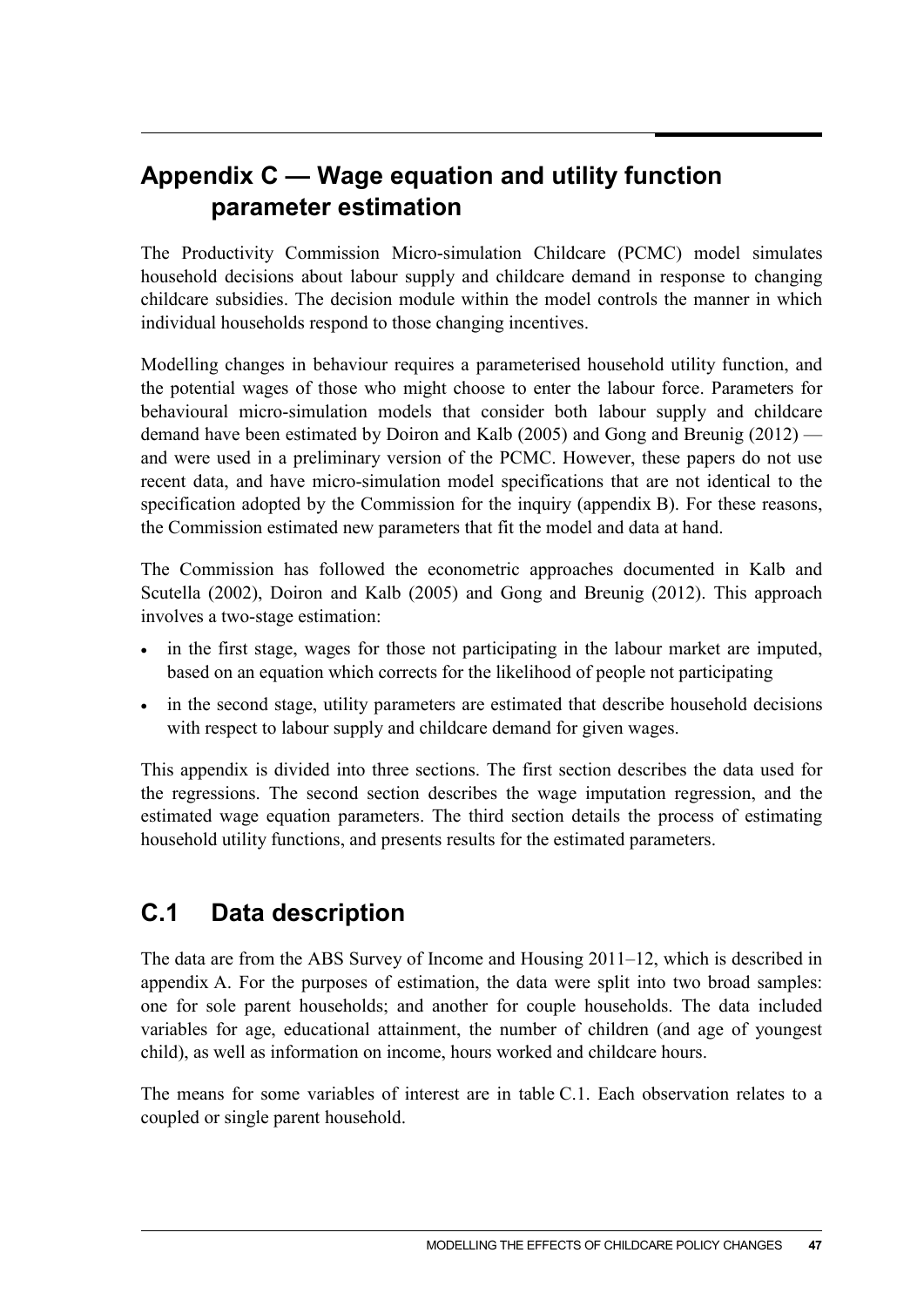# Appendix C — Wage equation and utility function parameter estimation

The Productivity Commission Micro-simulation Childcare (PCMC) model simulates household decisions about labour supply and childcare demand in response to changing childcare subsidies. The decision module within the model controls the manner in which individual households respond to those changing incentives.

Modelling changes in behaviour requires a parameterised household utility function, and the potential wages of those who might choose to enter the labour force. Parameters for behavioural micro-simulation models that consider both labour supply and childcare demand have been estimated by Doiron and Kalb (2005) and Gong and Breunig (2012) — and were used in a preliminary version of the PCMC. However, these papers do not use recent data, and have micro-simulation model specifications that are not identical to the specification adopted by the Commission for the inquiry (appendix B). For these reasons, the Commission estimated new parameters that fit the model and data at hand.

The Commission has followed the econometric approaches documented in Kalb and Scutella (2002), Doiron and Kalb (2005) and Gong and Breunig (2012). This approach involves a two-stage estimation:

- in the first stage, wages for those not participating in the labour market are imputed, based on an equation which corrects for the likelihood of people not participating
- in the second stage, utility parameters are estimated that describe household decisions with respect to labour supply and childcare demand for given wages.

This appendix is divided into three sections. The first section describes the data used for the regressions. The second section describes the wage imputation regression, and the estimated wage equation parameters. The third section details the process of estimating household utility functions, and presents results for the estimated parameters.

## C.1 Data description

The data are from the ABS Survey of Income and Housing 2011–12, which is described in appendix A. For the purposes of estimation, the data were split into two broad samples: one for sole parent households; and another for couple households. The data included variables for age, educational attainment, the number of children (and age of youngest child), as well as information on income, hours worked and childcare hours.

The means for some variables of interest are in table C.1. Each observation relates to a coupled or single parent household.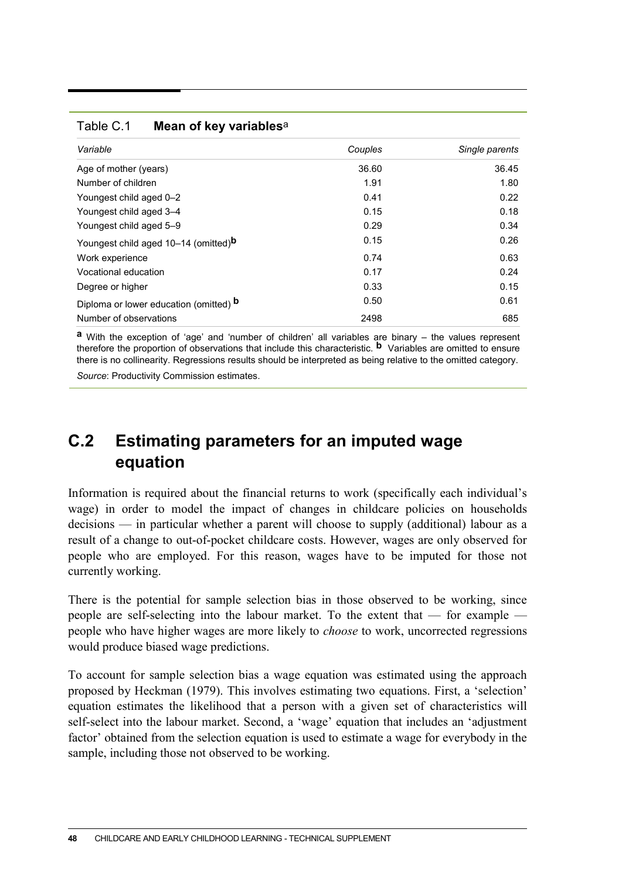Table C.1 **Mean of key variables**[a]

| *Variable* | *Couples* | *Single parents* |
|---|---|---|
| Age of mother (years) | 36.60 | 36.45 |
| Number of children | 1.91 | 1.80 |
| Youngest child aged 0–2 | 0.41 | 0.22 |
| Youngest child aged 3–4 | 0.15 | 0.18 |
| Youngest child aged 5–9 | 0.29 | 0.34 |
| Youngest child aged 10–14 (omitted)[b] | 0.15 | 0.26 |
| Work experience | 0.74 | 0.63 |
| Vocational education | 0.17 | 0.24 |
| Degree or higher | 0.33 | 0.15 |
| Diploma or lower education (omitted) [b] | 0.50 | 0.61 |
| Number of observations | 2498 | 685 |

[a] With the exception of 'age' and 'number of children' all variables are binary – the values represent therefore the proportion of observations that include this characteristic. [b] Variables are omitted to ensure there is no collinearity. Regressions results should be interpreted as being relative to the omitted category.

*Source*: Productivity Commission estimates.

## C.2 Estimating parameters for an imputed wage equation

Information is required about the financial returns to work (specifically each individual's wage) in order to model the impact of changes in childcare policies on households decisions — in particular whether a parent will choose to supply (additional) labour as a result of a change to out-of-pocket childcare costs. However, wages are only observed for people who are employed. For this reason, wages have to be imputed for those not currently working.

There is the potential for sample selection bias in those observed to be working, since people are self-selecting into the labour market. To the extent that — for example — people who have higher wages are more likely to *choose* to work, uncorrected regressions would produce biased wage predictions.

To account for sample selection bias a wage equation was estimated using the approach proposed by Heckman (1979). This involves estimating two equations. First, a 'selection' equation estimates the likelihood that a person with a given set of characteristics will self-select into the labour market. Second, a 'wage' equation that includes an 'adjustment factor' obtained from the selection equation is used to estimate a wage for everybody in the sample, including those not observed to be working.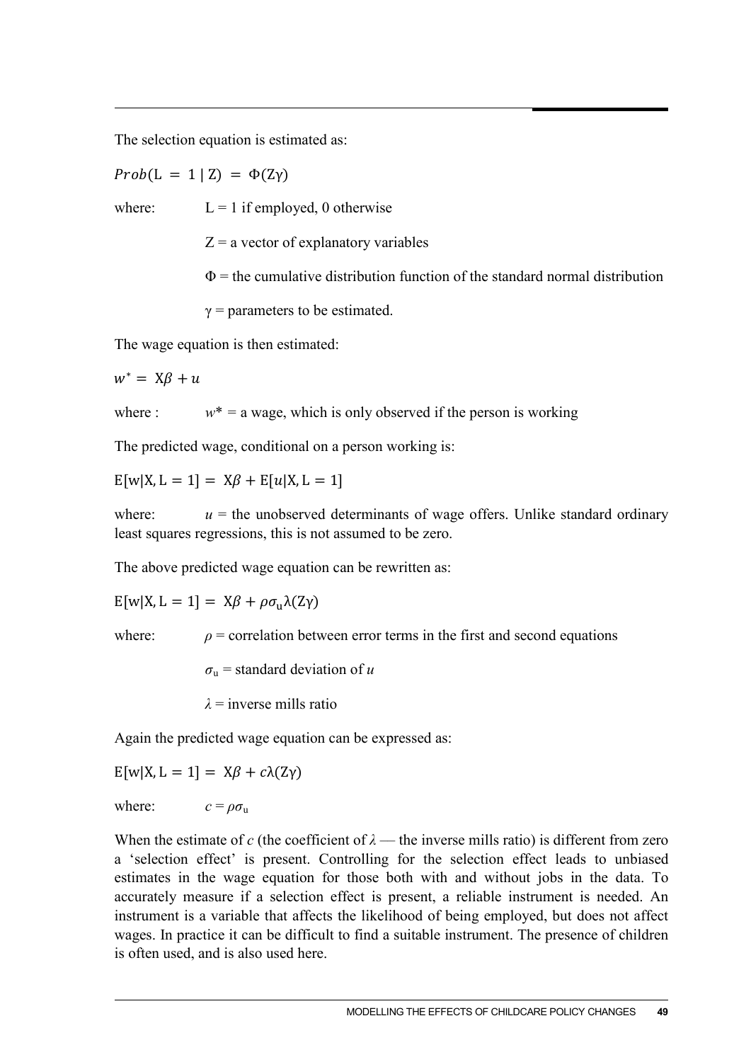The selection equation is estimated as:

$$Prob(\mathrm{L} = 1 \mid \mathrm{Z}) = \Phi(\mathrm{Z}\gamma)$$

where: L = 1 if employed, 0 otherwise

Z = a vector of explanatory variables

$\Phi$ = the cumulative distribution function of the standard normal distribution

$\gamma$ = parameters to be estimated.

The wage equation is then estimated:

$$w^* = \mathrm{X}\beta + u$$

where : $w^*$ = a wage, which is only observed if the person is working

The predicted wage, conditional on a person working is:

$$\mathrm{E}[\mathrm{w}|\mathrm{X}, \mathrm{L} = 1] = \mathrm{X}\beta + \mathrm{E}[u|\mathrm{X}, \mathrm{L} = 1]$$

where: $u$ = the unobserved determinants of wage offers. Unlike standard ordinary least squares regressions, this is not assumed to be zero.

The above predicted wage equation can be rewritten as:

$$\mathrm{E}[\mathrm{w}|\mathrm{X}, \mathrm{L} = 1] = \mathrm{X}\beta + \rho\sigma_{\mathrm{u}}\lambda(\mathrm{Z}\gamma)$$

where: $\rho$ = correlation between error terms in the first and second equations

$\sigma_{\mathrm{u}}$ = standard deviation of $u$

$\lambda$ = inverse mills ratio

Again the predicted wage equation can be expressed as:

$$\mathrm{E}[\mathrm{w}|\mathrm{X}, \mathrm{L} = 1] = \mathrm{X}\beta + c\lambda(\mathrm{Z}\gamma)$$

where: $c = \rho\sigma_{\mathrm{u}}$

When the estimate of $c$ (the coefficient of $\lambda$ — the inverse mills ratio) is different from zero a 'selection effect' is present. Controlling for the selection effect leads to unbiased estimates in the wage equation for those both with and without jobs in the data. To accurately measure if a selection effect is present, a reliable instrument is needed. An instrument is a variable that affects the likelihood of being employed, but does not affect wages. In practice it can be difficult to find a suitable instrument. The presence of children is often used, and is also used here.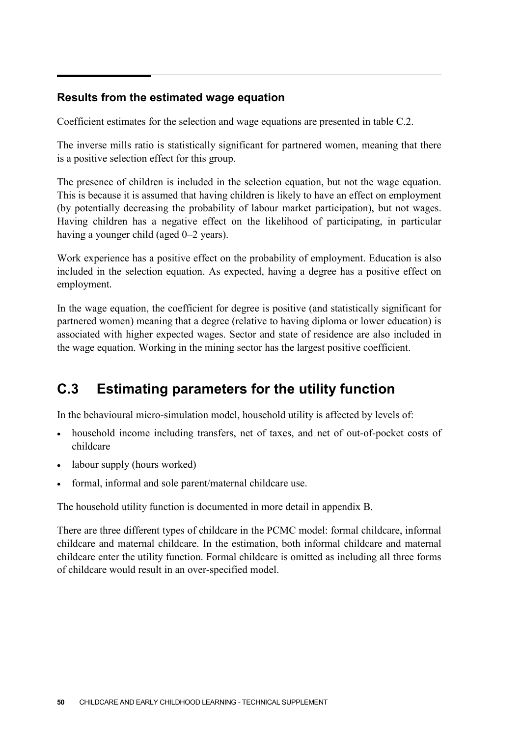### Results from the estimated wage equation

Coefficient estimates for the selection and wage equations are presented in table C.2.

The inverse mills ratio is statistically significant for partnered women, meaning that there is a positive selection effect for this group.

The presence of children is included in the selection equation, but not the wage equation. This is because it is assumed that having children is likely to have an effect on employment (by potentially decreasing the probability of labour market participation), but not wages. Having children has a negative effect on the likelihood of participating, in particular having a younger child (aged 0–2 years).

Work experience has a positive effect on the probability of employment. Education is also included in the selection equation. As expected, having a degree has a positive effect on employment.

In the wage equation, the coefficient for degree is positive (and statistically significant for partnered women) meaning that a degree (relative to having diploma or lower education) is associated with higher expected wages. Sector and state of residence are also included in the wage equation. Working in the mining sector has the largest positive coefficient.

## C.3 Estimating parameters for the utility function

In the behavioural micro-simulation model, household utility is affected by levels of:

- household income including transfers, net of taxes, and net of out-of-pocket costs of childcare
- labour supply (hours worked)
- formal, informal and sole parent/maternal childcare use.

The household utility function is documented in more detail in appendix B.

There are three different types of childcare in the PCMC model: formal childcare, informal childcare and maternal childcare. In the estimation, both informal childcare and maternal childcare enter the utility function. Formal childcare is omitted as including all three forms of childcare would result in an over-specified model.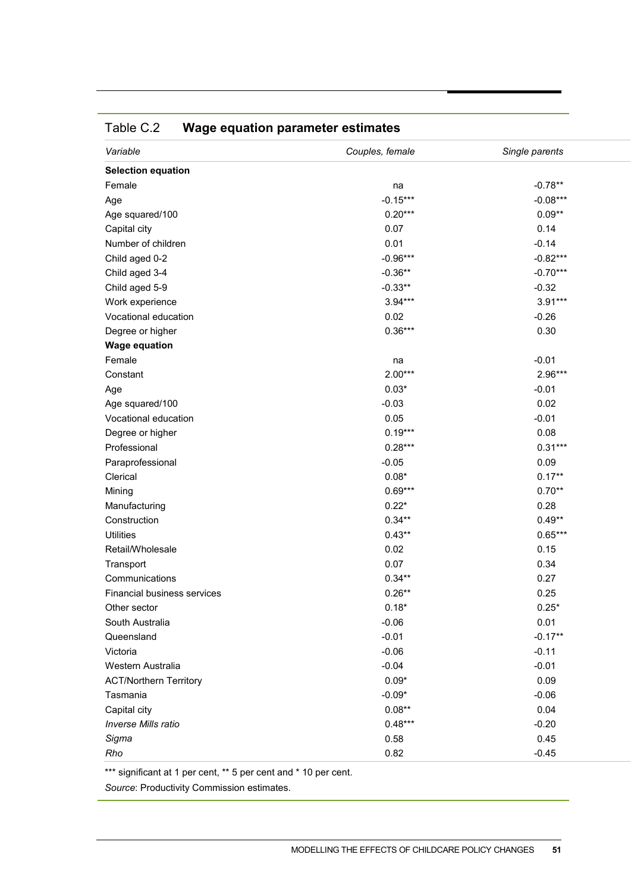Table C.2 **Wage equation parameter estimates**

| *Variable* | *Couples, female* | *Single parents* |
|---|---|---|
| **Selection equation** | | |
| Female | na | -0.78** |
| Age | -0.15*** | -0.08*** |
| Age squared/100 | 0.20*** | 0.09** |
| Capital city | 0.07 | 0.14 |
| Number of children | 0.01 | -0.14 |
| Child aged 0-2 | -0.96*** | -0.82*** |
| Child aged 3-4 | -0.36** | -0.70*** |
| Child aged 5-9 | -0.33** | -0.32 |
| Work experience | 3.94*** | 3.91*** |
| Vocational education | 0.02 | -0.26 |
| Degree or higher | 0.36*** | 0.30 |
| **Wage equation** | | |
| Female | na | -0.01 |
| Constant | 2.00*** | 2.96*** |
| Age | 0.03* | -0.01 |
| Age squared/100 | -0.03 | 0.02 |
| Vocational education | 0.05 | -0.01 |
| Degree or higher | 0.19*** | 0.08 |
| Professional | 0.28*** | 0.31*** |
| Paraprofessional | -0.05 | 0.09 |
| Clerical | 0.08* | 0.17** |
| Mining | 0.69*** | 0.70** |
| Manufacturing | 0.22* | 0.28 |
| Construction | 0.34** | 0.49** |
| Utilities | 0.43** | 0.65*** |
| Retail/Wholesale | 0.02 | 0.15 |
| Transport | 0.07 | 0.34 |
| Communications | 0.34** | 0.27 |
| Financial business services | 0.26** | 0.25 |
| Other sector | 0.18* | 0.25* |
| South Australia | -0.06 | 0.01 |
| Queensland | -0.01 | -0.17** |
| Victoria | -0.06 | -0.11 |
| Western Australia | -0.04 | -0.01 |
| ACT/Northern Territory | 0.09* | 0.09 |
| Tasmania | -0.09* | -0.06 |
| Capital city | 0.08** | 0.04 |
| *Inverse Mills ratio* | 0.48*** | -0.20 |
| *Sigma* | 0.58 | 0.45 |
| *Rho* | 0.82 | -0.45 |

*** significant at 1 per cent, ** 5 per cent and * 10 per cent.

*Source*: Productivity Commission estimates.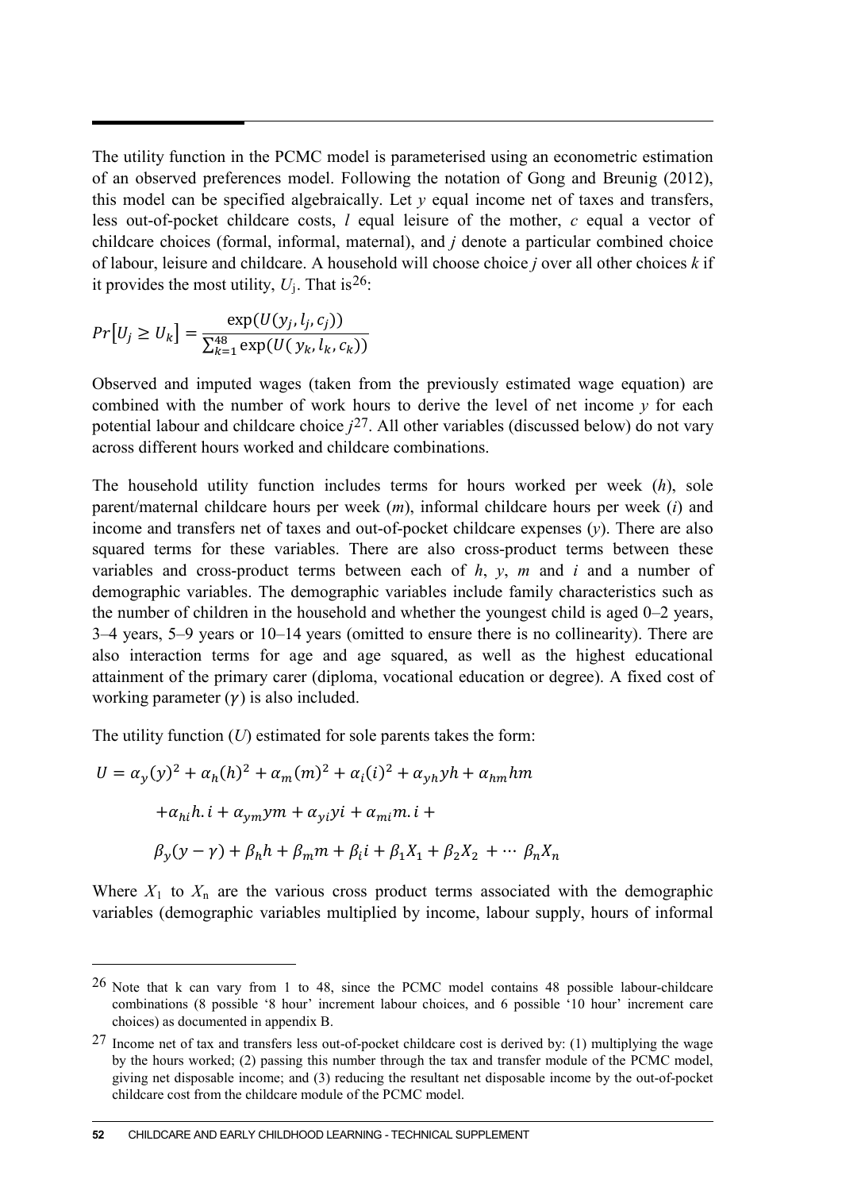The utility function in the PCMC model is parameterised using an econometric estimation of an observed preferences model. Following the notation of Gong and Breunig (2012), this model can be specified algebraically. Let $y$ equal income net of taxes and transfers, less out-of-pocket childcare costs, $l$ equal leisure of the mother, $c$ equal a vector of childcare choices (formal, informal, maternal), and $j$ denote a particular combined choice of labour, leisure and childcare. A household will choose choice $j$ over all other choices $k$ if it provides the most utility, $U_j$. That is[26]:

$$Pr\left[U_j \geq U_k\right] = \frac{\exp(U(y_j, l_j, c_j))}{\sum_{k=1}^{48} \exp(U(y_k, l_k, c_k))}$$

Observed and imputed wages (taken from the previously estimated wage equation) are combined with the number of work hours to derive the level of net income $y$ for each potential labour and childcare choice $j$[27]. All other variables (discussed below) do not vary across different hours worked and childcare combinations.

The household utility function includes terms for hours worked per week ($h$), sole parent/maternal childcare hours per week ($m$), informal childcare hours per week ($i$) and income and transfers net of taxes and out-of-pocket childcare expenses ($y$). There are also squared terms for these variables. There are also cross-product terms between these variables and cross-product terms between each of $h$, $y$, $m$ and $i$ and a number of demographic variables. The demographic variables include family characteristics such as the number of children in the household and whether the youngest child is aged 0–2 years, 3–4 years, 5–9 years or 10–14 years (omitted to ensure there is no collinearity). There are also interaction terms for age and age squared, as well as the highest educational attainment of the primary carer (diploma, vocational education or degree). A fixed cost of working parameter ($\gamma$) is also included.

The utility function ($U$) estimated for sole parents takes the form:

$$\begin{aligned}
U = {} & \alpha_y (y)^2 + \alpha_h (h)^2 + \alpha_m (m)^2 + \alpha_i (i)^2 + \alpha_{yh} yh + \alpha_{hm} hm \\
& + \alpha_{hi} h.i + \alpha_{ym} ym + \alpha_{yi} yi + \alpha_{mi} m.i + \\
& \beta_y (y - \gamma) + \beta_h h + \beta_m m + \beta_i i + \beta_1 X_1 + \beta_2 X_2 + \cdots \beta_n X_n
\end{aligned}$$

Where $X_1$ to $X_n$ are the various cross product terms associated with the demographic variables (demographic variables multiplied by income, labour supply, hours of informal

---

[26] Note that k can vary from 1 to 48, since the PCMC model contains 48 possible labour-childcare combinations (8 possible '8 hour' increment labour choices, and 6 possible '10 hour' increment care choices) as documented in appendix B.

[27] Income net of tax and transfers less out-of-pocket childcare cost is derived by: (1) multiplying the wage by the hours worked; (2) passing this number through the tax and transfer module of the PCMC model, giving net disposable income; and (3) reducing the resultant net disposable income by the out-of-pocket childcare cost from the childcare module of the PCMC model.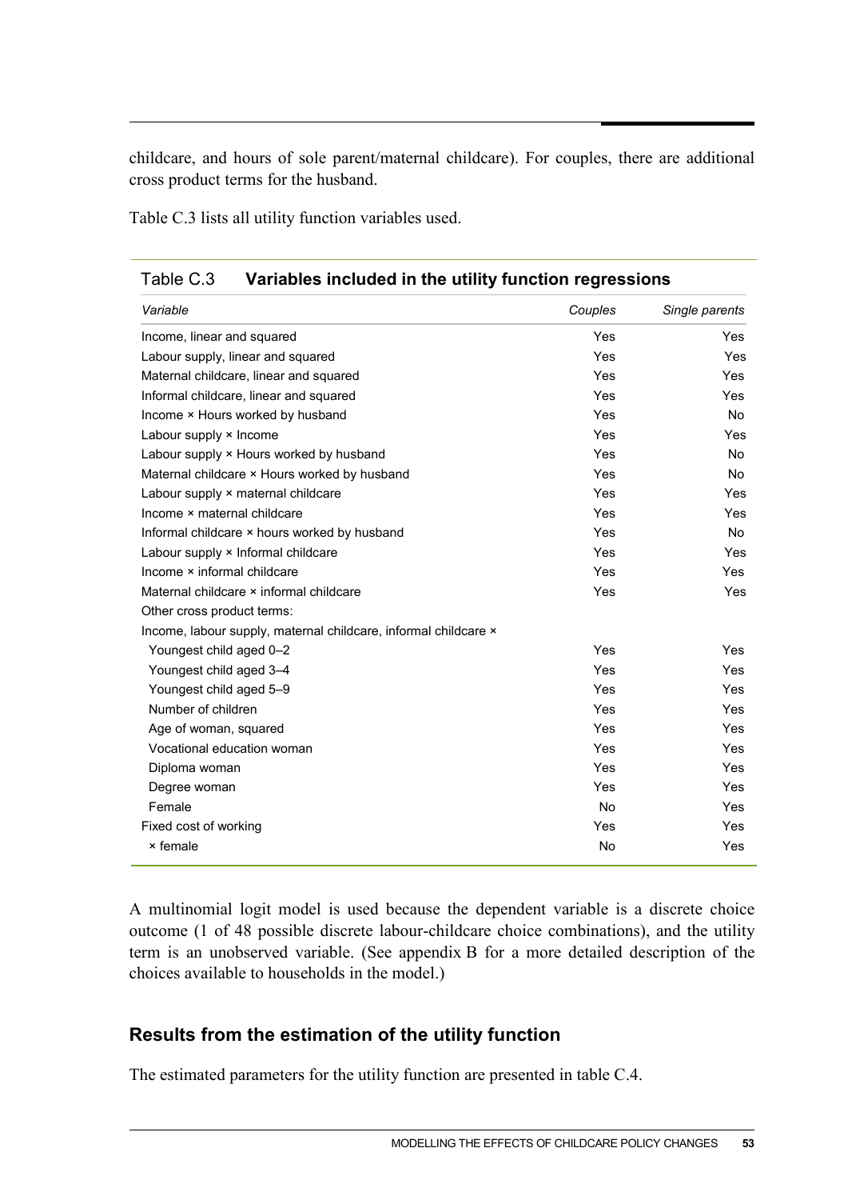childcare, and hours of sole parent/maternal childcare). For couples, there are additional cross product terms for the husband.

Table C.3 lists all utility function variables used.

Table C.3 **Variables included in the utility function regressions**

| *Variable* | *Couples* | *Single parents* |
|---|---|---|
| Income, linear and squared | Yes | Yes |
| Labour supply, linear and squared | Yes | Yes |
| Maternal childcare, linear and squared | Yes | Yes |
| Informal childcare, linear and squared | Yes | Yes |
| Income × Hours worked by husband | Yes | No |
| Labour supply × Income | Yes | Yes |
| Labour supply × Hours worked by husband | Yes | No |
| Maternal childcare × Hours worked by husband | Yes | No |
| Labour supply × maternal childcare | Yes | Yes |
| Income × maternal childcare | Yes | Yes |
| Informal childcare × hours worked by husband | Yes | No |
| Labour supply × Informal childcare | Yes | Yes |
| Income × informal childcare | Yes | Yes |
| Maternal childcare × informal childcare | Yes | Yes |
| Other cross product terms: | | |
| Income, labour supply, maternal childcare, informal childcare × | | |
| Youngest child aged 0–2 | Yes | Yes |
| Youngest child aged 3–4 | Yes | Yes |
| Youngest child aged 5–9 | Yes | Yes |
| Number of children | Yes | Yes |
| Age of woman, squared | Yes | Yes |
| Vocational education woman | Yes | Yes |
| Diploma woman | Yes | Yes |
| Degree woman | Yes | Yes |
| Female | No | Yes |
| Fixed cost of working | Yes | Yes |
| × female | No | Yes |

A multinomial logit model is used because the dependent variable is a discrete choice outcome (1 of 48 possible discrete labour-childcare choice combinations), and the utility term is an unobserved variable. (See appendix B for a more detailed description of the choices available to households in the model.)

## Results from the estimation of the utility function

The estimated parameters for the utility function are presented in table C.4.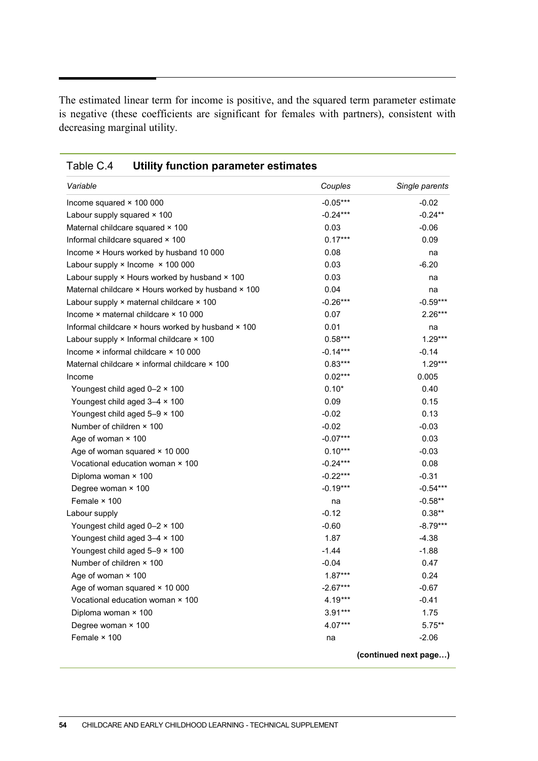The estimated linear term for income is positive, and the squared term parameter estimate is negative (these coefficients are significant for females with partners), consistent with decreasing marginal utility.

### Table C.4 **Utility function parameter estimates**

| *Variable* | *Couples* | *Single parents* |
|---|---|---|
| Income squared × 100 000 | -0.05*** | -0.02 |
| Labour supply squared × 100 | -0.24*** | -0.24** |
| Maternal childcare squared × 100 | 0.03 | -0.06 |
| Informal childcare squared × 100 | 0.17*** | 0.09 |
| Income × Hours worked by husband 10 000 | 0.08 | na |
| Labour supply × Income × 100 000 | 0.03 | -6.20 |
| Labour supply × Hours worked by husband × 100 | 0.03 | na |
| Maternal childcare × Hours worked by husband × 100 | 0.04 | na |
| Labour supply × maternal childcare × 100 | -0.26*** | -0.59*** |
| Income × maternal childcare × 10 000 | 0.07 | 2.26*** |
| Informal childcare × hours worked by husband × 100 | 0.01 | na |
| Labour supply × Informal childcare × 100 | 0.58*** | 1.29*** |
| Income × informal childcare × 10 000 | -0.14*** | -0.14 |
| Maternal childcare × informal childcare × 100 | 0.83*** | 1.29*** |
| Income | 0.02*** | 0.005 |
| Youngest child aged 0–2 × 100 | 0.10* | 0.40 |
| Youngest child aged 3–4 × 100 | 0.09 | 0.15 |
| Youngest child aged 5–9 × 100 | -0.02 | 0.13 |
| Number of children × 100 | -0.02 | -0.03 |
| Age of woman × 100 | -0.07*** | 0.03 |
| Age of woman squared × 10 000 | 0.10*** | -0.03 |
| Vocational education woman × 100 | -0.24*** | 0.08 |
| Diploma woman × 100 | -0.22*** | -0.31 |
| Degree woman × 100 | -0.19*** | -0.54*** |
| Female × 100 | na | -0.58** |
| Labour supply | -0.12 | 0.38** |
| Youngest child aged 0–2 × 100 | -0.60 | -8.79*** |
| Youngest child aged 3–4 × 100 | 1.87 | -4.38 |
| Youngest child aged 5–9 × 100 | -1.44 | -1.88 |
| Number of children × 100 | -0.04 | 0.47 |
| Age of woman × 100 | 1.87*** | 0.24 |
| Age of woman squared × 10 000 | -2.67*** | -0.67 |
| Vocational education woman × 100 | 4.19*** | -0.41 |
| Diploma woman × 100 | 3.91*** | 1.75 |
| Degree woman × 100 | 4.07*** | 5.75** |
| Female × 100 | na | -2.06 |

**(continued next page…)**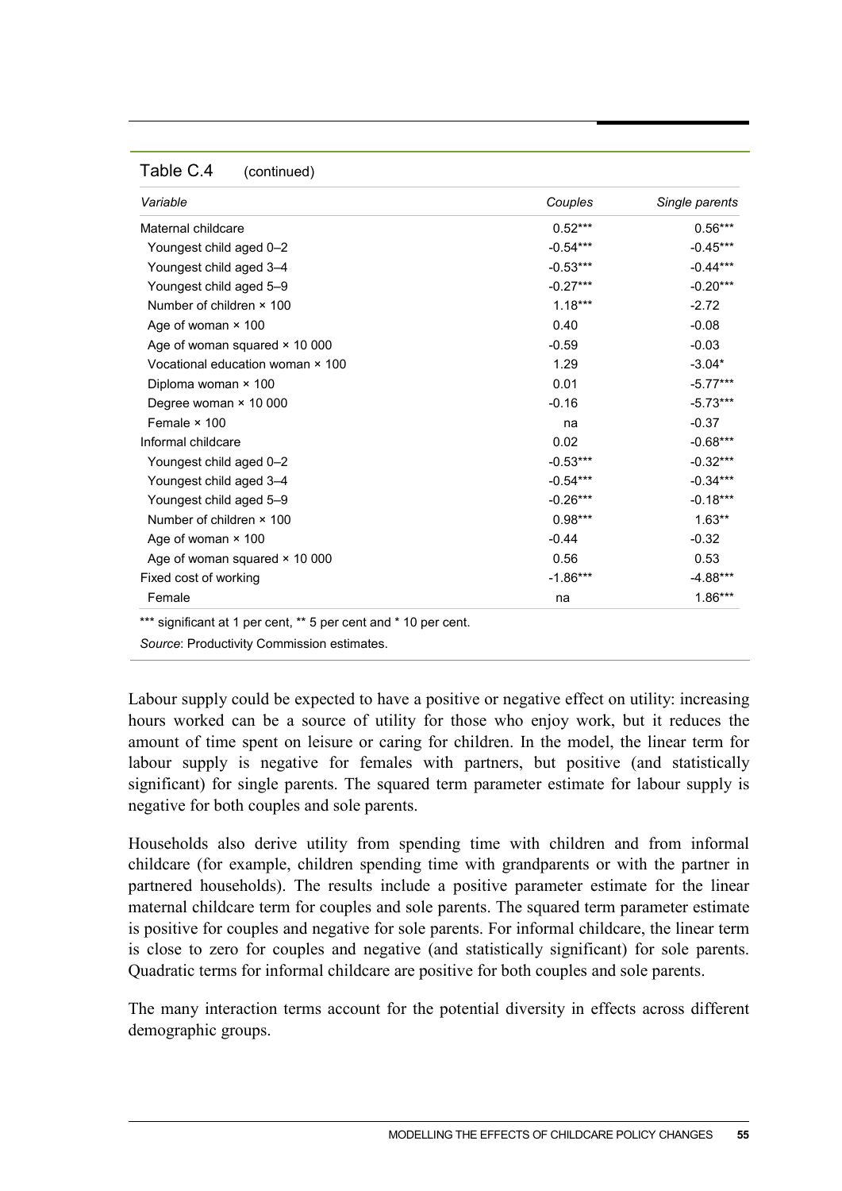Table C.4 (continued)

| *Variable* | *Couples* | *Single parents* |
|---|---|---|
| Maternal childcare | 0.52*** | 0.56*** |
| Youngest child aged 0–2 | -0.54*** | -0.45*** |
| Youngest child aged 3–4 | -0.53*** | -0.44*** |
| Youngest child aged 5–9 | -0.27*** | -0.20*** |
| Number of children × 100 | 1.18*** | -2.72 |
| Age of woman × 100 | 0.40 | -0.08 |
| Age of woman squared × 10 000 | -0.59 | -0.03 |
| Vocational education woman × 100 | 1.29 | -3.04* |
| Diploma woman × 100 | 0.01 | -5.77*** |
| Degree woman × 10 000 | -0.16 | -5.73*** |
| Female × 100 | na | -0.37 |
| Informal childcare | 0.02 | -0.68*** |
| Youngest child aged 0–2 | -0.53*** | -0.32*** |
| Youngest child aged 3–4 | -0.54*** | -0.34*** |
| Youngest child aged 5–9 | -0.26*** | -0.18*** |
| Number of children × 100 | 0.98*** | 1.63** |
| Age of woman × 100 | -0.44 | -0.32 |
| Age of woman squared × 10 000 | 0.56 | 0.53 |
| Fixed cost of working | -1.86*** | -4.88*** |
| Female | na | 1.86*** |

*** significant at 1 per cent, ** 5 per cent and * 10 per cent.

*Source*: Productivity Commission estimates.

Labour supply could be expected to have a positive or negative effect on utility: increasing hours worked can be a source of utility for those who enjoy work, but it reduces the amount of time spent on leisure or caring for children. In the model, the linear term for labour supply is negative for females with partners, but positive (and statistically significant) for single parents. The squared term parameter estimate for labour supply is negative for both couples and sole parents.

Households also derive utility from spending time with children and from informal childcare (for example, children spending time with grandparents or with the partner in partnered households). The results include a positive parameter estimate for the linear maternal childcare term for couples and sole parents. The squared term parameter estimate is positive for couples and negative for sole parents. For informal childcare, the linear term is close to zero for couples and negative (and statistically significant) for sole parents. Quadratic terms for informal childcare are positive for both couples and sole parents.

The many interaction terms account for the potential diversity in effects across different demographic groups.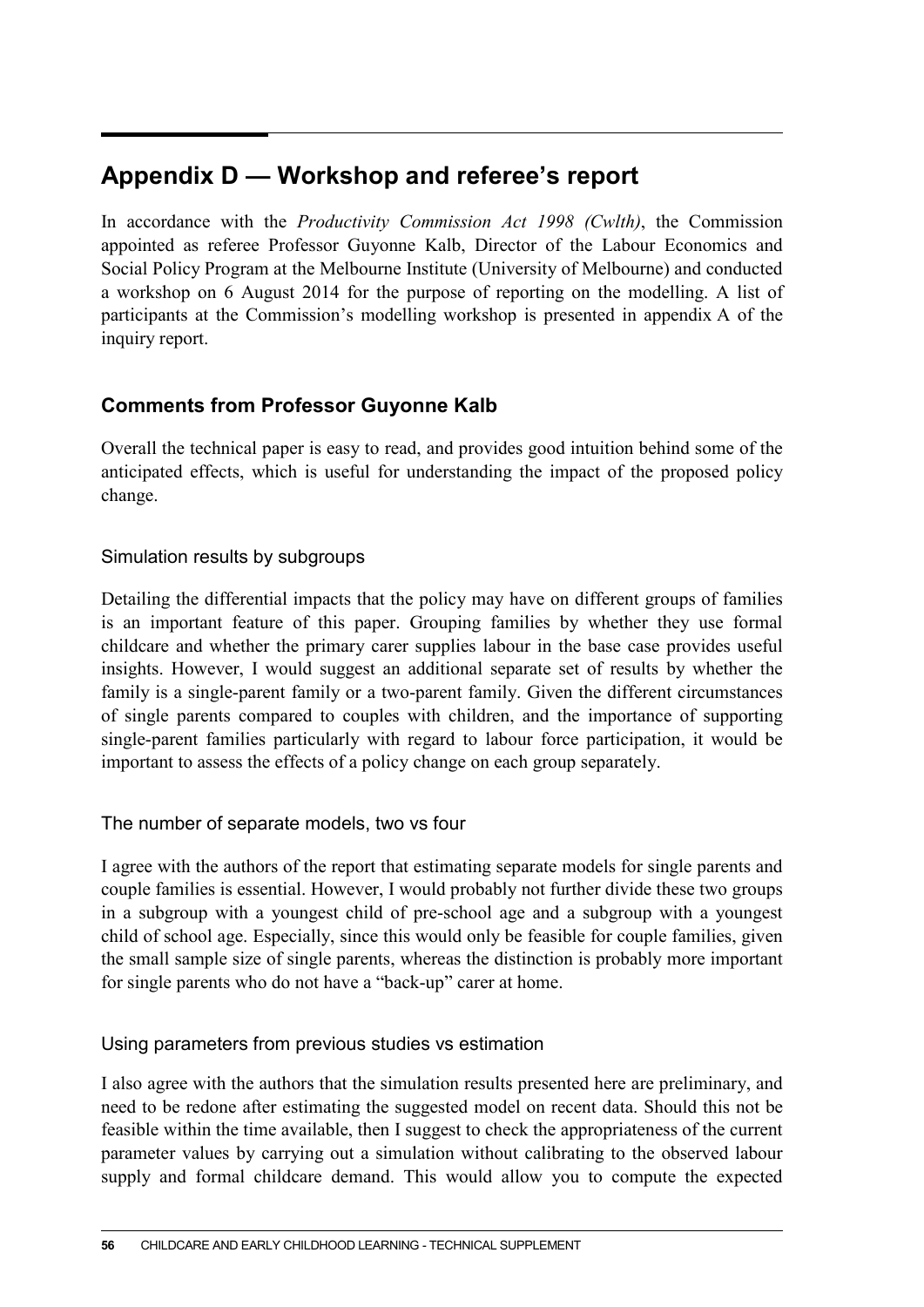# Appendix D — Workshop and referee's report

In accordance with the *Productivity Commission Act 1998 (Cwlth)*, the Commission appointed as referee Professor Guyonne Kalb, Director of the Labour Economics and Social Policy Program at the Melbourne Institute (University of Melbourne) and conducted a workshop on 6 August 2014 for the purpose of reporting on the modelling. A list of participants at the Commission's modelling workshop is presented in appendix A of the inquiry report.

## Comments from Professor Guyonne Kalb

Overall the technical paper is easy to read, and provides good intuition behind some of the anticipated effects, which is useful for understanding the impact of the proposed policy change.

### Simulation results by subgroups

Detailing the differential impacts that the policy may have on different groups of families is an important feature of this paper. Grouping families by whether they use formal childcare and whether the primary carer supplies labour in the base case provides useful insights. However, I would suggest an additional separate set of results by whether the family is a single-parent family or a two-parent family. Given the different circumstances of single parents compared to couples with children, and the importance of supporting single-parent families particularly with regard to labour force participation, it would be important to assess the effects of a policy change on each group separately.

### The number of separate models, two vs four

I agree with the authors of the report that estimating separate models for single parents and couple families is essential. However, I would probably not further divide these two groups in a subgroup with a youngest child of pre-school age and a subgroup with a youngest child of school age. Especially, since this would only be feasible for couple families, given the small sample size of single parents, whereas the distinction is probably more important for single parents who do not have a "back-up" carer at home.

### Using parameters from previous studies vs estimation

I also agree with the authors that the simulation results presented here are preliminary, and need to be redone after estimating the suggested model on recent data. Should this not be feasible within the time available, then I suggest to check the appropriateness of the current parameter values by carrying out a simulation without calibrating to the observed labour supply and formal childcare demand. This would allow you to compute the expected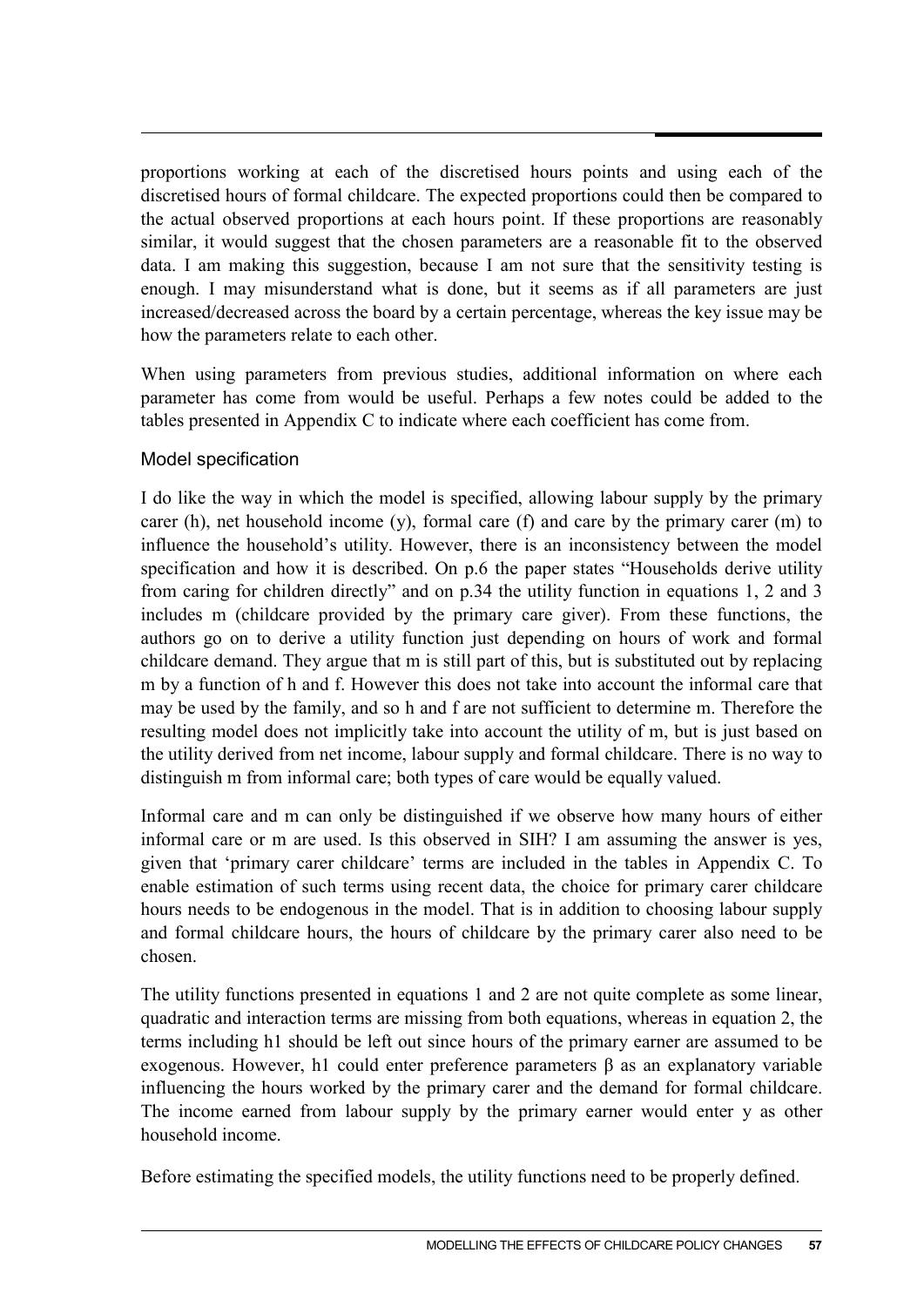proportions working at each of the discretised hours points and using each of the discretised hours of formal childcare. The expected proportions could then be compared to the actual observed proportions at each hours point. If these proportions are reasonably similar, it would suggest that the chosen parameters are a reasonable fit to the observed data. I am making this suggestion, because I am not sure that the sensitivity testing is enough. I may misunderstand what is done, but it seems as if all parameters are just increased/decreased across the board by a certain percentage, whereas the key issue may be how the parameters relate to each other.

When using parameters from previous studies, additional information on where each parameter has come from would be useful. Perhaps a few notes could be added to the tables presented in Appendix C to indicate where each coefficient has come from.

### Model specification

I do like the way in which the model is specified, allowing labour supply by the primary carer (h), net household income (y), formal care (f) and care by the primary carer (m) to influence the household's utility. However, there is an inconsistency between the model specification and how it is described. On p.6 the paper states "Households derive utility from caring for children directly" and on p.34 the utility function in equations 1, 2 and 3 includes m (childcare provided by the primary care giver). From these functions, the authors go on to derive a utility function just depending on hours of work and formal childcare demand. They argue that m is still part of this, but is substituted out by replacing m by a function of h and f. However this does not take into account the informal care that may be used by the family, and so h and f are not sufficient to determine m. Therefore the resulting model does not implicitly take into account the utility of m, but is just based on the utility derived from net income, labour supply and formal childcare. There is no way to distinguish m from informal care; both types of care would be equally valued.

Informal care and m can only be distinguished if we observe how many hours of either informal care or m are used. Is this observed in SIH? I am assuming the answer is yes, given that 'primary carer childcare' terms are included in the tables in Appendix C. To enable estimation of such terms using recent data, the choice for primary carer childcare hours needs to be endogenous in the model. That is in addition to choosing labour supply and formal childcare hours, the hours of childcare by the primary carer also need to be chosen.

The utility functions presented in equations 1 and 2 are not quite complete as some linear, quadratic and interaction terms are missing from both equations, whereas in equation 2, the terms including h1 should be left out since hours of the primary earner are assumed to be exogenous. However, h1 could enter preference parameters $\beta$ as an explanatory variable influencing the hours worked by the primary carer and the demand for formal childcare. The income earned from labour supply by the primary earner would enter y as other household income.

Before estimating the specified models, the utility functions need to be properly defined.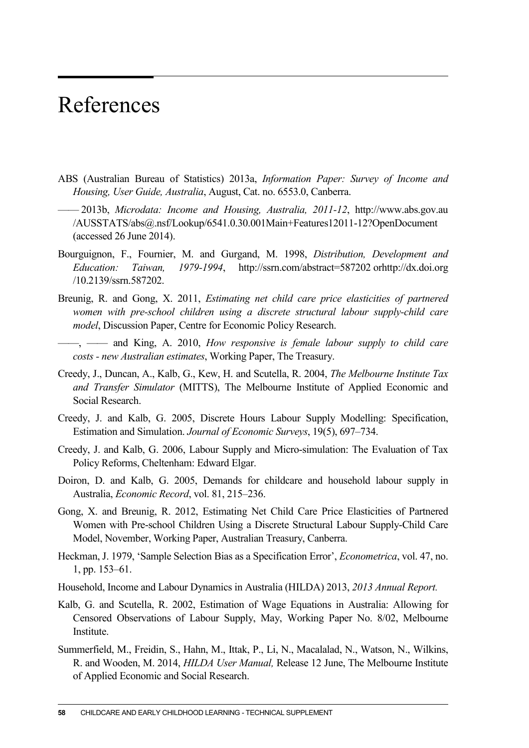# References

ABS (Australian Bureau of Statistics) 2013a, *Information Paper: Survey of Income and Housing, User Guide, Australia*, August, Cat. no. 6553.0, Canberra.

—— 2013b, *Microdata: Income and Housing, Australia, 2011-12*, http://www.abs.gov.au /AUSSTATS/abs@.nsf/Lookup/6541.0.30.001Main+Features12011-12?OpenDocument (accessed 26 June 2014).

Bourguignon, F., Fournier, M. and Gurgand, M. 1998, *Distribution, Development and Education: Taiwan, 1979-1994*, http://ssrn.com/abstract=587202 orhttp://dx.doi.org /10.2139/ssrn.587202.

Breunig, R. and Gong, X. 2011, *Estimating net child care price elasticities of partnered women with pre-school children using a discrete structural labour supply-child care model*, Discussion Paper, Centre for Economic Policy Research.

——, —— and King, A. 2010, *How responsive is female labour supply to child care costs - new Australian estimates*, Working Paper, The Treasury.

Creedy, J., Duncan, A., Kalb, G., Kew, H. and Scutella, R. 2004, *The Melbourne Institute Tax and Transfer Simulator* (MITTS), The Melbourne Institute of Applied Economic and Social Research.

Creedy, J. and Kalb, G. 2005, Discrete Hours Labour Supply Modelling: Specification, Estimation and Simulation. *Journal of Economic Surveys*, 19(5), 697–734.

Creedy, J. and Kalb, G. 2006, Labour Supply and Micro-simulation: The Evaluation of Tax Policy Reforms, Cheltenham: Edward Elgar.

Doiron, D. and Kalb, G. 2005, Demands for childcare and household labour supply in Australia, *Economic Record*, vol. 81, 215–236.

Gong, X. and Breunig, R. 2012, Estimating Net Child Care Price Elasticities of Partnered Women with Pre-school Children Using a Discrete Structural Labour Supply-Child Care Model, November, Working Paper, Australian Treasury, Canberra.

Heckman, J. 1979, 'Sample Selection Bias as a Specification Error', *Econometrica*, vol. 47, no. 1, pp. 153–61.

Household, Income and Labour Dynamics in Australia (HILDA) 2013, *2013 Annual Report.*

Kalb, G. and Scutella, R. 2002, Estimation of Wage Equations in Australia: Allowing for Censored Observations of Labour Supply, May, Working Paper No. 8/02, Melbourne Institute.

Summerfield, M., Freidin, S., Hahn, M., Ittak, P., Li, N., Macalalad, N., Watson, N., Wilkins, R. and Wooden, M. 2014, *HILDA User Manual,* Release 12 June, The Melbourne Institute of Applied Economic and Social Research.